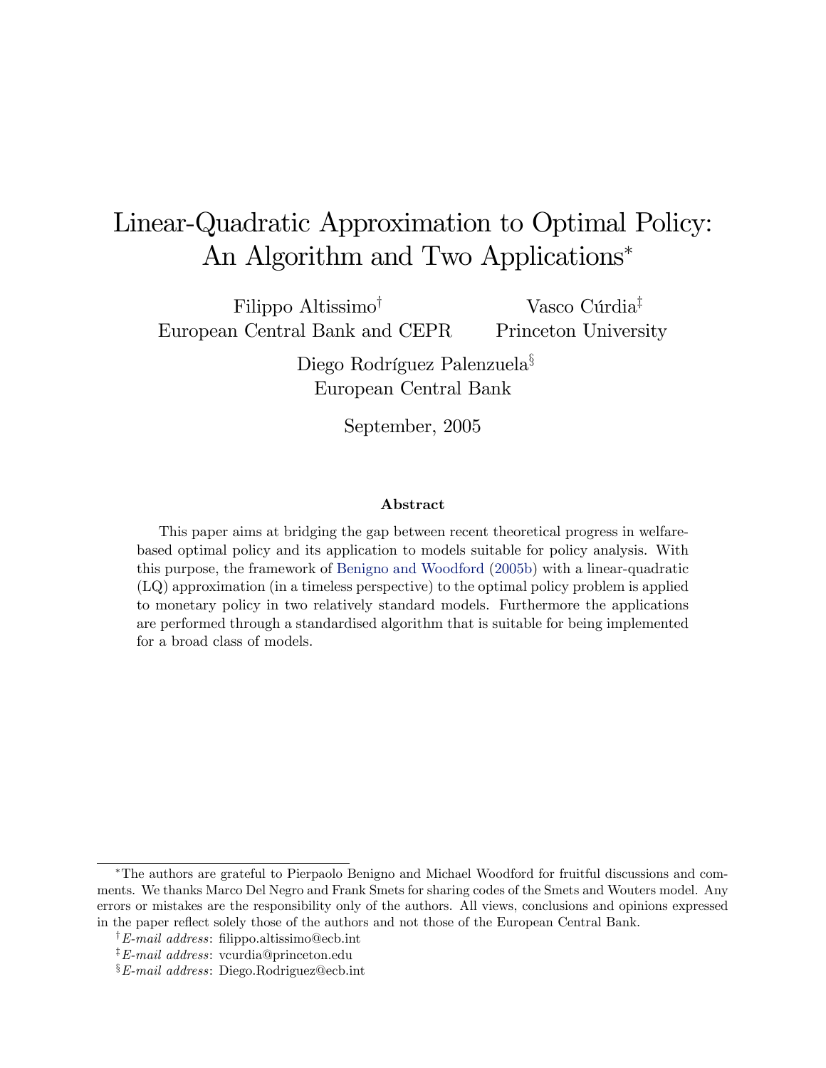# Linear-Quadratic Approximation to Optimal Policy: An Algorithm and Two Applications[*]

Filippo Altissimo[†]
European Central Bank and CEPR

Vasco Cúrdia[‡]
Princeton University

Diego Rodríguez Palenzuela[§]
European Central Bank

September, 2005

**Abstract**

This paper aims at bridging the gap between recent theoretical progress in welfare-based optimal policy and its application to models suitable for policy analysis. With this purpose, the framework of Benigno and Woodford (2005b) with a linear-quadratic (LQ) approximation (in a timeless perspective) to the optimal policy problem is applied to monetary policy in two relatively standard models. Furthermore the applications are performed through a standardised algorithm that is suitable for being implemented for a broad class of models.

---

[*] The authors are grateful to Pierpaolo Benigno and Michael Woodford for fruitful discussions and comments. We thanks Marco Del Negro and Frank Smets for sharing codes of the Smets and Wouters model. Any errors or mistakes are the responsibility only of the authors. All views, conclusions and opinions expressed in the paper reflect solely those of the authors and not those of the European Central Bank.

[†] *E-mail address*: filippo.altissimo@ecb.int

[‡] *E-mail address*: vcurdia@princeton.edu

[§] *E-mail address*: Diego.Rodriguez@ecb.int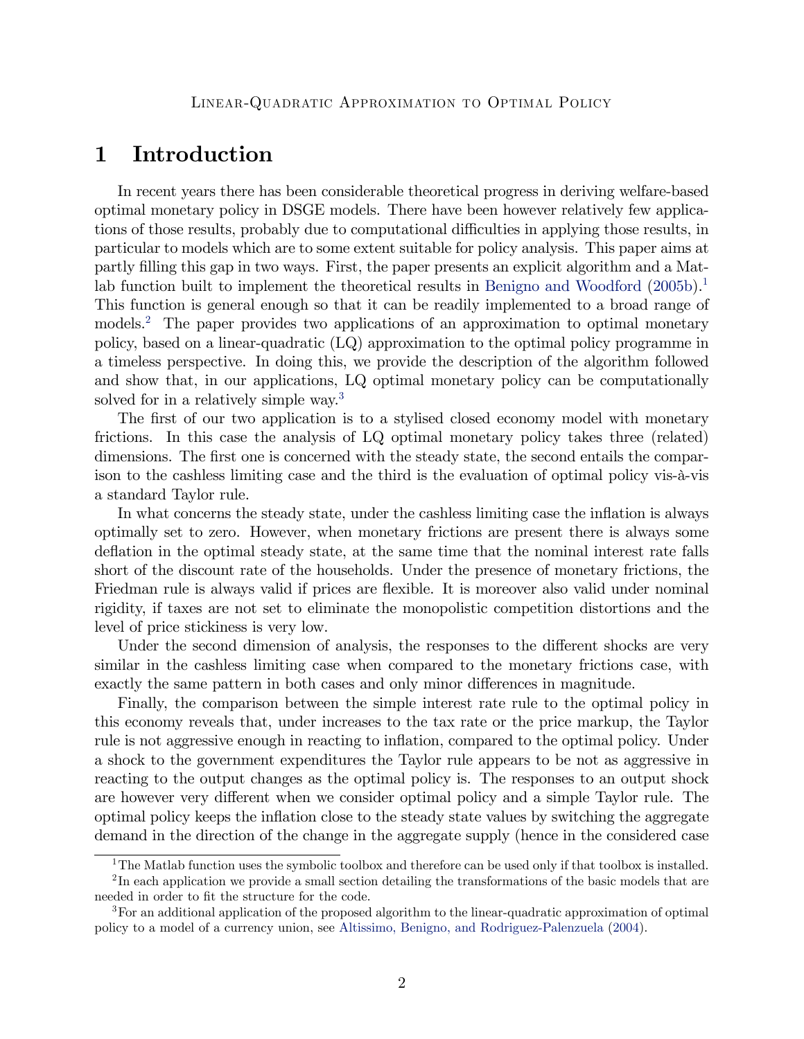# 1 Introduction

In recent years there has been considerable theoretical progress in deriving welfare-based optimal monetary policy in DSGE models. There have been however relatively few applications of those results, probably due to computational difficulties in applying those results, in particular to models which are to some extent suitable for policy analysis. This paper aims at partly filling this gap in two ways. First, the paper presents an explicit algorithm and a Matlab function built to implement the theoretical results in Benigno and Woodford (2005b).[1] This function is general enough so that it can be readily implemented to a broad range of models.[2] The paper provides two applications of an approximation to optimal monetary policy, based on a linear-quadratic (LQ) approximation to the optimal policy programme in a timeless perspective. In doing this, we provide the description of the algorithm followed and show that, in our applications, LQ optimal monetary policy can be computationally solved for in a relatively simple way.[3]

The first of our two application is to a stylised closed economy model with monetary frictions. In this case the analysis of LQ optimal monetary policy takes three (related) dimensions. The first one is concerned with the steady state, the second entails the comparison to the cashless limiting case and the third is the evaluation of optimal policy vis-à-vis a standard Taylor rule.

In what concerns the steady state, under the cashless limiting case the inflation is always optimally set to zero. However, when monetary frictions are present there is always some deflation in the optimal steady state, at the same time that the nominal interest rate falls short of the discount rate of the households. Under the presence of monetary frictions, the Friedman rule is always valid if prices are flexible. It is moreover also valid under nominal rigidity, if taxes are not set to eliminate the monopolistic competition distortions and the level of price stickiness is very low.

Under the second dimension of analysis, the responses to the different shocks are very similar in the cashless limiting case when compared to the monetary frictions case, with exactly the same pattern in both cases and only minor differences in magnitude.

Finally, the comparison between the simple interest rate rule to the optimal policy in this economy reveals that, under increases to the tax rate or the price markup, the Taylor rule is not aggressive enough in reacting to inflation, compared to the optimal policy. Under a shock to the government expenditures the Taylor rule appears to be not as aggressive in reacting to the output changes as the optimal policy is. The responses to an output shock are however very different when we consider optimal policy and a simple Taylor rule. The optimal policy keeps the inflation close to the steady state values by switching the aggregate demand in the direction of the change in the aggregate supply (hence in the considered case

[1] The Matlab function uses the symbolic toolbox and therefore can be used only if that toolbox is installed.

[2] In each application we provide a small section detailing the transformations of the basic models that are needed in order to fit the structure for the code.

[3] For an additional application of the proposed algorithm to the linear-quadratic approximation of optimal policy to a model of a currency union, see Altissimo, Benigno, and Rodriguez-Palenzuela (2004).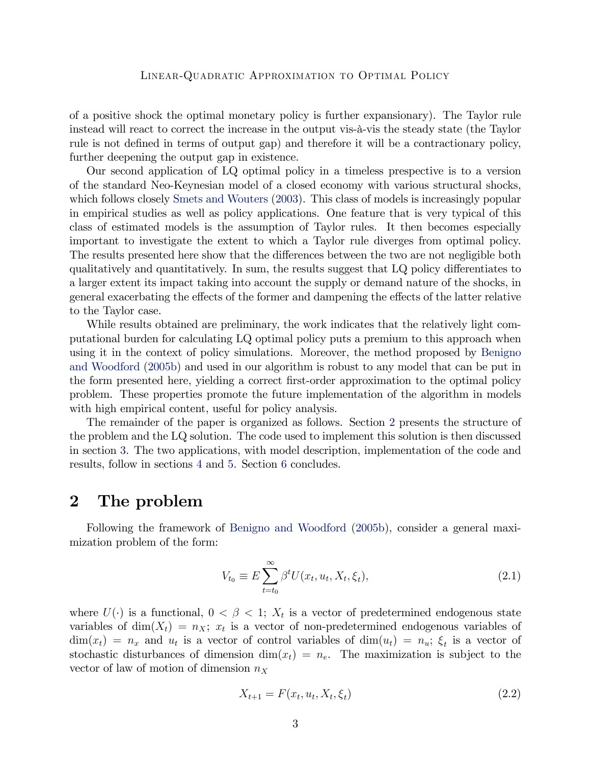of a positive shock the optimal monetary policy is further expansionary). The Taylor rule instead will react to correct the increase in the output vis-à-vis the steady state (the Taylor rule is not defined in terms of output gap) and therefore it will be a contractionary policy, further deepening the output gap in existence.

Our second application of LQ optimal policy in a timeless prespective is to a version of the standard Neo-Keynesian model of a closed economy with various structural shocks, which follows closely Smets and Wouters (2003). This class of models is increasingly popular in empirical studies as well as policy applications. One feature that is very typical of this class of estimated models is the assumption of Taylor rules. It then becomes especially important to investigate the extent to which a Taylor rule diverges from optimal policy. The results presented here show that the differences between the two are not negligible both qualitatively and quantitatively. In sum, the results suggest that LQ policy differentiates to a larger extent its impact taking into account the supply or demand nature of the shocks, in general exacerbating the effects of the former and dampening the effects of the latter relative to the Taylor case.

While results obtained are preliminary, the work indicates that the relatively light computational burden for calculating LQ optimal policy puts a premium to this approach when using it in the context of policy simulations. Moreover, the method proposed by Benigno and Woodford (2005b) and used in our algorithm is robust to any model that can be put in the form presented here, yielding a correct first-order approximation to the optimal policy problem. These properties promote the future implementation of the algorithm in models with high empirical content, useful for policy analysis.

The remainder of the paper is organized as follows. Section 2 presents the structure of the problem and the LQ solution. The code used to implement this solution is then discussed in section 3. The two applications, with model description, implementation of the code and results, follow in sections 4 and 5. Section 6 concludes.

# 2 The problem

Following the framework of Benigno and Woodford (2005b), consider a general maximization problem of the form:

$$V_{t_0} \equiv E \sum_{t=t_0}^{\infty} \beta^t U(x_t, u_t, X_t, \xi_t), \tag{2.1}$$

where $U(\cdot)$ is a functional, $0 < \beta < 1$; $X_t$ is a vector of predetermined endogenous state variables of $\dim(X_t) = n_X$; $x_t$ is a vector of non-predetermined endogenous variables of $\dim(x_t) = n_x$ and $u_t$ is a vector of control variables of $\dim(u_t) = n_u$; $\xi_t$ is a vector of stochastic disturbances of dimension $\dim(x_t) = n_e$. The maximization is subject to the vector of law of motion of dimension $n_X$

$$X_{t+1} = F(x_t, u_t, X_t, \xi_t) \tag{2.2}$$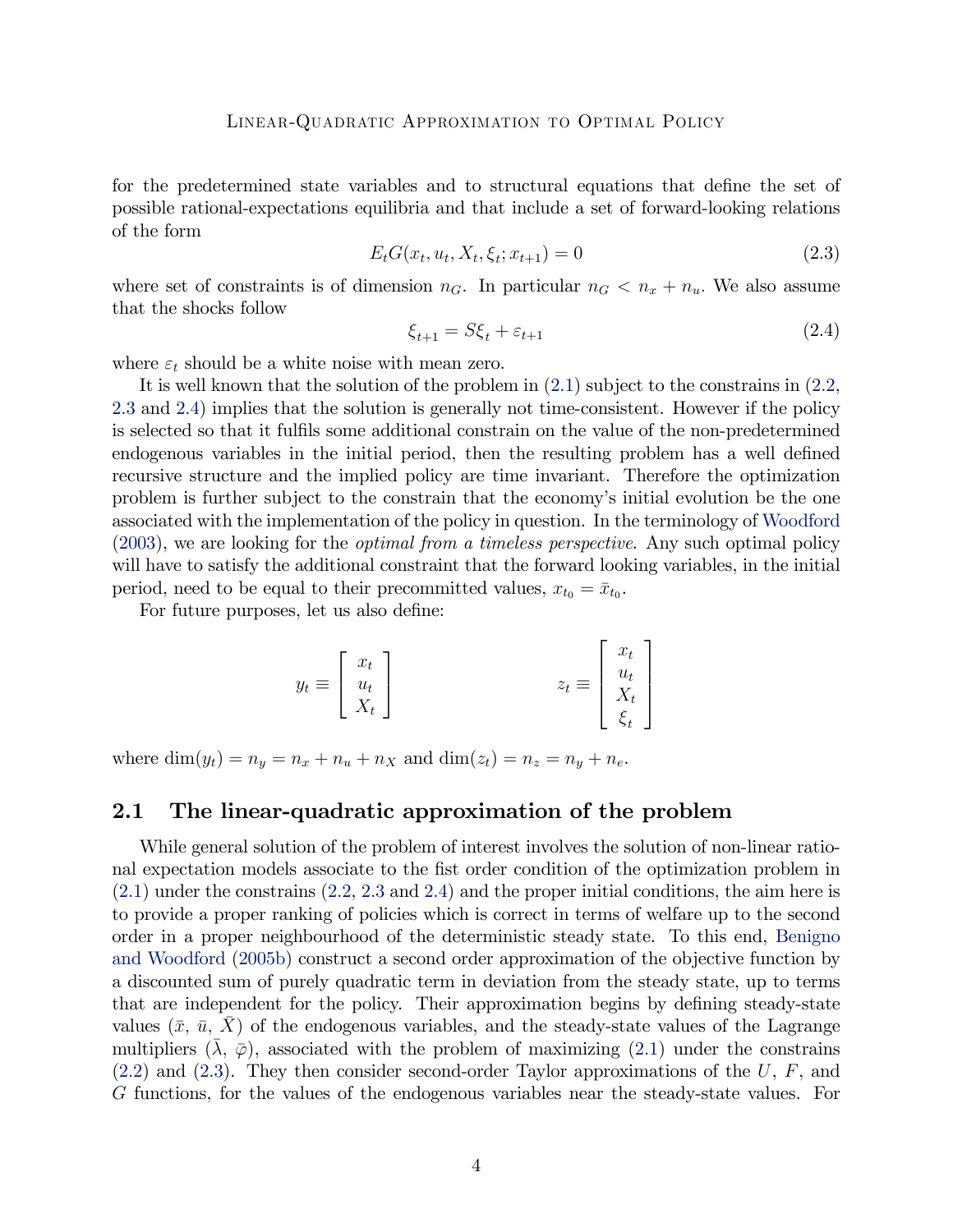for the predetermined state variables and to structural equations that define the set of possible rational-expectations equilibria and that include a set of forward-looking relations of the form

$$E_t G(x_t, u_t, X_t, \xi_t; x_{t+1}) = 0 \tag{2.3}$$

where set of constraints is of dimension $n_G$. In particular $n_G < n_x + n_u$. We also assume that the shocks follow

$$\xi_{t+1} = S\xi_t + \varepsilon_{t+1} \tag{2.4}$$

where $\varepsilon_t$ should be a white noise with mean zero.

It is well known that the solution of the problem in (2.1) subject to the constrains in (2.2, 2.3 and 2.4) implies that the solution is generally not time-consistent. However if the policy is selected so that it fulfils some additional constrain on the value of the non-predetermined endogenous variables in the initial period, then the resulting problem has a well defined recursive structure and the implied policy are time invariant. Therefore the optimization problem is further subject to the constrain that the economy's initial evolution be the one associated with the implementation of the policy in question. In the terminology of Woodford (2003), we are looking for the *optimal from a timeless perspective*. Any such optimal policy will have to satisfy the additional constraint that the forward looking variables, in the initial period, need to be equal to their precommitted values, $x_{t_0} = \bar{x}_{t_0}$.

For future purposes, let us also define:

$$y_t \equiv \begin{bmatrix} x_t \\ u_t \\ X_t \end{bmatrix} \qquad\qquad z_t \equiv \begin{bmatrix} x_t \\ u_t \\ X_t \\ \xi_t \end{bmatrix}$$

where $\dim(y_t) = n_y = n_x + n_u + n_X$ and $\dim(z_t) = n_z = n_y + n_e$.

## 2.1 The linear-quadratic approximation of the problem

While general solution of the problem of interest involves the solution of non-linear rational expectation models associate to the fist order condition of the optimization problem in (2.1) under the constrains (2.2, 2.3 and 2.4) and the proper initial conditions, the aim here is to provide a proper ranking of policies which is correct in terms of welfare up to the second order in a proper neighbourhood of the deterministic steady state. To this end, Benigno and Woodford (2005b) construct a second order approximation of the objective function by a discounted sum of purely quadratic term in deviation from the steady state, up to terms that are independent for the policy. Their approximation begins by defining steady-state values $(\bar{x},\ \bar{u},\ \bar{X})$ of the endogenous variables, and the steady-state values of the Lagrange multipliers $(\bar{\lambda},\ \bar{\varphi})$, associated with the problem of maximizing (2.1) under the constrains (2.2) and (2.3). They then consider second-order Taylor approximations of the $U$, $F$, and $G$ functions, for the values of the endogenous variables near the steady-state values. For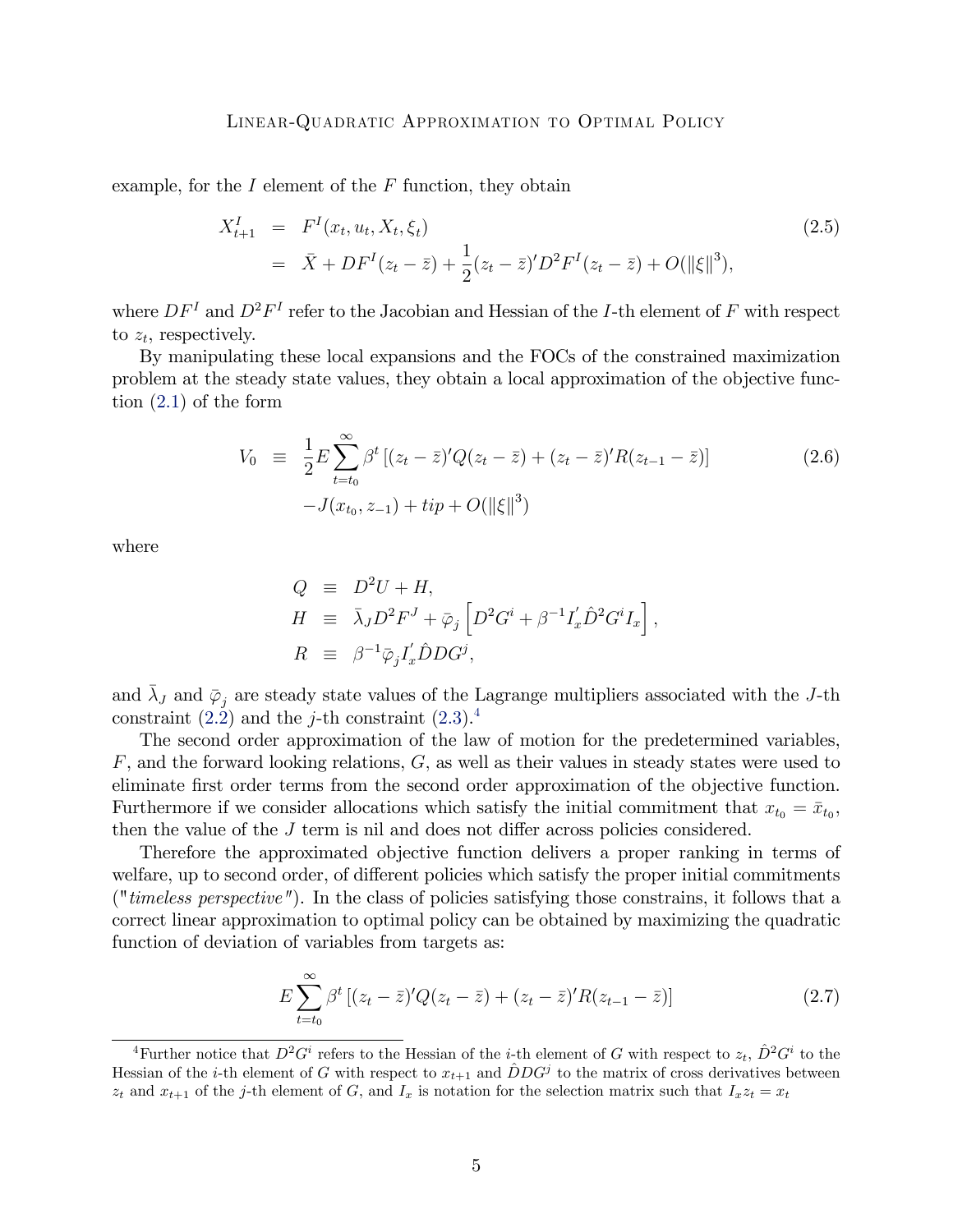example, for the $I$ element of the $F$ function, they obtain

$$
\begin{aligned}
X_{t+1}^{I} &= F^{I}(x_t, u_t, X_t, \xi_t) \\
&= \bar{X} + DF^{I}(z_t - \bar{z}) + \frac{1}{2}(z_t - \bar{z})' D^2 F^{I}(z_t - \bar{z}) + O(\|\xi\|^3),
\end{aligned}
\tag{2.5}
$$

where $DF^I$ and $D^2F^I$ refer to the Jacobian and Hessian of the $I$-th element of $F$ with respect to $z_t$, respectively.

By manipulating these local expansions and the FOCs of the constrained maximization problem at the steady state values, they obtain a local approximation of the objective function (2.1) of the form

$$
\begin{aligned}
V_0 \equiv\ & \frac{1}{2} E \sum_{t=t_0}^{\infty} \beta^t \left[ (z_t - \bar{z})' Q (z_t - \bar{z}) + (z_t - \bar{z})' R (z_{t-1} - \bar{z}) \right] \\
& - J(x_{t_0}, z_{-1}) + tip + O(\|\xi\|^3)
\end{aligned}
\tag{2.6}
$$

where

$$
\begin{aligned}
Q &\equiv D^2U + H, \\
H &\equiv \bar{\lambda}_J D^2 F^J + \bar{\varphi}_j \left[ D^2 G^i + \beta^{-1} I_x' \hat{D}^2 G^i I_x \right], \\
R &\equiv \beta^{-1} \bar{\varphi}_j I_x' \hat{D} D G^j,
\end{aligned}
$$

and $\bar{\lambda}_J$ and $\bar{\varphi}_j$ are steady state values of the Lagrange multipliers associated with the $J$-th constraint (2.2) and the $j$-th constraint (2.3).[4]

The second order approximation of the law of motion for the predetermined variables, $F$, and the forward looking relations, $G$, as well as their values in steady states were used to eliminate first order terms from the second order approximation of the objective function. Furthermore if we consider allocations which satisfy the initial commitment that $x_{t_0} = \bar{x}_{t_0}$, then the value of the $J$ term is nil and does not differ across policies considered.

Therefore the approximated objective function delivers a proper ranking in terms of welfare, up to second order, of different policies which satisfy the proper initial commitments ("*timeless perspective*"). In the class of policies satisfying those constrains, it follows that a correct linear approximation to optimal policy can be obtained by maximizing the quadratic function of deviation of variables from targets as:

$$
E \sum_{t=t_0}^{\infty} \beta^t \left[ (z_t - \bar{z})' Q (z_t - \bar{z}) + (z_t - \bar{z})' R (z_{t-1} - \bar{z}) \right]
\tag{2.7}
$$

[4]Further notice that $D^2G^i$ refers to the Hessian of the $i$-th element of $G$ with respect to $z_t$, $\hat{D}^2G^i$ to the Hessian of the $i$-th element of $G$ with respect to $x_{t+1}$ and $\hat{D}DG^j$ to the matrix of cross derivatives between $z_t$ and $x_{t+1}$ of the $j$-th element of $G$, and $I_x$ is notation for the selection matrix such that $I_x z_t = x_t$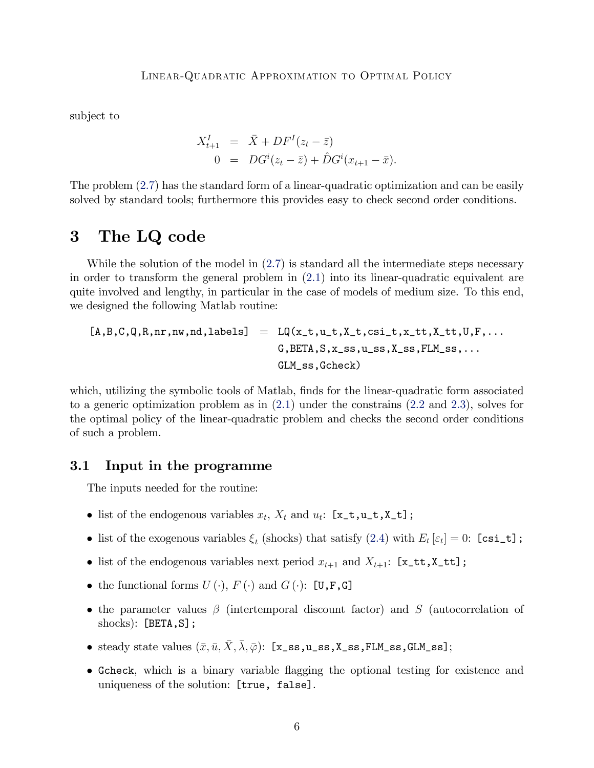subject to

$$
\begin{aligned}
X_{t+1}^{I} &= \bar{X} + DF^{I}(z_t - \bar{z}) \\
0 &= DG^{i}(z_t - \bar{z}) + \hat{D}G^{i}(x_{t+1} - \bar{x}).
\end{aligned}
$$

The problem (2.7) has the standard form of a linear-quadratic optimization and can be easily solved by standard tools; furthermore this provides easy to check second order conditions.

# 3 The LQ code

While the solution of the model in (2.7) is standard all the intermediate steps necessary in order to transform the general problem in (2.1) into its linear-quadratic equivalent are quite involved and lengthy, in particular in the case of models of medium size. To this end, we designed the following Matlab routine:

```
[A,B,C,Q,R,nr,nw,nd,labels] = LQ(x_t,u_t,X_t,csi_t,x_tt,X_tt,U,F,...
                              G,BETA,S,x_ss,u_ss,X_ss,FLM_ss,...
                              GLM_ss,Gcheck)
```

which, utilizing the symbolic tools of Matlab, finds for the linear-quadratic form associated to a generic optimization problem as in (2.1) under the constrains (2.2 and 2.3), solves for the optimal policy of the linear-quadratic problem and checks the second order conditions of such a problem.

## 3.1 Input in the programme

The inputs needed for the routine:

- list of the endogenous variables $x_t$, $X_t$ and $u_t$: `[x_t,u_t,X_t];`
- list of the exogenous variables $\xi_t$ (shocks) that satisfy (2.4) with $E_t[\varepsilon_t] = 0$: `[csi_t];`
- list of the endogenous variables next period $x_{t+1}$ and $X_{t+1}$: `[x_tt,X_tt];`
- the functional forms $U(\cdot)$, $F(\cdot)$ and $G(\cdot)$: `[U,F,G]`
- the parameter values $\beta$ (intertemporal discount factor) and $S$ (autocorrelation of shocks): `[BETA,S];`
- steady state values $(\bar{x}, \bar{u}, \bar{X}, \bar{\lambda}, \bar{\varphi})$: `[x_ss,u_ss,X_ss,FLM_ss,GLM_ss];`
- `Gcheck`, which is a binary variable flagging the optional testing for existence and uniqueness of the solution: `[true, false]`.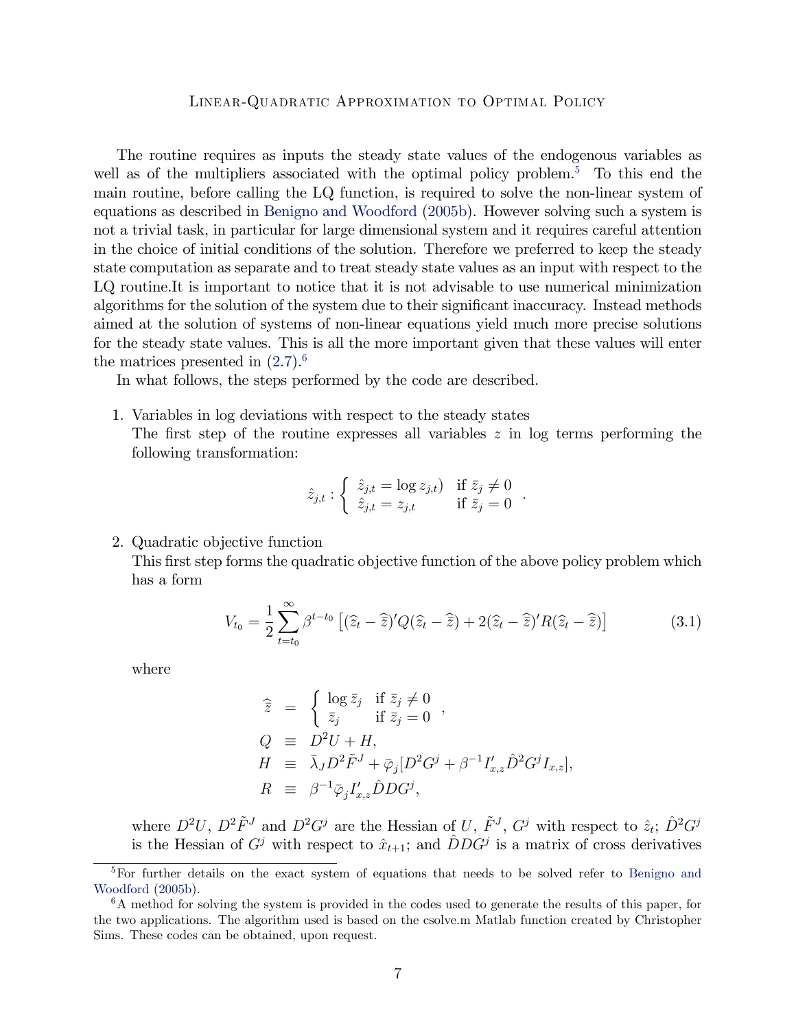The routine requires as inputs the steady state values of the endogenous variables as well as of the multipliers associated with the optimal policy problem.[5] To this end the main routine, before calling the LQ function, is required to solve the non-linear system of equations as described in Benigno and Woodford (2005b). However solving such a system is not a trivial task, in particular for large dimensional system and it requires careful attention in the choice of initial conditions of the solution. Therefore we preferred to keep the steady state computation as separate and to treat steady state values as an input with respect to the LQ routine.It is important to notice that it is not advisable to use numerical minimization algorithms for the solution of the system due to their significant inaccuracy. Instead methods aimed at the solution of systems of non-linear equations yield much more precise solutions for the steady state values. This is all the more important given that these values will enter the matrices presented in (2.7).[6]

In what follows, the steps performed by the code are described.

1. Variables in log deviations with respect to the steady states
   The first step of the routine expresses all variables $z$ in log terms performing the following transformation:

$$\hat{z}_{j,t} : \begin{cases} \hat{z}_{j,t} = \log z_{j,t}) & \text{if } \bar{z}_j \neq 0 \\ \hat{z}_{j,t} = z_{j,t} & \text{if } \bar{z}_j = 0 \end{cases} .$$

2. Quadratic objective function
   This first step forms the quadratic objective function of the above policy problem which has a form

$$V_{t_0} = \frac{1}{2} \sum_{t=t_0}^{\infty} \beta^{t-t_0} \left[ (\widehat{z}_t - \widehat{\bar{z}})' Q (\widehat{z}_t - \widehat{\bar{z}}) + 2(\widehat{z}_t - \widehat{\bar{z}})' R (\widehat{z}_t - \widehat{\bar{z}}) \right] \tag{3.1}$$

   where

$$\begin{aligned} \widehat{\bar{z}} &= \begin{cases} \log \bar{z}_j & \text{if } \bar{z}_j \neq 0 \\ \bar{z}_j & \text{if } \bar{z}_j = 0 \end{cases} , \\ Q &\equiv D^2 U + H, \\ H &\equiv \bar{\lambda}_J D^2 \tilde{F}^J + \bar{\varphi}_j [D^2 G^j + \beta^{-1} I'_{x,z} \hat{D}^2 G^j I_{x,z}], \\ R &\equiv \beta^{-1} \bar{\varphi}_j I'_{x,z} \hat{D} D G^j, \end{aligned}$$

   where $D^2U$, $D^2\tilde{F}^J$ and $D^2G^j$ are the Hessian of $U$, $\tilde{F}^J$, $G^j$ with respect to $\hat{z}_t$; $\hat{D}^2G^j$ is the Hessian of $G^j$ with respect to $\hat{x}_{t+1}$; and $\hat{D}DG^j$ is a matrix of cross derivatives

---

[5] For further details on the exact system of equations that needs to be solved refer to Benigno and Woodford (2005b).

[6] A method for solving the system is provided in the codes used to generate the results of this paper, for the two applications. The algorithm used is based on the csolve.m Matlab function created by Christopher Sims. These codes can be obtained, upon request.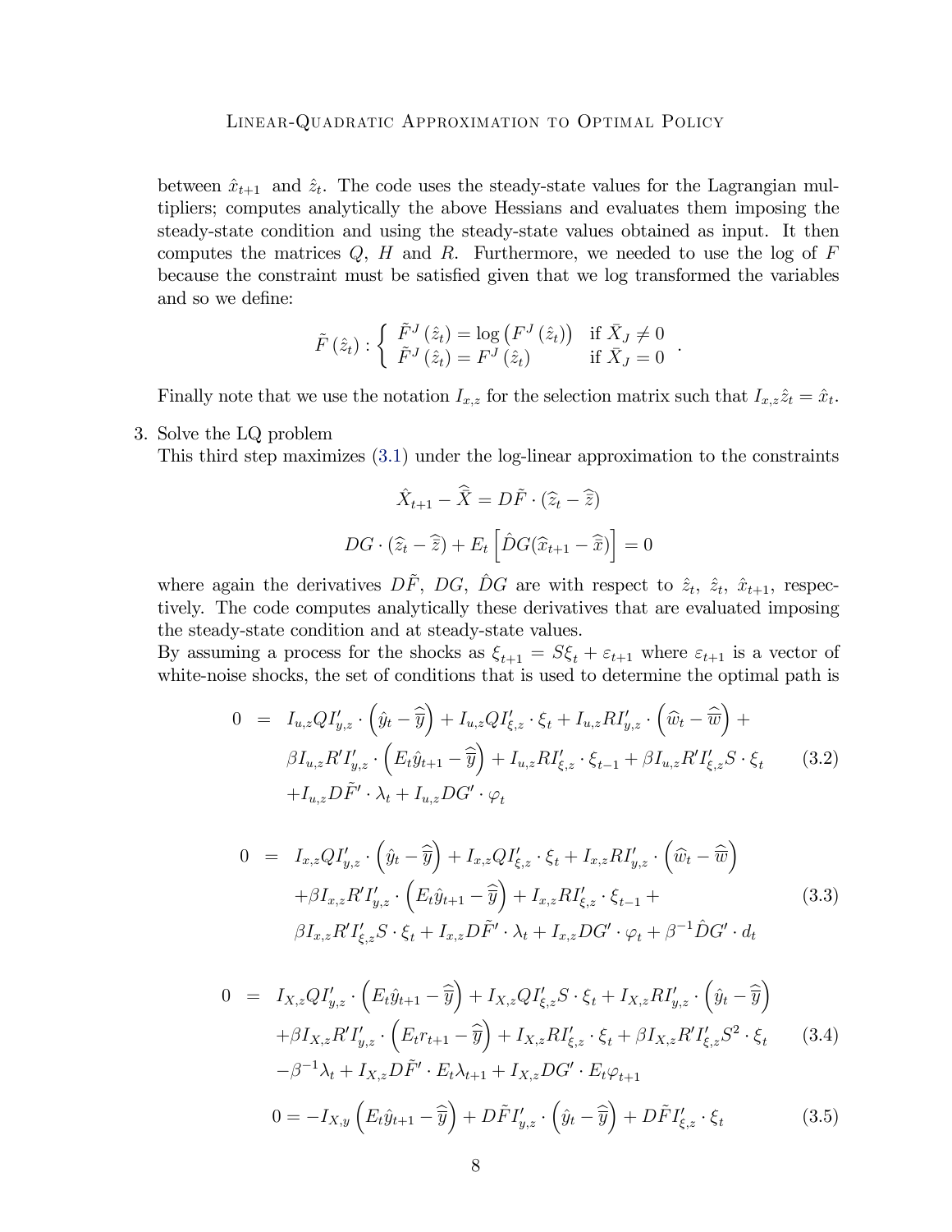between $\hat{x}_{t+1}$ and $\hat{z}_t$. The code uses the steady-state values for the Lagrangian multipliers; computes analytically the above Hessians and evaluates them imposing the steady-state condition and using the steady-state values obtained as input. It then computes the matrices $Q$, $H$ and $R$. Furthermore, we needed to use the log of $F$ because the constraint must be satisfied given that we log transformed the variables and so we define:

$$\tilde{F}\left(\hat{z}_t\right) : \begin{cases} \tilde{F}^J\left(\hat{z}_t\right) = \log\left(F^J\left(\hat{z}_t\right)\right) & \text{if } \bar{X}_J \neq 0 \\ \tilde{F}^J\left(\hat{z}_t\right) = F^J\left(\hat{z}_t\right) & \text{if } \bar{X}_J = 0 \end{cases}.$$

Finally note that we use the notation $I_{x,z}$ for the selection matrix such that $I_{x,z}\hat{z}_t = \hat{x}_t$.

3. Solve the LQ problem
This third step maximizes (3.1) under the log-linear approximation to the constraints

$$\hat{X}_{t+1} - \widehat{\overline{X}} = D\tilde{F} \cdot \left(\widehat{z}_t - \widehat{\overline{z}}\right)$$

$$DG \cdot \left(\widehat{z}_t - \widehat{\overline{z}}\right) + E_t\left[\hat{D}G(\widehat{x}_{t+1} - \widehat{\overline{x}})\right] = 0$$

where again the derivatives $D\tilde{F}$, $DG$, $\hat{D}G$ are with respect to $\hat{z}_t$, $\hat{z}_t$, $\hat{x}_{t+1}$, respectively. The code computes analytically these derivatives that are evaluated imposing the steady-state condition and at steady-state values.
By assuming a process for the shocks as $\xi_{t+1} = S\xi_t + \varepsilon_{t+1}$ where $\varepsilon_{t+1}$ is a vector of white-noise shocks, the set of conditions that is used to determine the optimal path is

$$\begin{aligned} 0 \;=\;& I_{u,z}QI'_{y,z} \cdot \left(\hat{y}_t - \widehat{\overline{y}}\right) + I_{u,z}QI'_{\xi,z} \cdot \xi_t + I_{u,z}RI'_{y,z} \cdot \left(\widehat{w}_t - \widehat{\overline{w}}\right) + \\ & \beta I_{u,z}R'I'_{y,z} \cdot \left(E_t\hat{y}_{t+1} - \widehat{\overline{y}}\right) + I_{u,z}RI'_{\xi,z} \cdot \xi_{t-1} + \beta I_{u,z}R'I'_{\xi,z}S \cdot \xi_t \\ & + I_{u,z}D\tilde{F}' \cdot \lambda_t + I_{u,z}DG' \cdot \varphi_t \end{aligned} \tag{3.2}$$

$$\begin{aligned} 0 \;=\;& I_{x,z}QI'_{y,z} \cdot \left(\hat{y}_t - \widehat{\overline{y}}\right) + I_{x,z}QI'_{\xi,z} \cdot \xi_t + I_{x,z}RI'_{y,z} \cdot \left(\widehat{w}_t - \widehat{\overline{w}}\right) \\ & + \beta I_{x,z}R'I'_{y,z} \cdot \left(E_t\hat{y}_{t+1} - \widehat{\overline{y}}\right) + I_{x,z}RI'_{\xi,z} \cdot \xi_{t-1} + \\ & \beta I_{x,z}R'I'_{\xi,z}S \cdot \xi_t + I_{x,z}D\tilde{F}' \cdot \lambda_t + I_{x,z}DG' \cdot \varphi_t + \beta^{-1}\hat{D}G' \cdot d_t \end{aligned} \tag{3.3}$$

$$\begin{aligned} 0 \;=\;& I_{X,z}QI'_{y,z} \cdot \left(E_t\hat{y}_{t+1} - \widehat{\overline{y}}\right) + I_{X,z}QI'_{\xi,z}S \cdot \xi_t + I_{X,z}RI'_{y,z} \cdot \left(\hat{y}_t - \widehat{\overline{y}}\right) \\ & + \beta I_{X,z}R'I'_{y,z} \cdot \left(E_t r_{t+1} - \widehat{\overline{y}}\right) + I_{X,z}RI'_{\xi,z} \cdot \xi_t + \beta I_{X,z}R'I'_{\xi,z}S^2 \cdot \xi_t \\ & - \beta^{-1}\lambda_t + I_{X,z}D\tilde{F}' \cdot E_t\lambda_{t+1} + I_{X,z}DG' \cdot E_t\varphi_{t+1} \end{aligned} \tag{3.4}$$

$$0 = -I_{X,y}\left(E_t\hat{y}_{t+1} - \widehat{\overline{y}}\right) + D\tilde{F}I'_{y,z} \cdot \left(\hat{y}_t - \widehat{\overline{y}}\right) + D\tilde{F}I'_{\xi,z} \cdot \xi_t \tag{3.5}$$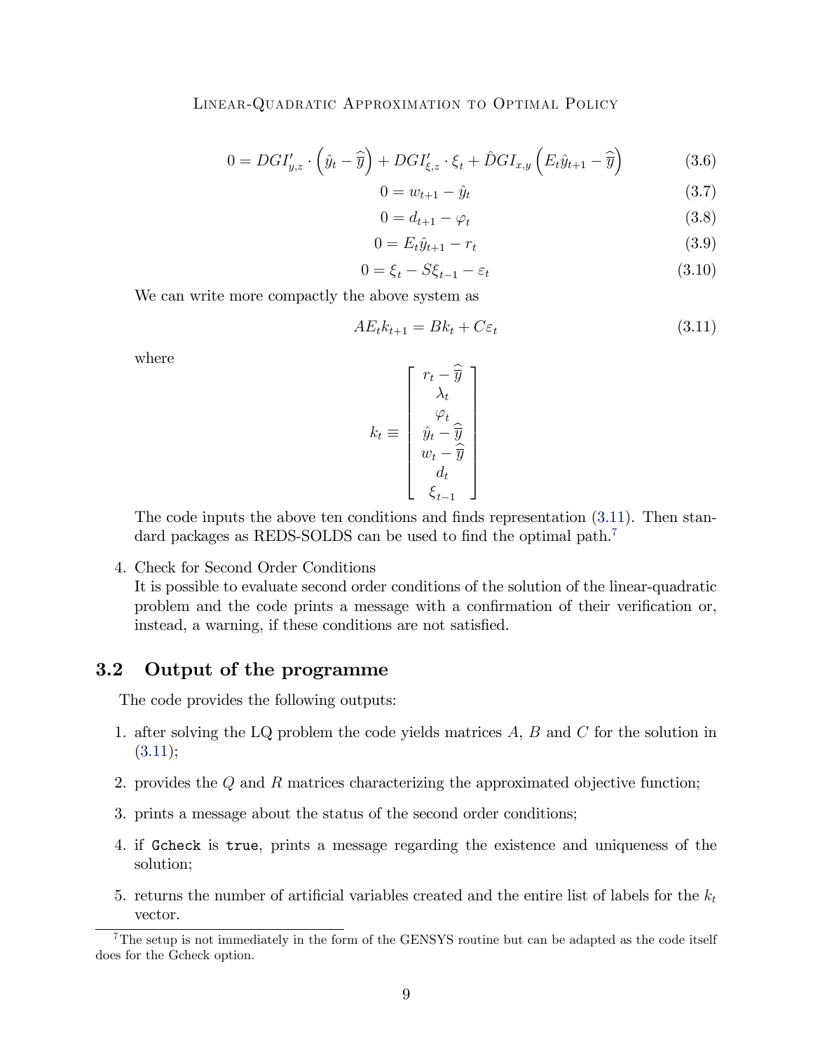$$0 = DGI'_{y,z} \cdot \left(\hat{y}_t - \widehat{\overline{y}}\right) + DGI'_{\xi,z} \cdot \xi_t + \hat{D}GI_{x,y}\left(E_t \hat{y}_{t+1} - \widehat{\overline{y}}\right) \tag{3.6}$$

$$0 = w_{t+1} - \hat{y}_t \tag{3.7}$$

$$0 = d_{t+1} - \varphi_t \tag{3.8}$$

$$0 = E_t \hat{y}_{t+1} - r_t \tag{3.9}$$

$$0 = \xi_t - S\xi_{t-1} - \varepsilon_t \tag{3.10}$$

We can write more compactly the above system as

$$AE_t k_{t+1} = Bk_t + C\varepsilon_t \tag{3.11}$$

where

$$k_t \equiv \begin{bmatrix} r_t - \widehat{\overline{y}} \\ \lambda_t \\ \varphi_t \\ \hat{y}_t - \widehat{\overline{y}} \\ w_t - \widehat{\overline{y}} \\ d_t \\ \xi_{t-1} \end{bmatrix}$$

The code inputs the above ten conditions and finds representation (3.11). Then standard packages as REDS-SOLDS can be used to find the optimal path.[7]

4. Check for Second Order Conditions
   It is possible to evaluate second order conditions of the solution of the linear-quadratic problem and the code prints a message with a confirmation of their verification or, instead, a warning, if these conditions are not satisfied.

## 3.2 Output of the programme

The code provides the following outputs:

1. after solving the LQ problem the code yields matrices $A$, $B$ and $C$ for the solution in (3.11);
2. provides the $Q$ and $R$ matrices characterizing the approximated objective function;
3. prints a message about the status of the second order conditions;
4. if `Gcheck` is `true`, prints a message regarding the existence and uniqueness of the solution;
5. returns the number of artificial variables created and the entire list of labels for the $k_t$ vector.

[7] The setup is not immediately in the form of the GENSYS routine but can be adapted as the code itself does for the Gcheck option.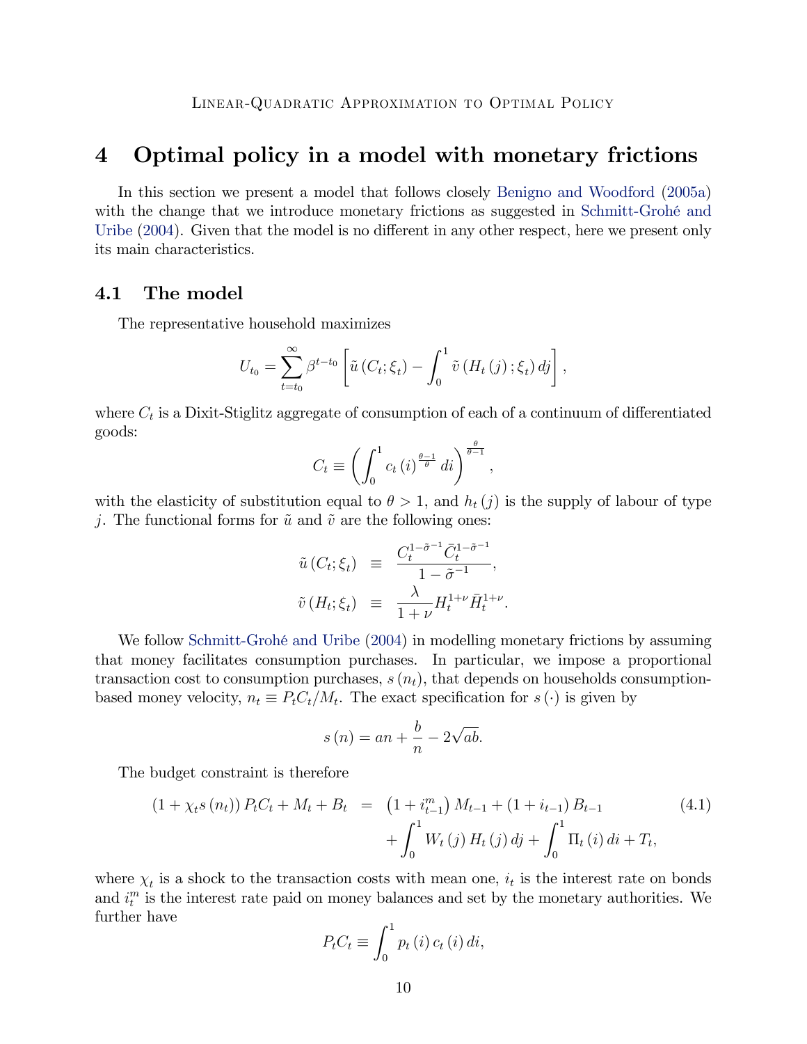# 4 Optimal policy in a model with monetary frictions

In this section we present a model that follows closely Benigno and Woodford (2005a) with the change that we introduce monetary frictions as suggested in Schmitt-Grohé and Uribe (2004). Given that the model is no different in any other respect, here we present only its main characteristics.

## 4.1 The model

The representative household maximizes

$$U_{t_0} = \sum_{t=t_0}^{\infty} \beta^{t-t_0} \left[ \tilde{u}\left(C_t; \xi_t\right) - \int_0^1 \tilde{v}\left(H_t\left(j\right); \xi_t\right) dj \right],$$

where $C_t$ is a Dixit-Stiglitz aggregate of consumption of each of a continuum of differentiated goods:

$$C_t \equiv \left( \int_0^1 c_t\left(i\right)^{\frac{\theta-1}{\theta}} di \right)^{\frac{\theta}{\theta-1}},$$

with the elasticity of substitution equal to $\theta > 1$, and $h_t\left(j\right)$ is the supply of labour of type $j$. The functional forms for $\tilde{u}$ and $\tilde{v}$ are the following ones:

$$\begin{aligned}
\tilde{u}\left(C_t; \xi_t\right) &\equiv \frac{C_t^{1-\tilde{\sigma}^{-1}} \bar{C}_t^{1-\tilde{\sigma}^{-1}}}{1-\tilde{\sigma}^{-1}}, \\
\tilde{v}\left(H_t; \xi_t\right) &\equiv \frac{\lambda}{1+\nu} H_t^{1+\nu} \bar{H}_t^{1+\nu}.
\end{aligned}$$

We follow Schmitt-Grohé and Uribe (2004) in modelling monetary frictions by assuming that money facilitates consumption purchases. In particular, we impose a proportional transaction cost to consumption purchases, $s\left(n_t\right)$, that depends on households consumption-based money velocity, $n_t \equiv P_t C_t / M_t$. The exact specification for $s\left(\cdot\right)$ is given by

$$s\left(n\right) = an + \frac{b}{n} - 2\sqrt{ab}.$$

The budget constraint is therefore

$$\begin{aligned}
\left(1 + \chi_t s\left(n_t\right)\right) P_t C_t + M_t + B_t &= \left(1 + i_{t-1}^m\right) M_{t-1} + \left(1 + i_{t-1}\right) B_{t-1} \\
&\quad + \int_0^1 W_t\left(j\right) H_t\left(j\right) dj + \int_0^1 \Pi_t\left(i\right) di + T_t,
\end{aligned} \tag{4.1}$$

where $\chi_t$ is a shock to the transaction costs with mean one, $i_t$ is the interest rate on bonds and $i_t^m$ is the interest rate paid on money balances and set by the monetary authorities. We further have

$$P_t C_t \equiv \int_0^1 p_t\left(i\right) c_t\left(i\right) di,$$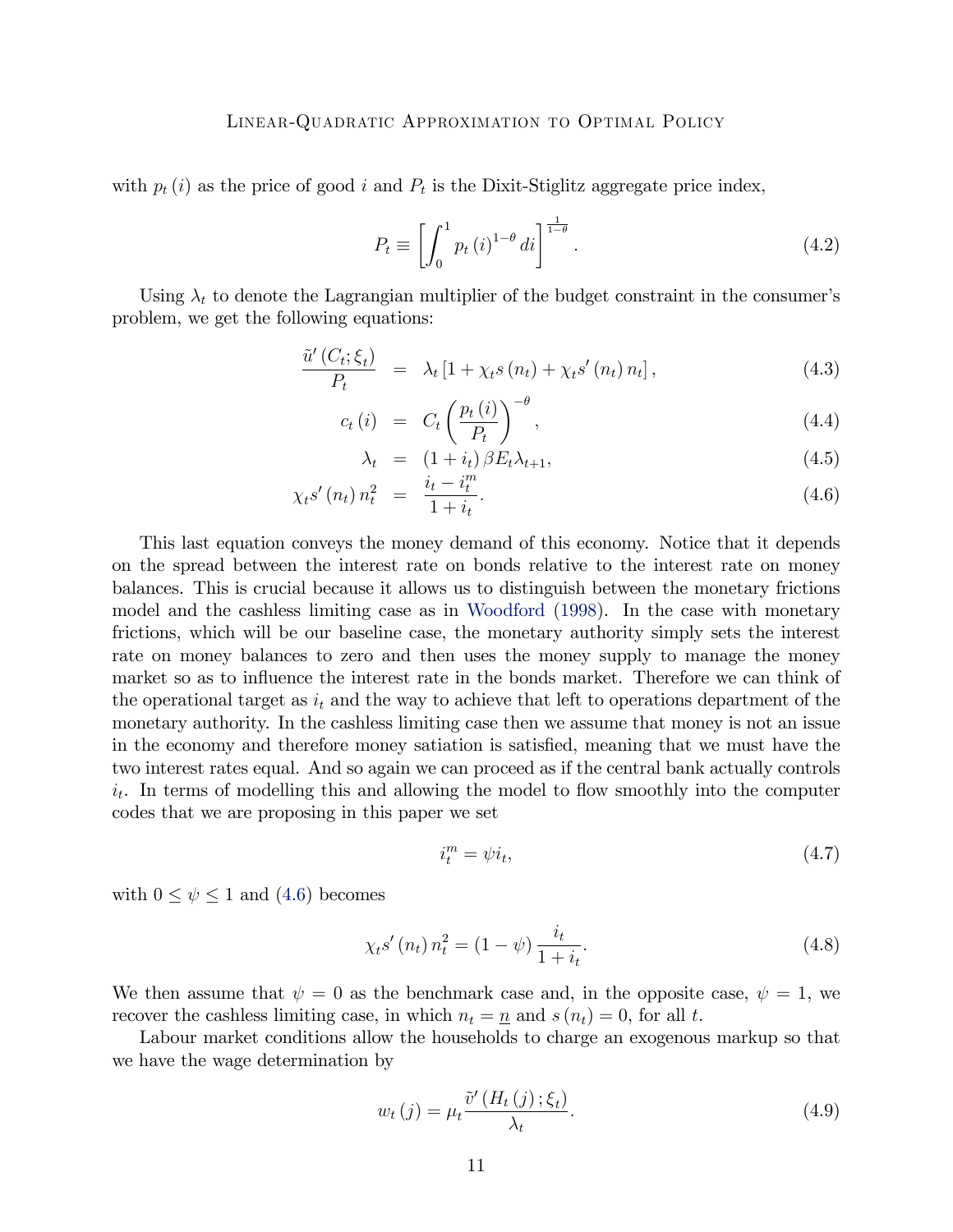with $p_t(i)$ as the price of good $i$ and $P_t$ is the Dixit-Stiglitz aggregate price index,

$$P_t \equiv \left[ \int_0^1 p_t(i)^{1-\theta} \, di \right]^{\frac{1}{1-\theta}}. \tag{4.2}$$

Using $\lambda_t$ to denote the Lagrangian multiplier of the budget constraint in the consumer's problem, we get the following equations:

$$\frac{\tilde{u}'(C_t; \xi_t)}{P_t} = \lambda_t \left[ 1 + \chi_t s(n_t) + \chi_t s'(n_t) n_t \right], \tag{4.3}$$

$$c_t(i) = C_t \left( \frac{p_t(i)}{P_t} \right)^{-\theta}, \tag{4.4}$$

$$\lambda_t = (1 + i_t) \beta E_t \lambda_{t+1}, \tag{4.5}$$

$$\chi_t s'(n_t) n_t^2 = \frac{i_t - i_t^m}{1 + i_t}. \tag{4.6}$$

This last equation conveys the money demand of this economy. Notice that it depends on the spread between the interest rate on bonds relative to the interest rate on money balances. This is crucial because it allows us to distinguish between the monetary frictions model and the cashless limiting case as in Woodford (1998). In the case with monetary frictions, which will be our baseline case, the monetary authority simply sets the interest rate on money balances to zero and then uses the money supply to manage the money market so as to influence the interest rate in the bonds market. Therefore we can think of the operational target as $i_t$ and the way to achieve that left to operations department of the monetary authority. In the cashless limiting case then we assume that money is not an issue in the economy and therefore money satiation is satisfied, meaning that we must have the two interest rates equal. And so again we can proceed as if the central bank actually controls $i_t$. In terms of modelling this and allowing the model to flow smoothly into the computer codes that we are proposing in this paper we set

$$i_t^m = \psi i_t, \tag{4.7}$$

with $0 \leq \psi \leq 1$ and (4.6) becomes

$$\chi_t s'(n_t) n_t^2 = (1 - \psi) \frac{i_t}{1 + i_t}. \tag{4.8}$$

We then assume that $\psi = 0$ as the benchmark case and, in the opposite case, $\psi = 1$, we recover the cashless limiting case, in which $n_t = \underline{n}$ and $s(n_t) = 0$, for all $t$.

Labour market conditions allow the households to charge an exogenous markup so that we have the wage determination by

$$w_t(j) = \mu_t \frac{\tilde{v}'(H_t(j); \xi_t)}{\lambda_t}. \tag{4.9}$$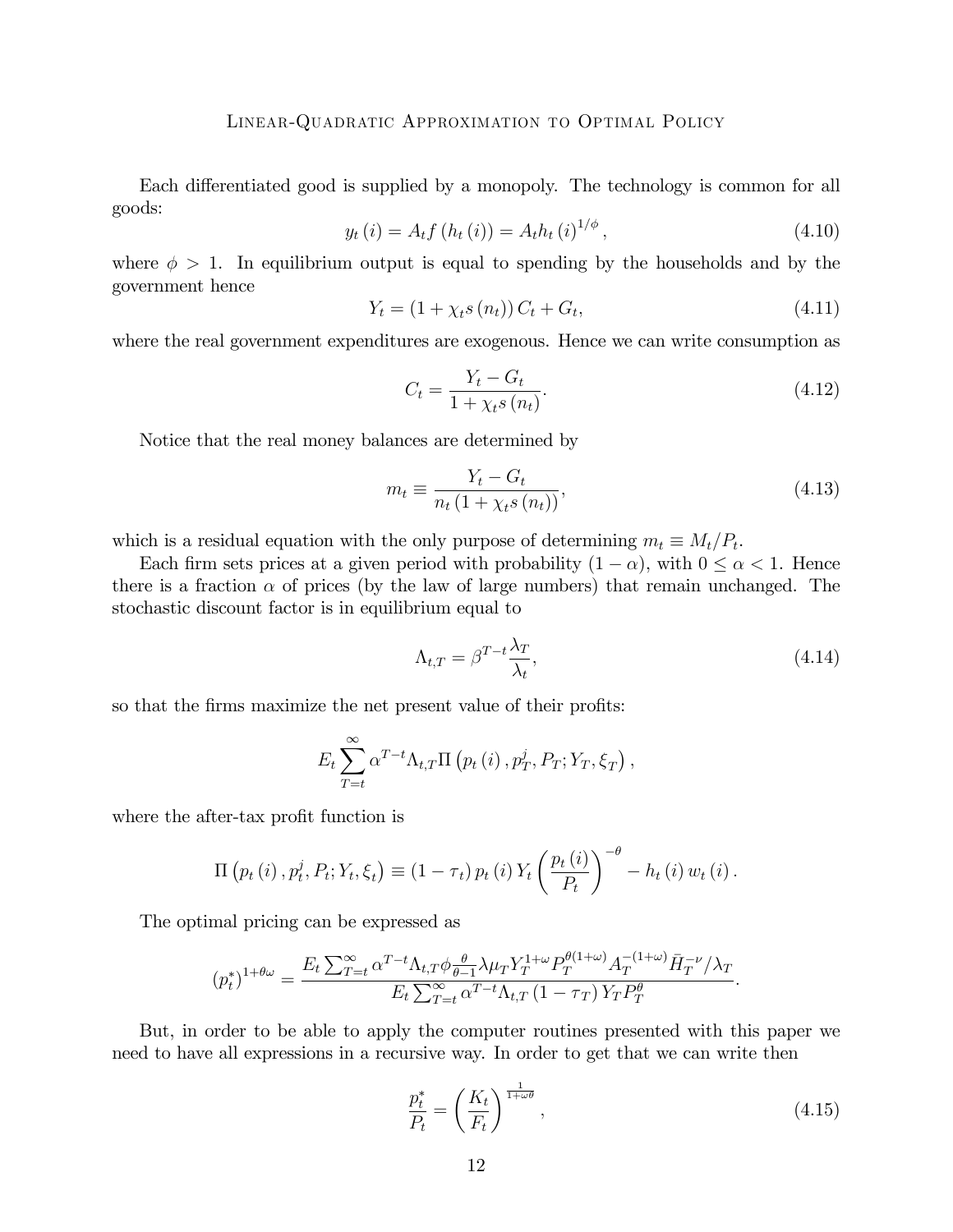Each differentiated good is supplied by a monopoly. The technology is common for all goods:

$$y_t(i) = A_t f(h_t(i)) = A_t h_t(i)^{1/\phi}, \tag{4.10}$$

where $\phi > 1$. In equilibrium output is equal to spending by the households and by the government hence

$$Y_t = (1 + \chi_t s(n_t)) C_t + G_t, \tag{4.11}$$

where the real government expenditures are exogenous. Hence we can write consumption as

$$C_t = \frac{Y_t - G_t}{1 + \chi_t s(n_t)}. \tag{4.12}$$

Notice that the real money balances are determined by

$$m_t \equiv \frac{Y_t - G_t}{n_t (1 + \chi_t s(n_t))}, \tag{4.13}$$

which is a residual equation with the only purpose of determining $m_t \equiv M_t/P_t$.

Each firm sets prices at a given period with probability $(1 - \alpha)$, with $0 \leq \alpha < 1$. Hence there is a fraction $\alpha$ of prices (by the law of large numbers) that remain unchanged. The stochastic discount factor is in equilibrium equal to

$$\Lambda_{t,T} = \beta^{T-t} \frac{\lambda_T}{\lambda_t}, \tag{4.14}$$

so that the firms maximize the net present value of their profits:

$$E_t \sum_{T=t}^{\infty} \alpha^{T-t} \Lambda_{t,T} \Pi\left(p_t(i), p_T^j, P_T; Y_T, \xi_T\right),$$

where the after-tax profit function is

$$\Pi\left(p_t(i), p_t^j, P_t; Y_t, \xi_t\right) \equiv (1 - \tau_t) p_t(i) Y_t \left(\frac{p_t(i)}{P_t}\right)^{-\theta} - h_t(i) w_t(i).$$

The optimal pricing can be expressed as

$$(p_t^*)^{1+\theta\omega} = \frac{E_t \sum_{T=t}^{\infty} \alpha^{T-t} \Lambda_{t,T} \phi \frac{\theta}{\theta-1} \lambda \mu_T Y_T^{1+\omega} P_T^{\theta(1+\omega)} A_T^{-(1+\omega)} \bar{H}_T^{-\nu} / \lambda_T}{E_t \sum_{T=t}^{\infty} \alpha^{T-t} \Lambda_{t,T} (1 - \tau_T) Y_T P_T^{\theta}}.$$

But, in order to be able to apply the computer routines presented with this paper we need to have all expressions in a recursive way. In order to get that we can write then

$$\frac{p_t^*}{P_t} = \left(\frac{K_t}{F_t}\right)^{\frac{1}{1+\omega\theta}}, \tag{4.15}$$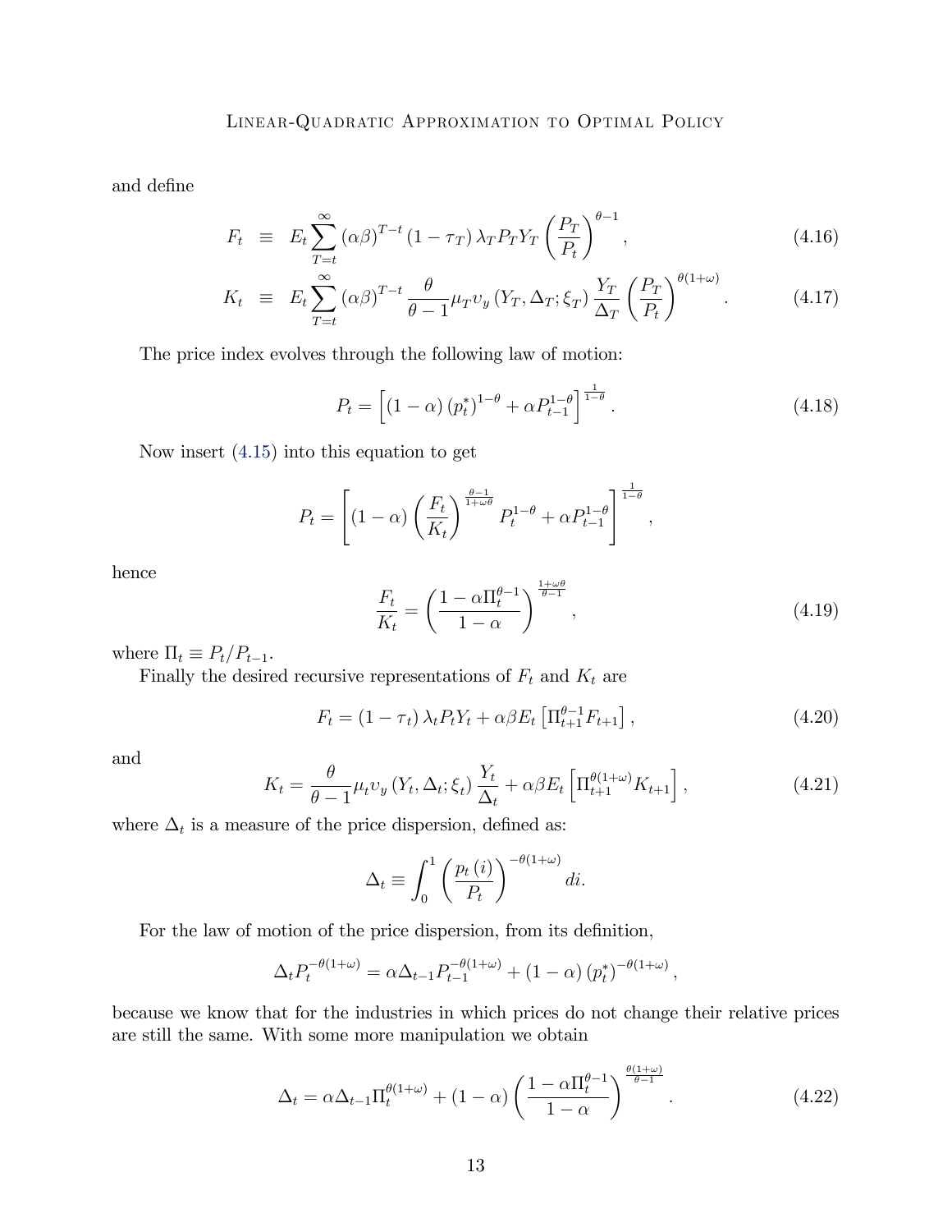and define

$$
\begin{aligned}
F_t &\equiv E_t \sum_{T=t}^{\infty} (\alpha\beta)^{T-t} (1-\tau_T) \lambda_T P_T Y_T \left(\frac{P_T}{P_t}\right)^{\theta-1}, &(4.16)\\
K_t &\equiv E_t \sum_{T=t}^{\infty} (\alpha\beta)^{T-t} \frac{\theta}{\theta-1} \mu_T \upsilon_y (Y_T, \Delta_T; \xi_T) \frac{Y_T}{\Delta_T} \left(\frac{P_T}{P_t}\right)^{\theta(1+\omega)}. &(4.17)
\end{aligned}
$$

The price index evolves through the following law of motion:

$$
P_t = \left[(1-\alpha)(p_t^*)^{1-\theta} + \alpha P_{t-1}^{1-\theta}\right]^{\frac{1}{1-\theta}}. \tag{4.18}
$$

Now insert (4.15) into this equation to get

$$
P_t = \left[(1-\alpha)\left(\frac{F_t}{K_t}\right)^{\frac{\theta-1}{1+\omega\theta}} P_t^{1-\theta} + \alpha P_{t-1}^{1-\theta}\right]^{\frac{1}{1-\theta}},
$$

hence

$$
\frac{F_t}{K_t} = \left(\frac{1-\alpha\Pi_t^{\theta-1}}{1-\alpha}\right)^{\frac{1+\omega\theta}{\theta-1}}, \tag{4.19}
$$

where $\Pi_t \equiv P_t/P_{t-1}$.

Finally the desired recursive representations of $F_t$ and $K_t$ are

$$
F_t = (1-\tau_t)\lambda_t P_t Y_t + \alpha\beta E_t\left[\Pi_{t+1}^{\theta-1} F_{t+1}\right], \tag{4.20}
$$

and

$$
K_t = \frac{\theta}{\theta-1}\mu_t \upsilon_y (Y_t, \Delta_t; \xi_t) \frac{Y_t}{\Delta_t} + \alpha\beta E_t\left[\Pi_{t+1}^{\theta(1+\omega)} K_{t+1}\right], \tag{4.21}
$$

where $\Delta_t$ is a measure of the price dispersion, defined as:

$$
\Delta_t \equiv \int_0^1 \left(\frac{p_t(i)}{P_t}\right)^{-\theta(1+\omega)} di.
$$

For the law of motion of the price dispersion, from its definition,

$$
\Delta_t P_t^{-\theta(1+\omega)} = \alpha\Delta_{t-1} P_{t-1}^{-\theta(1+\omega)} + (1-\alpha)(p_t^*)^{-\theta(1+\omega)},
$$

because we know that for the industries in which prices do not change their relative prices are still the same. With some more manipulation we obtain

$$
\Delta_t = \alpha\Delta_{t-1}\Pi_t^{\theta(1+\omega)} + (1-\alpha)\left(\frac{1-\alpha\Pi_t^{\theta-1}}{1-\alpha}\right)^{\frac{\theta(1+\omega)}{\theta-1}}. \tag{4.22}
$$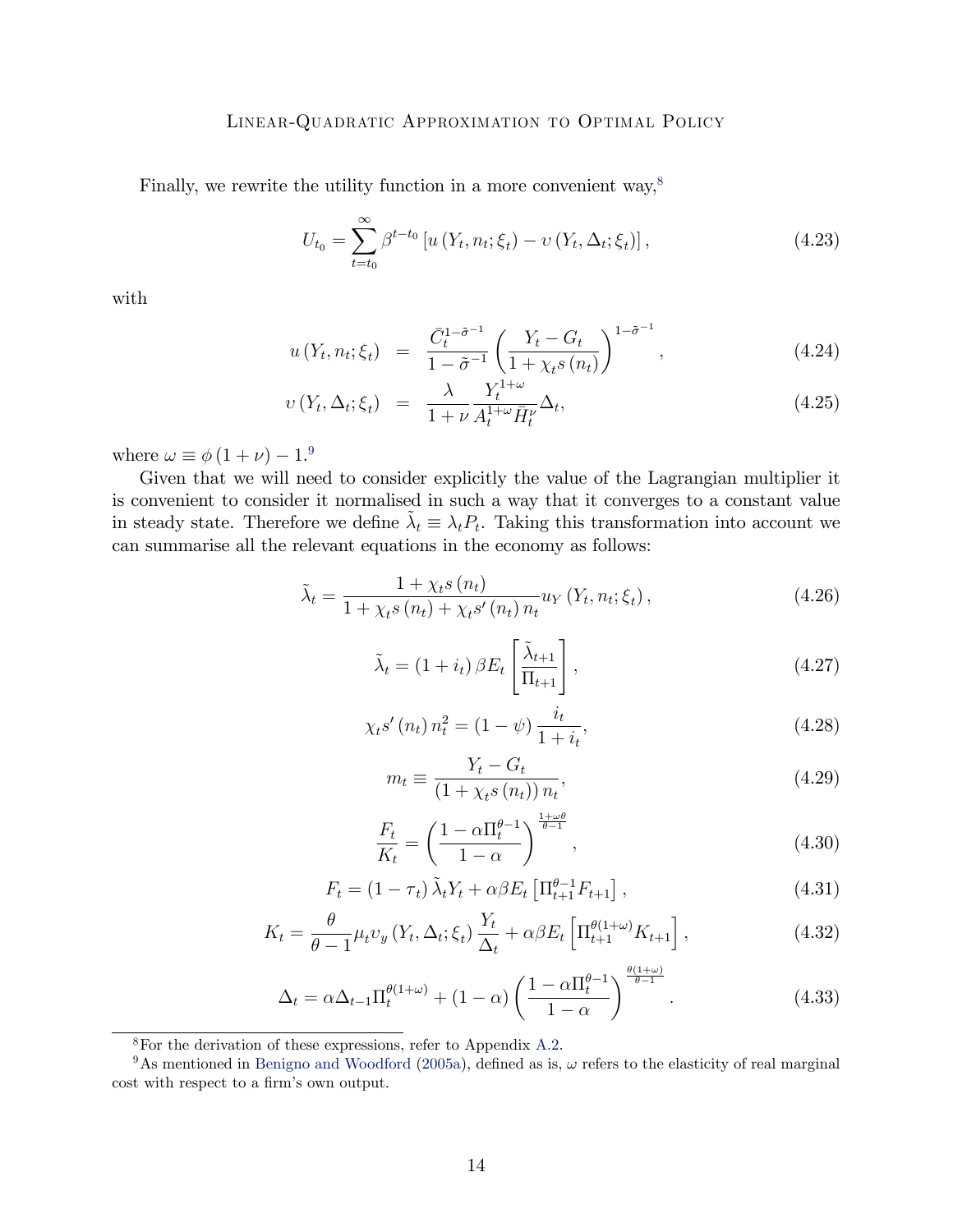Finally, we rewrite the utility function in a more convenient way,[8]

$$U_{t_0} = \sum_{t=t_0}^{\infty} \beta^{t-t_0} \left[ u\left(Y_t, n_t; \xi_t\right) - \upsilon\left(Y_t, \Delta_t; \xi_t\right) \right], \tag{4.23}$$

with

$$u\left(Y_t, n_t; \xi_t\right) = \frac{\bar{C}_t^{1-\tilde{\sigma}^{-1}}}{1-\tilde{\sigma}^{-1}} \left( \frac{Y_t - G_t}{1 + \chi_t s\left(n_t\right)} \right)^{1-\tilde{\sigma}^{-1}}, \tag{4.24}$$

$$\upsilon\left(Y_t, \Delta_t; \xi_t\right) = \frac{\lambda}{1+\nu} \frac{Y_t^{1+\omega}}{A_t^{1+\omega} \bar{H}_t^{\nu}} \Delta_t, \tag{4.25}$$

where $\omega \equiv \phi\left(1+\nu\right) - 1$.[9]

Given that we will need to consider explicitly the value of the Lagrangian multiplier it is convenient to consider it normalised in such a way that it converges to a constant value in steady state. Therefore we define $\tilde{\lambda}_t \equiv \lambda_t P_t$. Taking this transformation into account we can summarise all the relevant equations in the economy as follows:

$$\tilde{\lambda}_t = \frac{1 + \chi_t s\left(n_t\right)}{1 + \chi_t s\left(n_t\right) + \chi_t s'\left(n_t\right) n_t} u_Y\left(Y_t, n_t; \xi_t\right), \tag{4.26}$$

$$\tilde{\lambda}_t = \left(1 + i_t\right) \beta E_t \left[ \frac{\tilde{\lambda}_{t+1}}{\Pi_{t+1}} \right], \tag{4.27}$$

$$\chi_t s'\left(n_t\right) n_t^2 = \left(1 - \psi\right) \frac{i_t}{1 + i_t}, \tag{4.28}$$

$$m_t \equiv \frac{Y_t - G_t}{\left(1 + \chi_t s\left(n_t\right)\right) n_t}, \tag{4.29}$$

$$\frac{F_t}{K_t} = \left( \frac{1 - \alpha \Pi_t^{\theta-1}}{1 - \alpha} \right)^{\frac{1+\omega\theta}{\theta-1}}, \tag{4.30}$$

$$F_t = \left(1 - \tau_t\right) \tilde{\lambda}_t Y_t + \alpha \beta E_t \left[ \Pi_{t+1}^{\theta-1} F_{t+1} \right], \tag{4.31}$$

$$K_t = \frac{\theta}{\theta - 1} \mu_t \upsilon_y\left(Y_t, \Delta_t; \xi_t\right) \frac{Y_t}{\Delta_t} + \alpha \beta E_t \left[ \Pi_{t+1}^{\theta(1+\omega)} K_{t+1} \right], \tag{4.32}$$

$$\Delta_t = \alpha \Delta_{t-1} \Pi_t^{\theta(1+\omega)} + \left(1 - \alpha\right) \left( \frac{1 - \alpha \Pi_t^{\theta-1}}{1 - \alpha} \right)^{\frac{\theta(1+\omega)}{\theta-1}}. \tag{4.33}$$

[8] For the derivation of these expressions, refer to Appendix A.2.

[9] As mentioned in Benigno and Woodford (2005a), defined as is, $\omega$ refers to the elasticity of real marginal cost with respect to a firm's own output.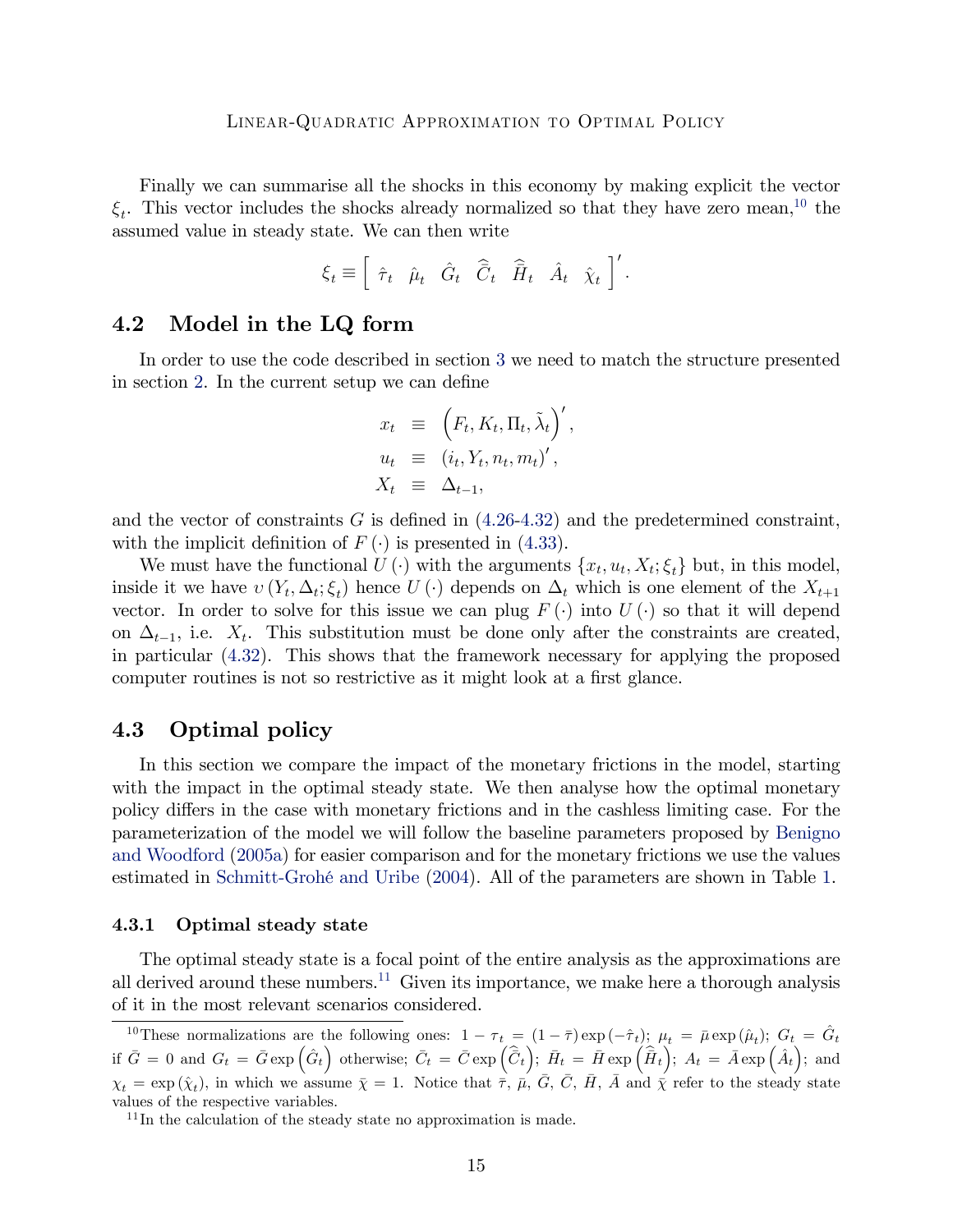Finally we can summarise all the shocks in this economy by making explicit the vector $\xi_t$. This vector includes the shocks already normalized so that they have zero mean,[10] the assumed value in steady state. We can then write

$$\xi_t \equiv \left[ \begin{array}{ccccccc} \hat{\tau}_t & \hat{\mu}_t & \hat{G}_t & \hat{\bar{C}}_t & \hat{\bar{H}}_t & \hat{A}_t & \hat{\chi}_t \end{array} \right]'.$$

## 4.2 Model in the LQ form

In order to use the code described in section 3 we need to match the structure presented in section 2. In the current setup we can define

$$\begin{aligned} x_t &\equiv \left( F_t, K_t, \Pi_t, \tilde{\lambda}_t \right)', \\ u_t &\equiv \left( i_t, Y_t, n_t, m_t \right)', \\ X_t &\equiv \Delta_{t-1}, \end{aligned}$$

and the vector of constraints $G$ is defined in (4.26-4.32) and the predetermined constraint, with the implicit definition of $F(\cdot)$ is presented in (4.33).

We must have the functional $U(\cdot)$ with the arguments $\{x_t, u_t, X_t; \xi_t\}$ but, in this model, inside it we have $\upsilon(Y_t, \Delta_t; \xi_t)$ hence $U(\cdot)$ depends on $\Delta_t$ which is one element of the $X_{t+1}$ vector. In order to solve for this issue we can plug $F(\cdot)$ into $U(\cdot)$ so that it will depend on $\Delta_{t-1}$, i.e. $X_t$. This substitution must be done only after the constraints are created, in particular (4.32). This shows that the framework necessary for applying the proposed computer routines is not so restrictive as it might look at a first glance.

## 4.3 Optimal policy

In this section we compare the impact of the monetary frictions in the model, starting with the impact in the optimal steady state. We then analyse how the optimal monetary policy differs in the case with monetary frictions and in the cashless limiting case. For the parameterization of the model we will follow the baseline parameters proposed by Benigno and Woodford (2005a) for easier comparison and for the monetary frictions we use the values estimated in Schmitt-Grohé and Uribe (2004). All of the parameters are shown in Table 1.

### 4.3.1 Optimal steady state

The optimal steady state is a focal point of the entire analysis as the approximations are all derived around these numbers.[11] Given its importance, we make here a thorough analysis of it in the most relevant scenarios considered.

---

[10] These normalizations are the following ones: $1 - \tau_t = (1 - \bar{\tau}) \exp(-\hat{\tau}_t)$; $\mu_t = \bar{\mu} \exp(\hat{\mu}_t)$; $G_t = \hat{G}_t$ if $\bar{G} = 0$ and $G_t = \bar{G} \exp\left(\hat{G}_t\right)$ otherwise; $\bar{C}_t = \bar{C} \exp\left(\hat{\bar{C}}_t\right)$; $\bar{H}_t = \bar{H} \exp\left(\hat{\bar{H}}_t\right)$; $A_t = \bar{A} \exp\left(\hat{A}_t\right)$; and $\chi_t = \exp(\hat{\chi}_t)$, in which we assume $\bar{\chi} = 1$. Notice that $\bar{\tau}$, $\bar{\mu}$, $\bar{G}$, $\bar{C}$, $\bar{H}$, $\bar{A}$ and $\bar{\chi}$ refer to the steady state values of the respective variables.

[11] In the calculation of the steady state no approximation is made.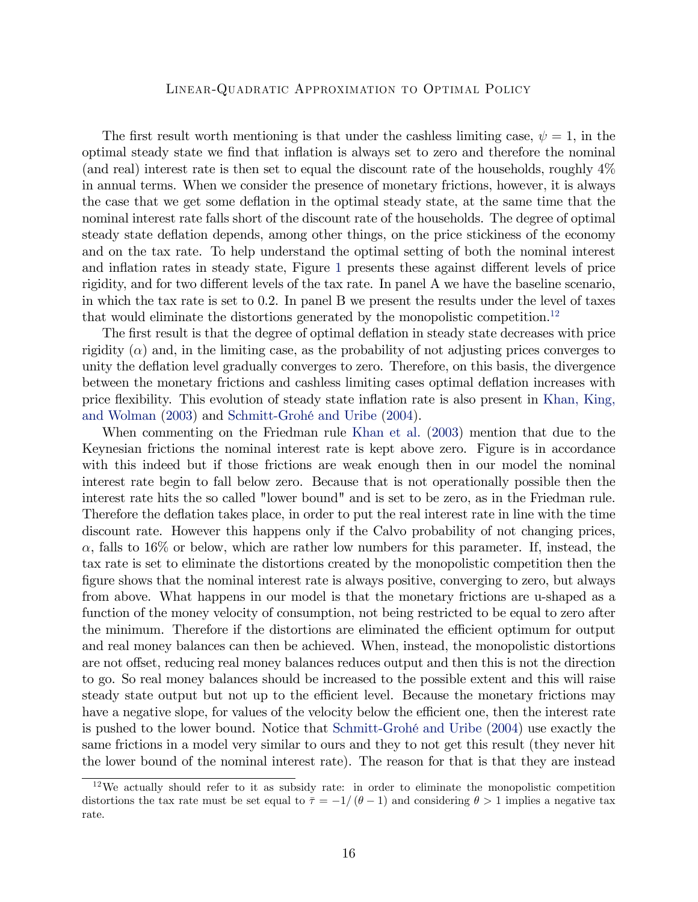The first result worth mentioning is that under the cashless limiting case, $\psi = 1$, in the optimal steady state we find that inflation is always set to zero and therefore the nominal (and real) interest rate is then set to equal the discount rate of the households, roughly 4% in annual terms. When we consider the presence of monetary frictions, however, it is always the case that we get some deflation in the optimal steady state, at the same time that the nominal interest rate falls short of the discount rate of the households. The degree of optimal steady state deflation depends, among other things, on the price stickiness of the economy and on the tax rate. To help understand the optimal setting of both the nominal interest and inflation rates in steady state, Figure 1 presents these against different levels of price rigidity, and for two different levels of the tax rate. In panel A we have the baseline scenario, in which the tax rate is set to 0.2. In panel B we present the results under the level of taxes that would eliminate the distortions generated by the monopolistic competition.[12]

The first result is that the degree of optimal deflation in steady state decreases with price rigidity ($\alpha$) and, in the limiting case, as the probability of not adjusting prices converges to unity the deflation level gradually converges to zero. Therefore, on this basis, the divergence between the monetary frictions and cashless limiting cases optimal deflation increases with price flexibility. This evolution of steady state inflation rate is also present in Khan, King, and Wolman (2003) and Schmitt-Grohé and Uribe (2004).

When commenting on the Friedman rule Khan et al. (2003) mention that due to the Keynesian frictions the nominal interest rate is kept above zero. Figure is in accordance with this indeed but if those frictions are weak enough then in our model the nominal interest rate begin to fall below zero. Because that is not operationally possible then the interest rate hits the so called "lower bound" and is set to be zero, as in the Friedman rule. Therefore the deflation takes place, in order to put the real interest rate in line with the time discount rate. However this happens only if the Calvo probability of not changing prices, $\alpha$, falls to 16% or below, which are rather low numbers for this parameter. If, instead, the tax rate is set to eliminate the distortions created by the monopolistic competition then the figure shows that the nominal interest rate is always positive, converging to zero, but always from above. What happens in our model is that the monetary frictions are u-shaped as a function of the money velocity of consumption, not being restricted to be equal to zero after the minimum. Therefore if the distortions are eliminated the efficient optimum for output and real money balances can then be achieved. When, instead, the monopolistic distortions are not offset, reducing real money balances reduces output and then this is not the direction to go. So real money balances should be increased to the possible extent and this will raise steady state output but not up to the efficient level. Because the monetary frictions may have a negative slope, for values of the velocity below the efficient one, then the interest rate is pushed to the lower bound. Notice that Schmitt-Grohé and Uribe (2004) use exactly the same frictions in a model very similar to ours and they to not get this result (they never hit the lower bound of the nominal interest rate). The reason for that is that they are instead

[12] We actually should refer to it as subsidy rate: in order to eliminate the monopolistic competition distortions the tax rate must be set equal to $\bar{\tau} = -1/(\theta - 1)$ and considering $\theta > 1$ implies a negative tax rate.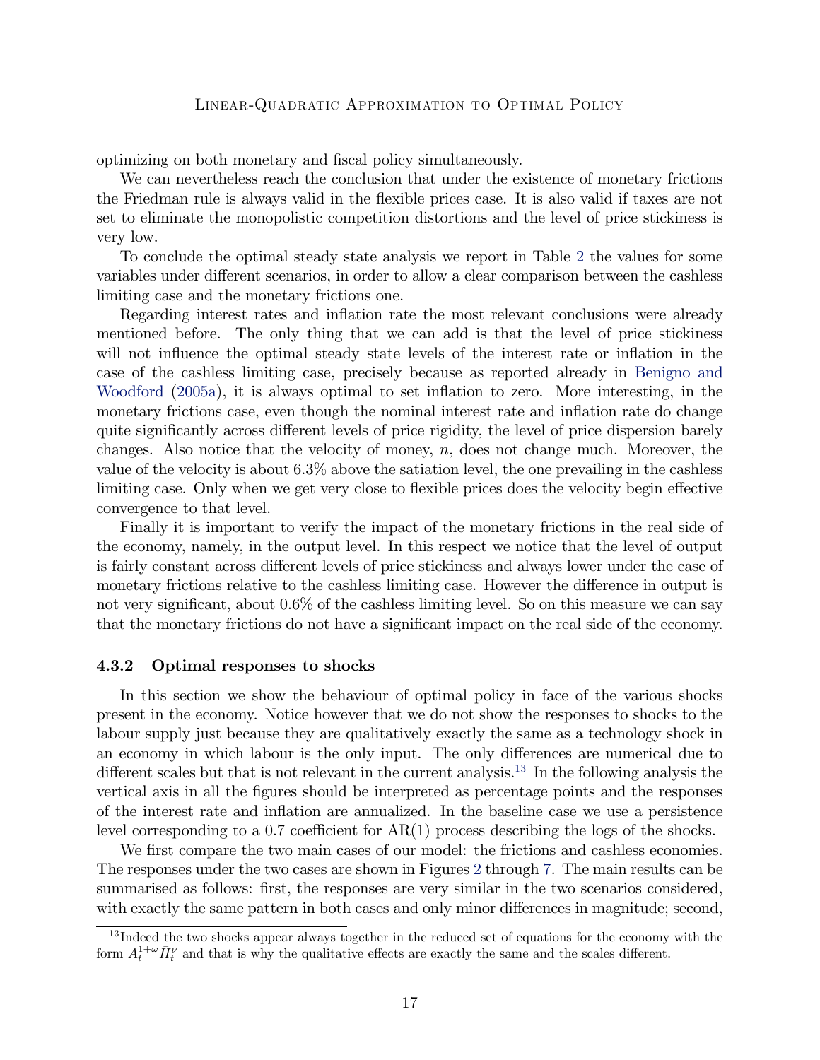optimizing on both monetary and fiscal policy simultaneously.

We can nevertheless reach the conclusion that under the existence of monetary frictions the Friedman rule is always valid in the flexible prices case. It is also valid if taxes are not set to eliminate the monopolistic competition distortions and the level of price stickiness is very low.

To conclude the optimal steady state analysis we report in Table 2 the values for some variables under different scenarios, in order to allow a clear comparison between the cashless limiting case and the monetary frictions one.

Regarding interest rates and inflation rate the most relevant conclusions were already mentioned before. The only thing that we can add is that the level of price stickiness will not influence the optimal steady state levels of the interest rate or inflation in the case of the cashless limiting case, precisely because as reported already in Benigno and Woodford (2005a), it is always optimal to set inflation to zero. More interesting, in the monetary frictions case, even though the nominal interest rate and inflation rate do change quite significantly across different levels of price rigidity, the level of price dispersion barely changes. Also notice that the velocity of money, $n$, does not change much. Moreover, the value of the velocity is about 6.3% above the satiation level, the one prevailing in the cashless limiting case. Only when we get very close to flexible prices does the velocity begin effective convergence to that level.

Finally it is important to verify the impact of the monetary frictions in the real side of the economy, namely, in the output level. In this respect we notice that the level of output is fairly constant across different levels of price stickiness and always lower under the case of monetary frictions relative to the cashless limiting case. However the difference in output is not very significant, about 0.6% of the cashless limiting level. So on this measure we can say that the monetary frictions do not have a significant impact on the real side of the economy.

### 4.3.2 Optimal responses to shocks

In this section we show the behaviour of optimal policy in face of the various shocks present in the economy. Notice however that we do not show the responses to shocks to the labour supply just because they are qualitatively exactly the same as a technology shock in an economy in which labour is the only input. The only differences are numerical due to different scales but that is not relevant in the current analysis.[13] In the following analysis the vertical axis in all the figures should be interpreted as percentage points and the responses of the interest rate and inflation are annualized. In the baseline case we use a persistence level corresponding to a 0.7 coefficient for AR(1) process describing the logs of the shocks.

We first compare the two main cases of our model: the frictions and cashless economies. The responses under the two cases are shown in Figures 2 through 7. The main results can be summarised as follows: first, the responses are very similar in the two scenarios considered, with exactly the same pattern in both cases and only minor differences in magnitude; second,

[13] Indeed the two shocks appear always together in the reduced set of equations for the economy with the form $A_t^{1+\omega}\bar{H}_t^{\nu}$ and that is why the qualitative effects are exactly the same and the scales different.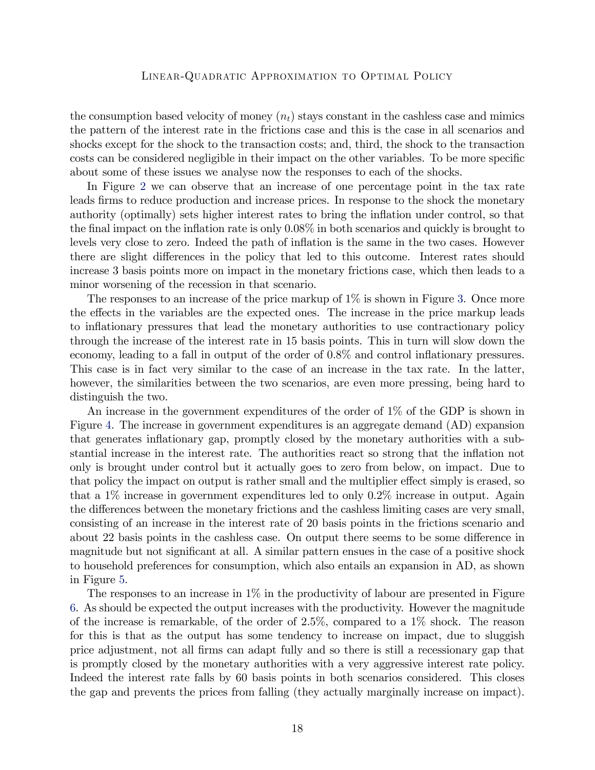the consumption based velocity of money ($n_t$) stays constant in the cashless case and mimics the pattern of the interest rate in the frictions case and this is the case in all scenarios and shocks except for the shock to the transaction costs; and, third, the shock to the transaction costs can be considered negligible in their impact on the other variables. To be more specific about some of these issues we analyse now the responses to each of the shocks.

In Figure 2 we can observe that an increase of one percentage point in the tax rate leads firms to reduce production and increase prices. In response to the shock the monetary authority (optimally) sets higher interest rates to bring the inflation under control, so that the final impact on the inflation rate is only 0.08% in both scenarios and quickly is brought to levels very close to zero. Indeed the path of inflation is the same in the two cases. However there are slight differences in the policy that led to this outcome. Interest rates should increase 3 basis points more on impact in the monetary frictions case, which then leads to a minor worsening of the recession in that scenario.

The responses to an increase of the price markup of 1% is shown in Figure 3. Once more the effects in the variables are the expected ones. The increase in the price markup leads to inflationary pressures that lead the monetary authorities to use contractionary policy through the increase of the interest rate in 15 basis points. This in turn will slow down the economy, leading to a fall in output of the order of 0.8% and control inflationary pressures. This case is in fact very similar to the case of an increase in the tax rate. In the latter, however, the similarities between the two scenarios, are even more pressing, being hard to distinguish the two.

An increase in the government expenditures of the order of 1% of the GDP is shown in Figure 4. The increase in government expenditures is an aggregate demand (AD) expansion that generates inflationary gap, promptly closed by the monetary authorities with a substantial increase in the interest rate. The authorities react so strong that the inflation not only is brought under control but it actually goes to zero from below, on impact. Due to that policy the impact on output is rather small and the multiplier effect simply is erased, so that a 1% increase in government expenditures led to only 0.2% increase in output. Again the differences between the monetary frictions and the cashless limiting cases are very small, consisting of an increase in the interest rate of 20 basis points in the frictions scenario and about 22 basis points in the cashless case. On output there seems to be some difference in magnitude but not significant at all. A similar pattern ensues in the case of a positive shock to household preferences for consumption, which also entails an expansion in AD, as shown in Figure 5.

The responses to an increase in 1% in the productivity of labour are presented in Figure 6. As should be expected the output increases with the productivity. However the magnitude of the increase is remarkable, of the order of 2.5%, compared to a 1% shock. The reason for this is that as the output has some tendency to increase on impact, due to sluggish price adjustment, not all firms can adapt fully and so there is still a recessionary gap that is promptly closed by the monetary authorities with a very aggressive interest rate policy. Indeed the interest rate falls by 60 basis points in both scenarios considered. This closes the gap and prevents the prices from falling (they actually marginally increase on impact).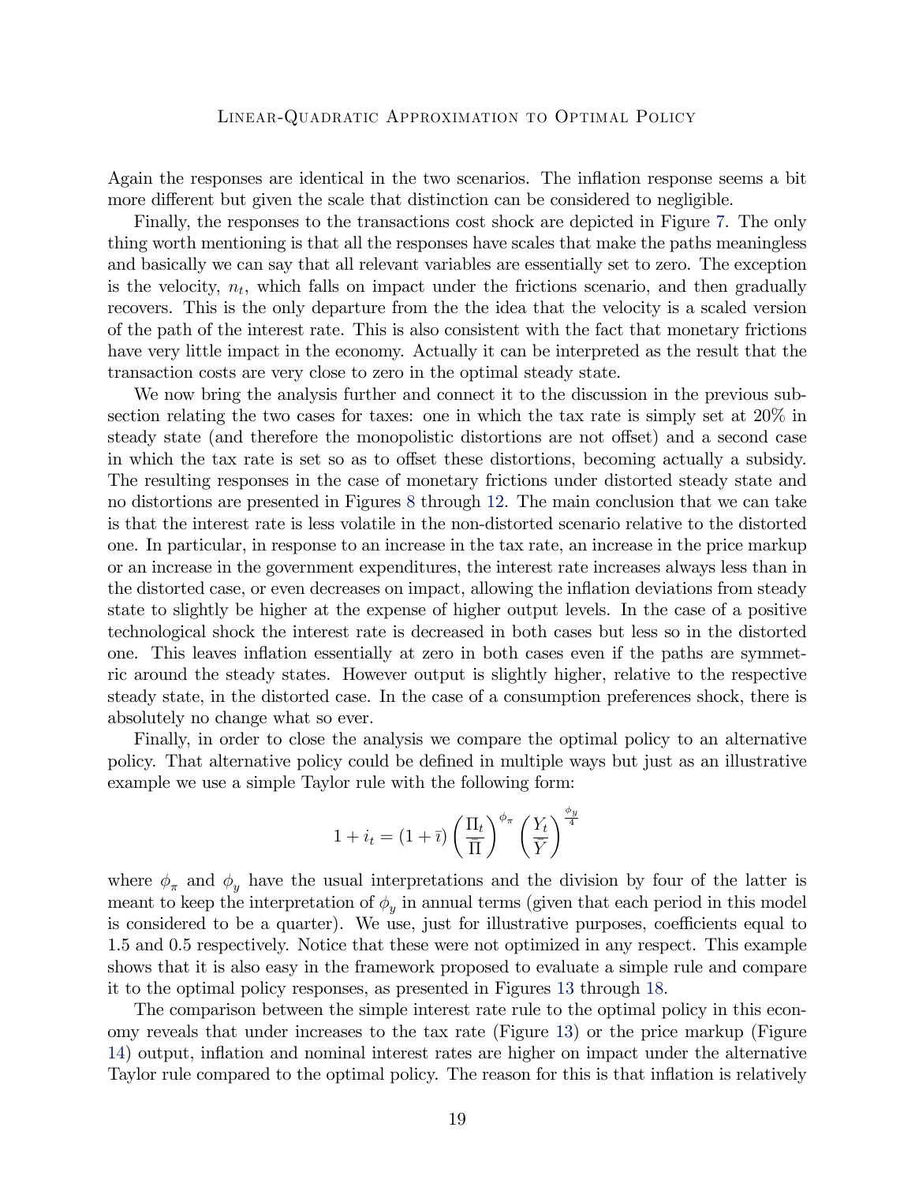Again the responses are identical in the two scenarios. The inflation response seems a bit more different but given the scale that distinction can be considered to negligible.

Finally, the responses to the transactions cost shock are depicted in Figure 7. The only thing worth mentioning is that all the responses have scales that make the paths meaningless and basically we can say that all relevant variables are essentially set to zero. The exception is the velocity, $n_t$, which falls on impact under the frictions scenario, and then gradually recovers. This is the only departure from the the idea that the velocity is a scaled version of the path of the interest rate. This is also consistent with the fact that monetary frictions have very little impact in the economy. Actually it can be interpreted as the result that the transaction costs are very close to zero in the optimal steady state.

We now bring the analysis further and connect it to the discussion in the previous subsection relating the two cases for taxes: one in which the tax rate is simply set at 20% in steady state (and therefore the monopolistic distortions are not offset) and a second case in which the tax rate is set so as to offset these distortions, becoming actually a subsidy. The resulting responses in the case of monetary frictions under distorted steady state and no distortions are presented in Figures 8 through 12. The main conclusion that we can take is that the interest rate is less volatile in the non-distorted scenario relative to the distorted one. In particular, in response to an increase in the tax rate, an increase in the price markup or an increase in the government expenditures, the interest rate increases always less than in the distorted case, or even decreases on impact, allowing the inflation deviations from steady state to slightly be higher at the expense of higher output levels. In the case of a positive technological shock the interest rate is decreased in both cases but less so in the distorted one. This leaves inflation essentially at zero in both cases even if the paths are symmetric around the steady states. However output is slightly higher, relative to the respective steady state, in the distorted case. In the case of a consumption preferences shock, there is absolutely no change what so ever.

Finally, in order to close the analysis we compare the optimal policy to an alternative policy. That alternative policy could be defined in multiple ways but just as an illustrative example we use a simple Taylor rule with the following form:

$$1 + i_t = (1 + \bar{\imath}) \left( \frac{\Pi_t}{\overline{\Pi}} \right)^{\phi_\pi} \left( \frac{Y_t}{\overline{Y}} \right)^{\frac{\phi_y}{4}}$$

where $\phi_\pi$ and $\phi_y$ have the usual interpretations and the division by four of the latter is meant to keep the interpretation of $\phi_y$ in annual terms (given that each period in this model is considered to be a quarter). We use, just for illustrative purposes, coefficients equal to 1.5 and 0.5 respectively. Notice that these were not optimized in any respect. This example shows that it is also easy in the framework proposed to evaluate a simple rule and compare it to the optimal policy responses, as presented in Figures 13 through 18.

The comparison between the simple interest rate rule to the optimal policy in this economy reveals that under increases to the tax rate (Figure 13) or the price markup (Figure 14) output, inflation and nominal interest rates are higher on impact under the alternative Taylor rule compared to the optimal policy. The reason for this is that inflation is relatively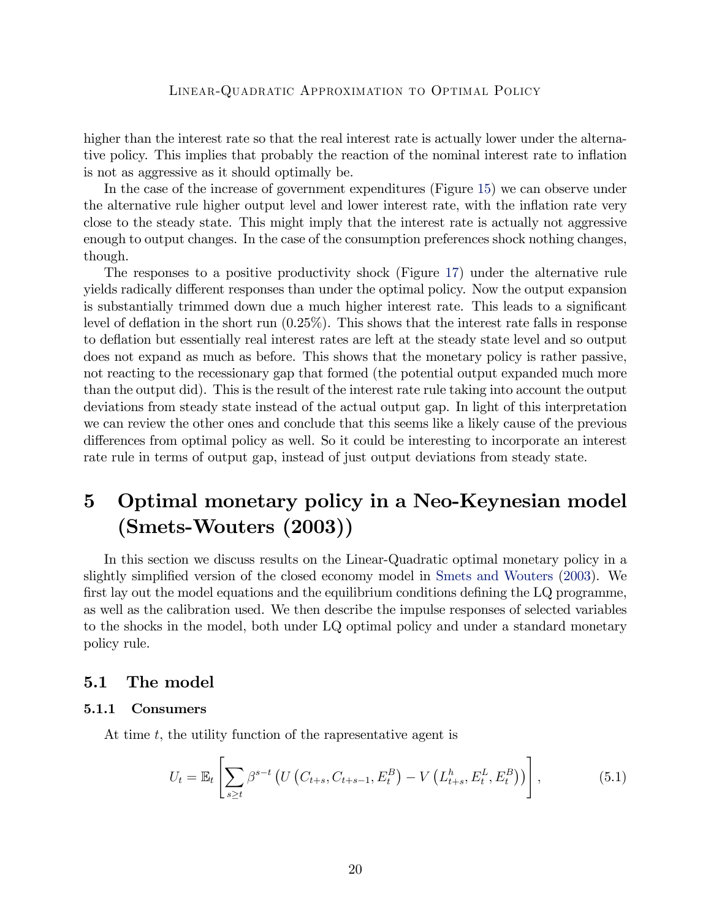higher than the interest rate so that the real interest rate is actually lower under the alternative policy. This implies that probably the reaction of the nominal interest rate to inflation is not as aggressive as it should optimally be.

In the case of the increase of government expenditures (Figure 15) we can observe under the alternative rule higher output level and lower interest rate, with the inflation rate very close to the steady state. This might imply that the interest rate is actually not aggressive enough to output changes. In the case of the consumption preferences shock nothing changes, though.

The responses to a positive productivity shock (Figure 17) under the alternative rule yields radically different responses than under the optimal policy. Now the output expansion is substantially trimmed down due a much higher interest rate. This leads to a significant level of deflation in the short run (0.25%). This shows that the interest rate falls in response to deflation but essentially real interest rates are left at the steady state level and so output does not expand as much as before. This shows that the monetary policy is rather passive, not reacting to the recessionary gap that formed (the potential output expanded much more than the output did). This is the result of the interest rate rule taking into account the output deviations from steady state instead of the actual output gap. In light of this interpretation we can review the other ones and conclude that this seems like a likely cause of the previous differences from optimal policy as well. So it could be interesting to incorporate an interest rate rule in terms of output gap, instead of just output deviations from steady state.

# 5 Optimal monetary policy in a Neo-Keynesian model (Smets-Wouters (2003))

In this section we discuss results on the Linear-Quadratic optimal monetary policy in a slightly simplified version of the closed economy model in Smets and Wouters (2003). We first lay out the model equations and the equilibrium conditions defining the LQ programme, as well as the calibration used. We then describe the impulse responses of selected variables to the shocks in the model, both under LQ optimal policy and under a standard monetary policy rule.

## 5.1 The model

### 5.1.1 Consumers

At time $t$, the utility function of the rapresentative agent is

$$U_t = \mathbb{E}_t \left[ \sum_{s \geq t} \beta^{s-t} \left( U\left(C_{t+s}, C_{t+s-1}, E_t^B\right) - V\left(L_{t+s}^h, E_t^L, E_t^B\right) \right) \right], \tag{5.1}$$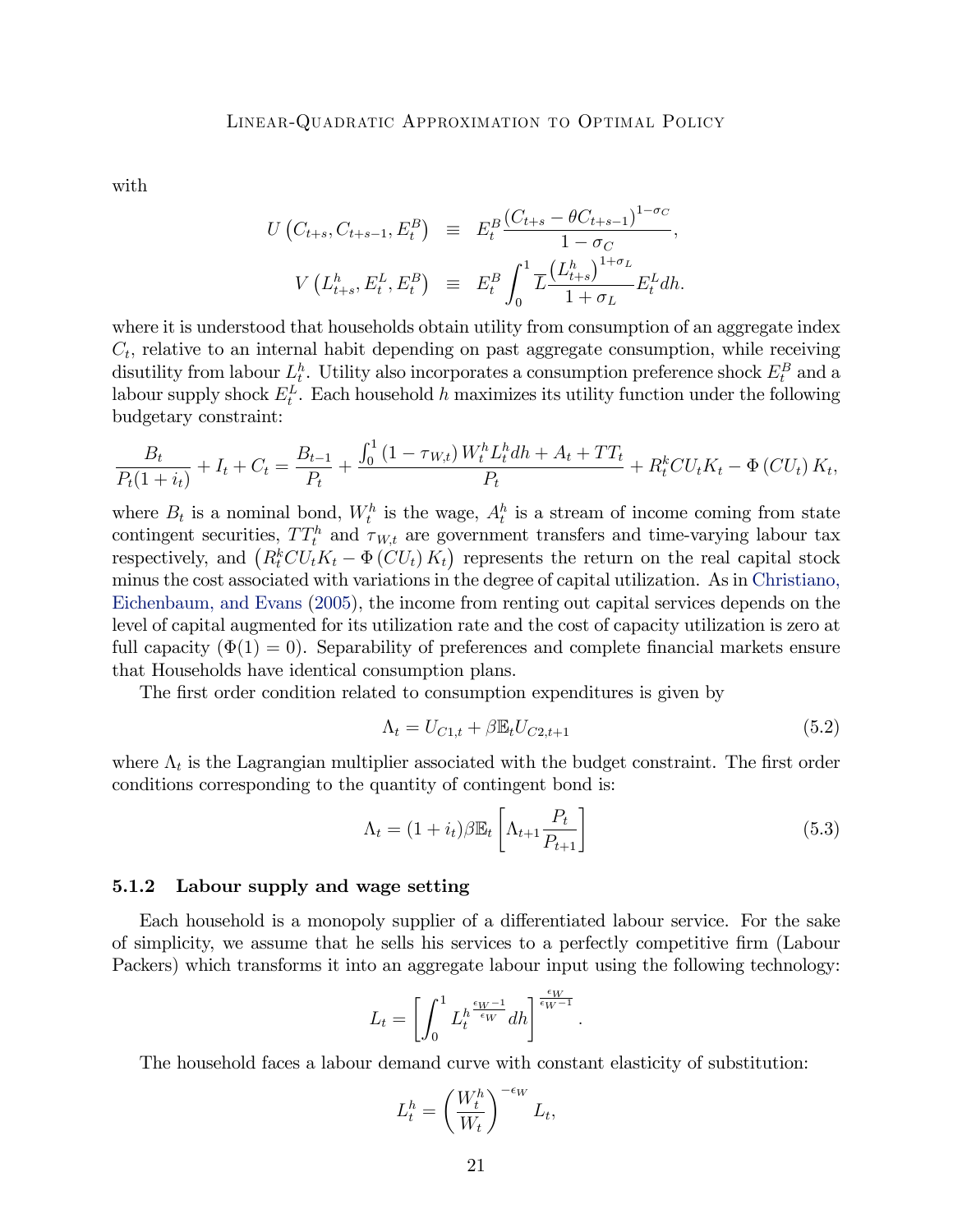with

$$
\begin{aligned}
U\left(C_{t+s}, C_{t+s-1}, E_t^B\right) &\equiv E_t^B \frac{\left(C_{t+s} - \theta C_{t+s-1}\right)^{1-\sigma_C}}{1-\sigma_C}, \\
V\left(L_{t+s}^h, E_t^L, E_t^B\right) &\equiv E_t^B \int_0^1 \overline{L} \frac{\left(L_{t+s}^h\right)^{1+\sigma_L}}{1+\sigma_L} E_t^L dh.
\end{aligned}
$$

where it is understood that households obtain utility from consumption of an aggregate index $C_t$, relative to an internal habit depending on past aggregate consumption, while receiving disutility from labour $L_t^h$. Utility also incorporates a consumption preference shock $E_t^B$ and a labour supply shock $E_t^L$. Each household $h$ maximizes its utility function under the following budgetary constraint:

$$
\frac{B_t}{P_t(1+i_t)} + I_t + C_t = \frac{B_{t-1}}{P_t} + \frac{\int_0^1 \left(1-\tau_{W,t}\right) W_t^h L_t^h dh + A_t + TT_t}{P_t} + R_t^k CU_t K_t - \Phi\left(CU_t\right) K_t,
$$

where $B_t$ is a nominal bond, $W_t^h$ is the wage, $A_t^h$ is a stream of income coming from state contingent securities, $TT_t^h$ and $\tau_{W,t}$ are government transfers and time-varying labour tax respectively, and $\left(R_t^k CU_t K_t - \Phi\left(CU_t\right) K_t\right)$ represents the return on the real capital stock minus the cost associated with variations in the degree of capital utilization. As in Christiano, Eichenbaum, and Evans (2005), the income from renting out capital services depends on the level of capital augmented for its utilization rate and the cost of capacity utilization is zero at full capacity ($\Phi(1) = 0$). Separability of preferences and complete financial markets ensure that Households have identical consumption plans.

The first order condition related to consumption expenditures is given by

$$
\Lambda_t = U_{C1,t} + \beta \mathbb{E}_t U_{C2,t+1} \tag{5.2}
$$

where $\Lambda_t$ is the Lagrangian multiplier associated with the budget constraint. The first order conditions corresponding to the quantity of contingent bond is:

$$
\Lambda_t = (1+i_t)\beta \mathbb{E}_t \left[\Lambda_{t+1} \frac{P_t}{P_{t+1}}\right] \tag{5.3}
$$

### 5.1.2 Labour supply and wage setting

Each household is a monopoly supplier of a differentiated labour service. For the sake of simplicity, we assume that he sells his services to a perfectly competitive firm (Labour Packers) which transforms it into an aggregate labour input using the following technology:

$$
L_t = \left[\int_0^1 L_t^{h\,\frac{\epsilon_W - 1}{\epsilon_W}} dh\right]^{\frac{\epsilon_W}{\epsilon_W - 1}}.
$$

The household faces a labour demand curve with constant elasticity of substitution:

$$
L_t^h = \left(\frac{W_t^h}{W_t}\right)^{-\epsilon_W} L_t,
$$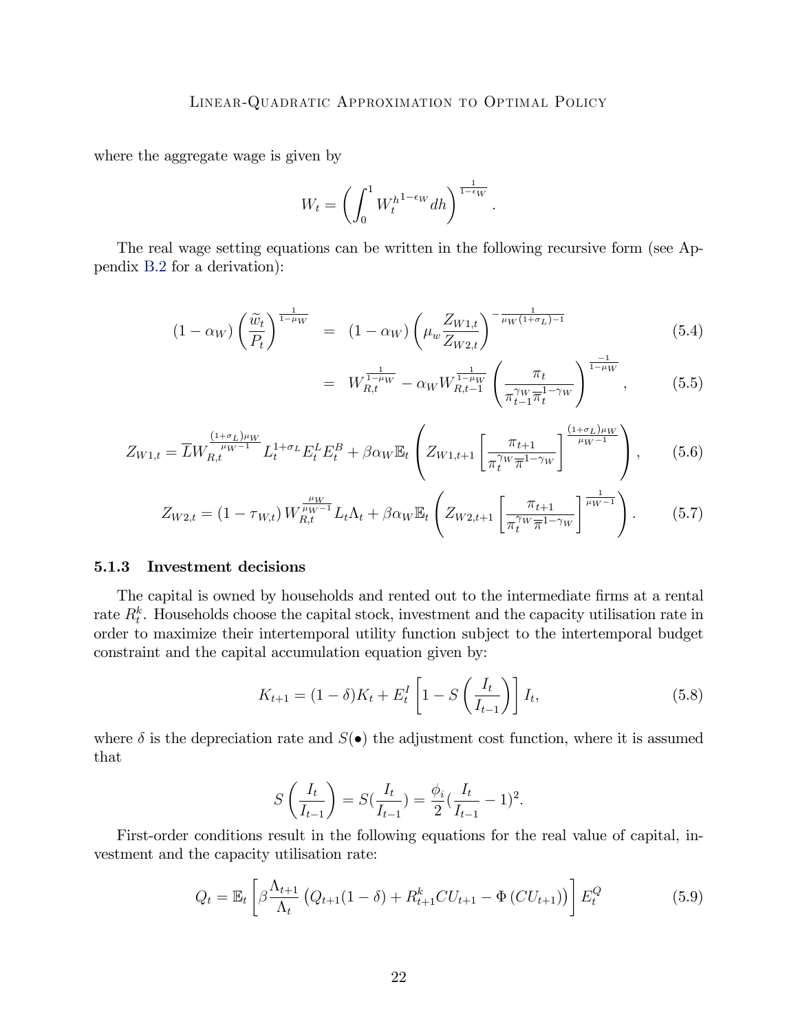where the aggregate wage is given by

$$W_t = \left( \int_0^1 W_t^{h\,1-\epsilon_W} dh \right)^{\frac{1}{1-\epsilon_W}}.$$

The real wage setting equations can be written in the following recursive form (see Appendix B.2 for a derivation):

$$(1-\alpha_W)\left(\frac{\widetilde{w}_t}{P_t}\right)^{\frac{1}{1-\mu_W}} = (1-\alpha_W)\left(\mu_w \frac{Z_{W1,t}}{Z_{W2,t}}\right)^{-\frac{1}{\mu_W(1+\sigma_L)-1}} \tag{5.4}$$

$$= W_{R,t}^{\frac{1}{1-\mu_W}} - \alpha_W W_{R,t-1}^{\frac{1}{1-\mu_W}} \left( \frac{\pi_t}{\pi_{t-1}^{\gamma_W} \overline{\pi}_t^{1-\gamma_W}} \right)^{\frac{-1}{1-\mu_W}}, \tag{5.5}$$

$$Z_{W1,t} = \overline{L} W_{R,t}^{\frac{(1+\sigma_L)\mu_W}{\mu_W-1}} L_t^{1+\sigma_L} E_t^L E_t^B + \beta \alpha_W \mathbb{E}_t \left( Z_{W1,t+1} \left[ \frac{\pi_{t+1}}{\pi_t^{\gamma_W} \overline{\pi}^{1-\gamma_W}} \right]^{\frac{(1+\sigma_L)\mu_W}{\mu_W-1}} \right), \tag{5.6}$$

$$Z_{W2,t} = (1-\tau_{W,t}) W_{R,t}^{\frac{\mu_W}{\mu_W-1}} L_t \Lambda_t + \beta \alpha_W \mathbb{E}_t \left( Z_{W2,t+1} \left[ \frac{\pi_{t+1}}{\pi_t^{\gamma_W} \overline{\pi}^{1-\gamma_W}} \right]^{\frac{1}{\mu_W-1}} \right). \tag{5.7}$$

### 5.1.3 Investment decisions

The capital is owned by households and rented out to the intermediate firms at a rental rate $R_t^k$. Households choose the capital stock, investment and the capacity utilisation rate in order to maximize their intertemporal utility function subject to the intertemporal budget constraint and the capital accumulation equation given by:

$$K_{t+1} = (1-\delta)K_t + E_t^I \left[ 1 - S\left(\frac{I_t}{I_{t-1}}\right) \right] I_t, \tag{5.8}$$

where $\delta$ is the depreciation rate and $S(\bullet)$ the adjustment cost function, where it is assumed that

$$S\left(\frac{I_t}{I_{t-1}}\right) = S(\frac{I_t}{I_{t-1}}) = \frac{\phi_i}{2}(\frac{I_t}{I_{t-1}} - 1)^2.$$

First-order conditions result in the following equations for the real value of capital, investment and the capacity utilisation rate:

$$Q_t = \mathbb{E}_t \left[ \beta \frac{\Lambda_{t+1}}{\Lambda_t} \left( Q_{t+1}(1-\delta) + R_{t+1}^k CU_{t+1} - \Phi\left(CU_{t+1}\right) \right) \right] E_t^Q \tag{5.9}$$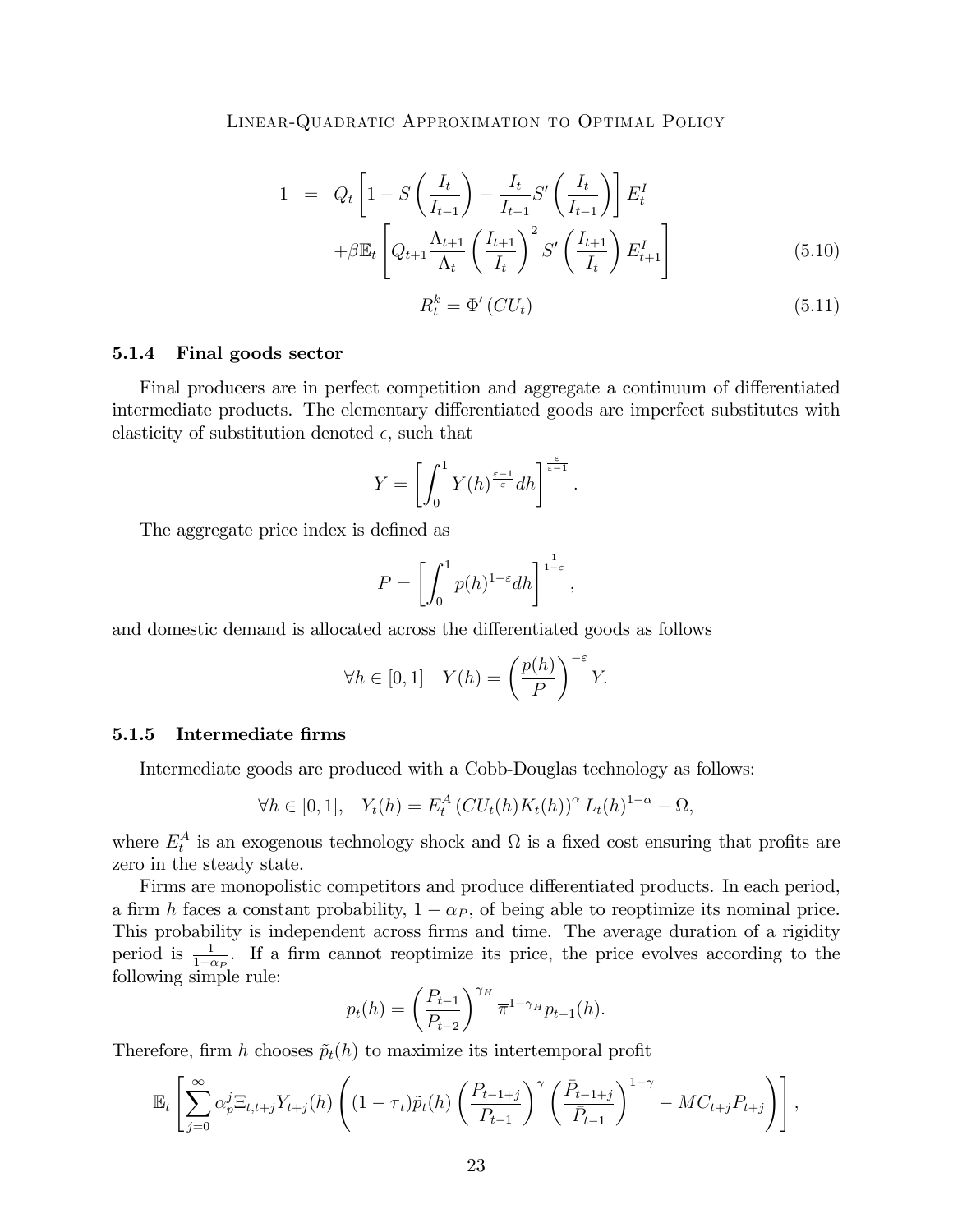$$
\begin{aligned}
1 &= Q_t \left[1 - S\left(\frac{I_t}{I_{t-1}}\right) - \frac{I_t}{I_{t-1}} S'\left(\frac{I_t}{I_{t-1}}\right)\right] E_t^I \\
&\quad + \beta \mathbb{E}_t \left[Q_{t+1} \frac{\Lambda_{t+1}}{\Lambda_t} \left(\frac{I_{t+1}}{I_t}\right)^2 S'\left(\frac{I_{t+1}}{I_t}\right) E_{t+1}^I\right] \qquad (5.10)
\end{aligned}
$$

$$
R_t^k = \Phi'(CU_t) \qquad (5.11)
$$

### 5.1.4 Final goods sector

Final producers are in perfect competition and aggregate a continuum of differentiated intermediate products. The elementary differentiated goods are imperfect substitutes with elasticity of substitution denoted $\epsilon$, such that

$$
Y = \left[\int_0^1 Y(h)^{\frac{\varepsilon-1}{\varepsilon}} dh\right]^{\frac{\varepsilon}{\varepsilon-1}}.
$$

The aggregate price index is defined as

$$
P = \left[\int_0^1 p(h)^{1-\varepsilon} dh\right]^{\frac{1}{1-\varepsilon}},
$$

and domestic demand is allocated across the differentiated goods as follows

$$
\forall h \in [0,1] \quad Y(h) = \left(\frac{p(h)}{P}\right)^{-\varepsilon} Y.
$$

### 5.1.5 Intermediate firms

Intermediate goods are produced with a Cobb-Douglas technology as follows:

$$
\forall h \in [0,1], \quad Y_t(h) = E_t^A \left(CU_t(h) K_t(h)\right)^\alpha L_t(h)^{1-\alpha} - \Omega,
$$

where $E_t^A$ is an exogenous technology shock and $\Omega$ is a fixed cost ensuring that profits are zero in the steady state.

Firms are monopolistic competitors and produce differentiated products. In each period, a firm $h$ faces a constant probability, $1-\alpha_P$, of being able to reoptimize its nominal price. This probability is independent across firms and time. The average duration of a rigidity period is $\frac{1}{1-\alpha_P}$. If a firm cannot reoptimize its price, the price evolves according to the following simple rule:

$$
p_t(h) = \left(\frac{P_{t-1}}{P_{t-2}}\right)^{\gamma_H} \overline{\pi}^{1-\gamma_H} p_{t-1}(h).
$$

Therefore, firm $h$ chooses $\tilde{p}_t(h)$ to maximize its intertemporal profit

$$
\mathbb{E}_t \left[\sum_{j=0}^{\infty} \alpha_p^j \Xi_{t,t+j} Y_{t+j}(h) \left((1-\tau_t)\tilde{p}_t(h) \left(\frac{P_{t-1+j}}{P_{t-1}}\right)^\gamma \left(\frac{\bar{P}_{t-1+j}}{\bar{P}_{t-1}}\right)^{1-\gamma} - MC_{t+j} P_{t+j}\right)\right],
$$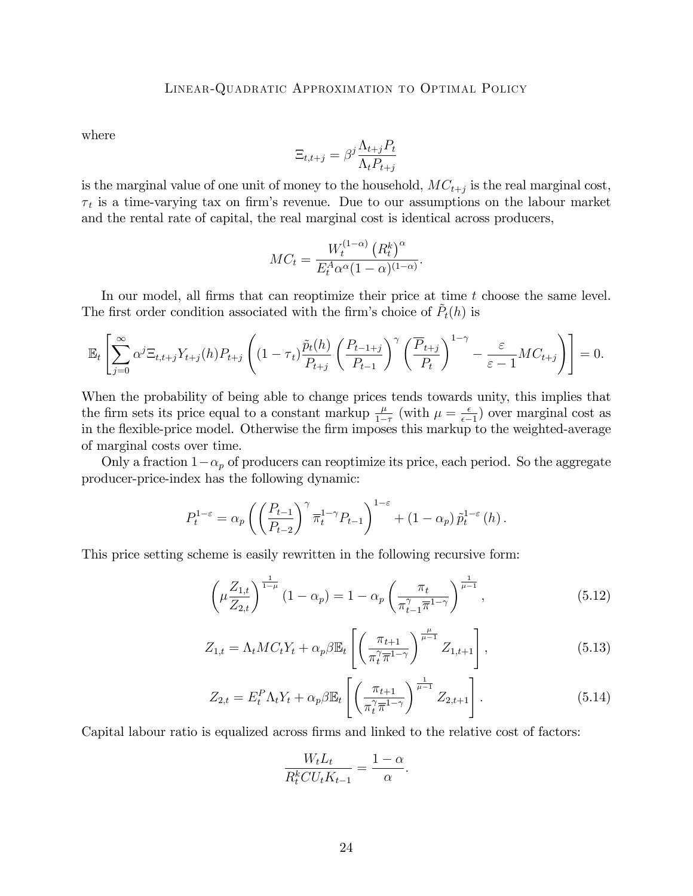where

$$\Xi_{t,t+j} = \beta^j \frac{\Lambda_{t+j} P_t}{\Lambda_t P_{t+j}}$$

is the marginal value of one unit of money to the household, $MC_{t+j}$ is the real marginal cost, $\tau_t$ is a time-varying tax on firm's revenue. Due to our assumptions on the labour market and the rental rate of capital, the real marginal cost is identical across producers,

$$MC_t = \frac{W_t^{(1-\alpha)} \left(R_t^k\right)^{\alpha}}{E_t^A \alpha^{\alpha} (1-\alpha)^{(1-\alpha)}}.$$

In our model, all firms that can reoptimize their price at time $t$ choose the same level. The first order condition associated with the firm's choice of $\tilde{P}_t(h)$ is

$$\mathbb{E}_t \left[ \sum_{j=0}^{\infty} \alpha^j \Xi_{t,t+j} Y_{t+j}(h) P_{t+j} \left( (1-\tau_t) \frac{\tilde{p}_t(h)}{P_{t+j}} \left( \frac{P_{t-1+j}}{P_{t-1}} \right)^{\gamma} \left( \frac{\overline{P}_{t+j}}{P_t} \right)^{1-\gamma} - \frac{\varepsilon}{\varepsilon - 1} MC_{t+j} \right) \right] = 0.$$

When the probability of being able to change prices tends towards unity, this implies that the firm sets its price equal to a constant markup $\frac{\mu}{1-\tau}$ (with $\mu = \frac{\epsilon}{\epsilon-1}$) over marginal cost as in the flexible-price model. Otherwise the firm imposes this markup to the weighted-average of marginal costs over time.

Only a fraction $1-\alpha_p$ of producers can reoptimize its price, each period. So the aggregate producer-price-index has the following dynamic:

$$P_t^{1-\varepsilon} = \alpha_p \left( \left( \frac{P_{t-1}}{P_{t-2}} \right)^{\gamma} \overline{\pi}_t^{1-\gamma} P_{t-1} \right)^{1-\varepsilon} + (1-\alpha_p)\, \tilde{p}_t^{1-\varepsilon}(h).$$

This price setting scheme is easily rewritten in the following recursive form:

$$\left( \mu \frac{Z_{1,t}}{Z_{2,t}} \right)^{\frac{1}{1-\mu}} (1-\alpha_p) = 1 - \alpha_p \left( \frac{\pi_t}{\pi_{t-1}^{\gamma} \overline{\pi}^{1-\gamma}} \right)^{\frac{1}{\mu-1}}, \tag{5.12}$$

$$Z_{1,t} = \Lambda_t MC_t Y_t + \alpha_p \beta \mathbb{E}_t \left[ \left( \frac{\pi_{t+1}}{\pi_t^{\gamma} \overline{\pi}^{1-\gamma}} \right)^{\frac{\mu}{\mu-1}} Z_{1,t+1} \right], \tag{5.13}$$

$$Z_{2,t} = E_t^P \Lambda_t Y_t + \alpha_p \beta \mathbb{E}_t \left[ \left( \frac{\pi_{t+1}}{\pi_t^{\gamma} \overline{\pi}^{1-\gamma}} \right)^{\frac{1}{\mu-1}} Z_{2,t+1} \right]. \tag{5.14}$$

Capital labour ratio is equalized across firms and linked to the relative cost of factors:

$$\frac{W_t L_t}{R_t^k CU_t K_{t-1}} = \frac{1-\alpha}{\alpha}.$$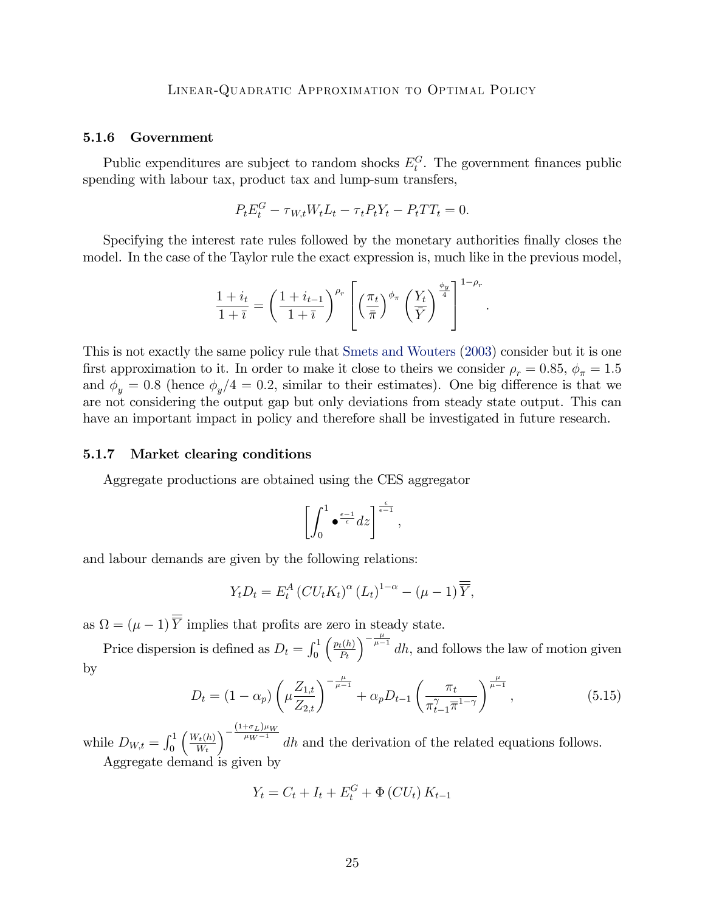### 5.1.6 Government

Public expenditures are subject to random shocks $E_t^G$. The government finances public spending with labour tax, product tax and lump-sum transfers,

$$P_t E_t^G - \tau_{W,t} W_t L_t - \tau_t P_t Y_t - P_t TT_t = 0.$$

Specifying the interest rate rules followed by the monetary authorities finally closes the model. In the case of the Taylor rule the exact expression is, much like in the previous model,

$$\frac{1+i_t}{1+\bar{\imath}} = \left(\frac{1+i_{t-1}}{1+\bar{\imath}}\right)^{\rho_r} \left[\left(\frac{\pi_t}{\bar{\pi}}\right)^{\phi_\pi} \left(\frac{Y_t}{\bar{Y}}\right)^{\frac{\phi_y}{4}}\right]^{1-\rho_r}.$$

This is not exactly the same policy rule that Smets and Wouters (2003) consider but it is one first approximation to it. In order to make it close to theirs we consider $\rho_r = 0.85$, $\phi_\pi = 1.5$ and $\phi_y = 0.8$ (hence $\phi_y/4 = 0.2$, similar to their estimates). One big difference is that we are not considering the output gap but only deviations from steady state output. This can have an important impact in policy and therefore shall be investigated in future research.

### 5.1.7 Market clearing conditions

Aggregate productions are obtained using the CES aggregator

$$\left[\int_0^1 \bullet^{\frac{\epsilon-1}{\epsilon}} dz\right]^{\frac{\epsilon}{\epsilon-1}},$$

and labour demands are given by the following relations:

$$Y_t D_t = E_t^A \left(CU_t K_t\right)^\alpha \left(L_t\right)^{1-\alpha} - (\mu - 1)\overline{\overline{Y}},$$

as $\Omega = (\mu - 1)\overline{\overline{Y}}$ implies that profits are zero in steady state.

Price dispersion is defined as $D_t = \int_0^1 \left(\frac{p_t(h)}{P_t}\right)^{-\frac{\mu}{\mu-1}} dh$, and follows the law of motion given by

$$D_t = (1-\alpha_p)\left(\mu \frac{Z_{1,t}}{Z_{2,t}}\right)^{-\frac{\mu}{\mu-1}} + \alpha_p D_{t-1}\left(\frac{\pi_t}{\pi_{t-1}^{\gamma}\bar{\pi}^{1-\gamma}}\right)^{\frac{\mu}{\mu-1}}, \tag{5.15}$$

while $D_{W,t} = \int_0^1 \left(\frac{W_t(h)}{W_t}\right)^{-\frac{(1+\sigma_L)\mu_W}{\mu_W-1}} dh$ and the derivation of the related equations follows.

Aggregate demand is given by

$$Y_t = C_t + I_t + E_t^G + \Phi\left(CU_t\right) K_{t-1}$$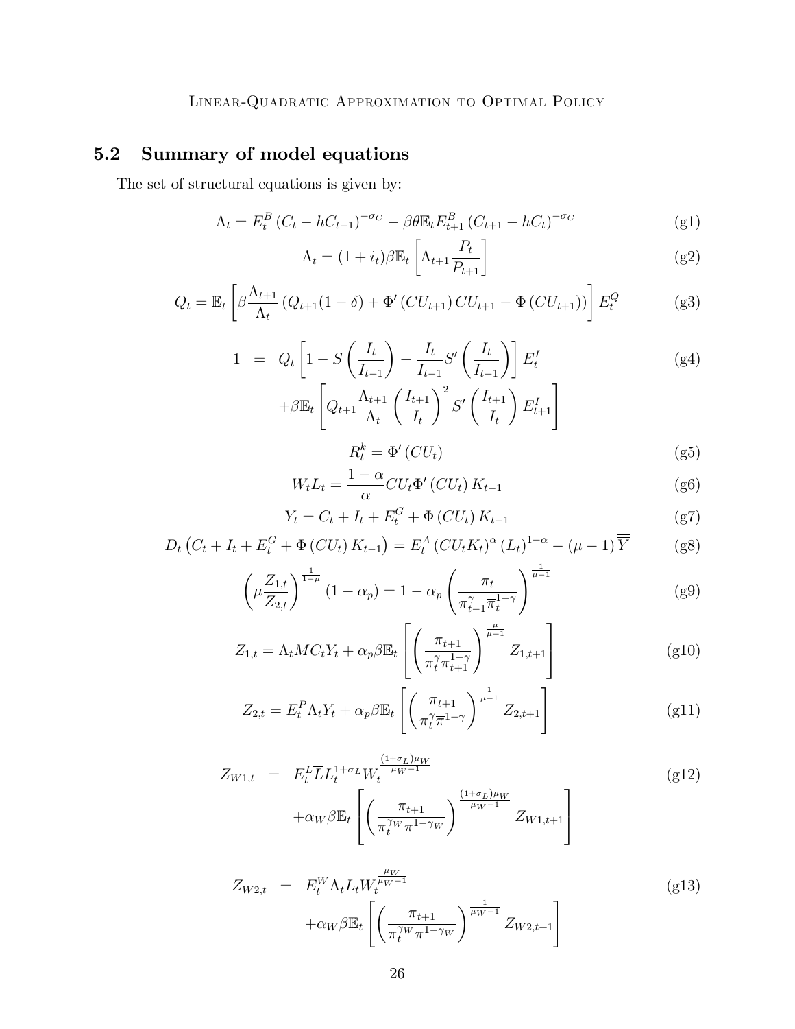## 5.2 Summary of model equations

The set of structural equations is given by:

$$\Lambda_t = E_t^B \left(C_t - hC_{t-1}\right)^{-\sigma_C} - \beta\theta \mathbb{E}_t E_{t+1}^B \left(C_{t+1} - hC_t\right)^{-\sigma_C} \tag{g1}$$

$$\Lambda_t = (1+i_t)\beta \mathbb{E}_t \left[\Lambda_{t+1} \frac{P_t}{P_{t+1}}\right] \tag{g2}$$

$$Q_t = \mathbb{E}_t \left[\beta \frac{\Lambda_{t+1}}{\Lambda_t} \left(Q_{t+1}(1-\delta) + \Phi'\left(CU_{t+1}\right) CU_{t+1} - \Phi\left(CU_{t+1}\right)\right)\right] E_t^Q \tag{g3}$$

$$\begin{aligned} 1 \;\; = \;\; & Q_t \left[1 - S\left(\frac{I_t}{I_{t-1}}\right) - \frac{I_t}{I_{t-1}} S'\left(\frac{I_t}{I_{t-1}}\right)\right] E_t^I \\ & + \beta \mathbb{E}_t \left[Q_{t+1} \frac{\Lambda_{t+1}}{\Lambda_t} \left(\frac{I_{t+1}}{I_t}\right)^2 S'\left(\frac{I_{t+1}}{I_t}\right) E_{t+1}^I\right] \end{aligned} \tag{g4}$$

$$R_t^k = \Phi'\left(CU_t\right) \tag{g5}$$

$$W_t L_t = \frac{1-\alpha}{\alpha} CU_t \Phi'\left(CU_t\right) K_{t-1} \tag{g6}$$

$$Y_t = C_t + I_t + E_t^G + \Phi\left(CU_t\right) K_{t-1} \tag{g7}$$

$$D_t \left(C_t + I_t + E_t^G + \Phi\left(CU_t\right) K_{t-1}\right) = E_t^A \left(CU_t K_t\right)^{\alpha} \left(L_t\right)^{1-\alpha} - (\mu - 1)\overline{\overline{Y}} \tag{g8}$$

$$\left(\mu \frac{Z_{1,t}}{Z_{2,t}}\right)^{\frac{1}{1-\mu}} (1-\alpha_p) = 1 - \alpha_p \left(\frac{\pi_t}{\pi_{t-1}^{\gamma} \overline{\pi}_t^{1-\gamma}}\right)^{\frac{1}{\mu-1}} \tag{g9}$$

$$Z_{1,t} = \Lambda_t MC_t Y_t + \alpha_p \beta \mathbb{E}_t \left[\left(\frac{\pi_{t+1}}{\pi_t^{\gamma} \overline{\pi}_{t+1}^{1-\gamma}}\right)^{\frac{\mu}{\mu-1}} Z_{1,t+1}\right] \tag{g10}$$

$$Z_{2,t} = E_t^P \Lambda_t Y_t + \alpha_p \beta \mathbb{E}_t \left[\left(\frac{\pi_{t+1}}{\pi_t^{\gamma} \overline{\pi}^{1-\gamma}}\right)^{\frac{1}{\mu-1}} Z_{2,t+1}\right] \tag{g11}$$

$$\begin{aligned} Z_{W1,t} \;\; = \;\; & E_t^L \overline{L} L_t^{1+\sigma_L} W_t^{\frac{(1+\sigma_L)\mu_W}{\mu_W - 1}} \\ & + \alpha_W \beta \mathbb{E}_t \left[\left(\frac{\pi_{t+1}}{\pi_t^{\gamma_W} \overline{\pi}^{1-\gamma_W}}\right)^{\frac{(1+\sigma_L)\mu_W}{\mu_W - 1}} Z_{W1,t+1}\right] \end{aligned} \tag{g12}$$

$$\begin{aligned} Z_{W2,t} \;\; = \;\; & E_t^W \Lambda_t L_t W_t^{\frac{\mu_W}{\mu_W - 1}} \\ & + \alpha_W \beta \mathbb{E}_t \left[\left(\frac{\pi_{t+1}}{\pi_t^{\gamma_W} \overline{\pi}^{1-\gamma_W}}\right)^{\frac{1}{\mu_W - 1}} Z_{W2,t+1}\right] \end{aligned} \tag{g13}$$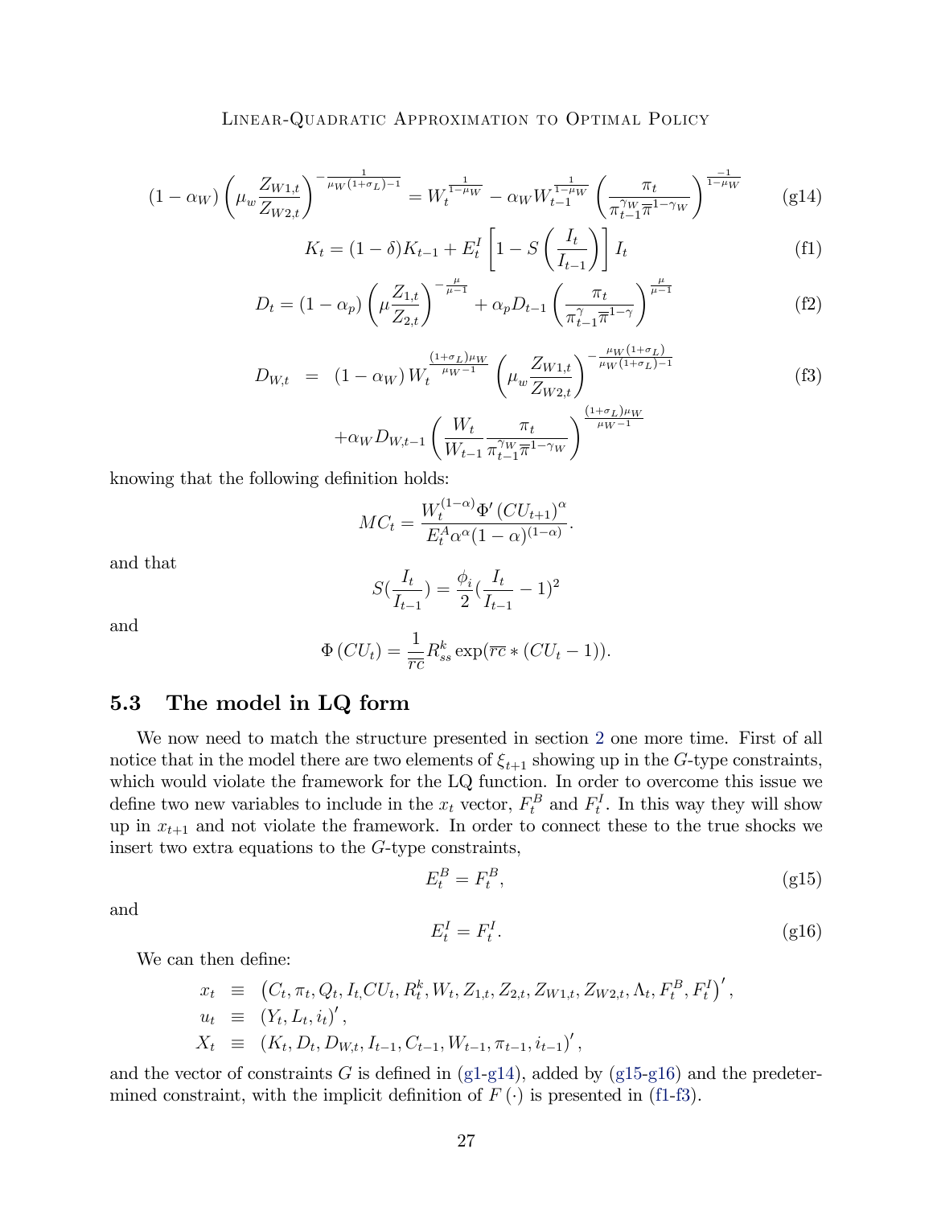$$
(1-\alpha_W)\left(\mu_w \frac{Z_{W1,t}}{Z_{W2,t}}\right)^{-\frac{1}{\mu_W(1+\sigma_L)-1}} = W_t^{\frac{1}{1-\mu_W}} - \alpha_W W_{t-1}^{\frac{1}{1-\mu_W}} \left(\frac{\pi_t}{\pi_{t-1}^{\gamma_W}\overline{\pi}^{1-\gamma_W}}\right)^{\frac{-1}{1-\mu_W}} \tag{g14}
$$

$$
K_t = (1-\delta)K_{t-1} + E_t^I \left[1 - S\left(\frac{I_t}{I_{t-1}}\right)\right] I_t \tag{f1}
$$

$$
D_t = (1-\alpha_p)\left(\mu \frac{Z_{1,t}}{Z_{2,t}}\right)^{-\frac{\mu}{\mu-1}} + \alpha_p D_{t-1}\left(\frac{\pi_t}{\pi_{t-1}^{\gamma}\overline{\pi}^{1-\gamma}}\right)^{\frac{\mu}{\mu-1}} \tag{f2}
$$

$$
\begin{aligned}
D_{W,t} \;&=\; (1-\alpha_W)\, W_t^{\frac{(1+\sigma_L)\mu_W}{\mu_W-1}} \left(\mu_w \frac{Z_{W1,t}}{Z_{W2,t}}\right)^{-\frac{\mu_W(1+\sigma_L)}{\mu_W(1+\sigma_L)-1}} \\
&\quad + \alpha_W D_{W,t-1}\left(\frac{W_t}{W_{t-1}} \frac{\pi_t}{\pi_{t-1}^{\gamma_W}\overline{\pi}^{1-\gamma_W}}\right)^{\frac{(1+\sigma_L)\mu_W}{\mu_W-1}}
\end{aligned} \tag{f3}
$$

knowing that the following definition holds:

$$
MC_t = \frac{W_t^{(1-\alpha)}\Phi'\left(CU_{t+1}\right)^{\alpha}}{E_t^A \alpha^{\alpha}(1-\alpha)^{(1-\alpha)}}.
$$

and that

$$
S\left(\frac{I_t}{I_{t-1}}\right) = \frac{\phi_i}{2}\left(\frac{I_t}{I_{t-1}} - 1\right)^2
$$

and

$$
\Phi\left(CU_t\right) = \frac{1}{\overline{rc}} R_{ss}^k \exp(\overline{rc} * (CU_t - 1)).
$$

## 5.3 The model in LQ form

We now need to match the structure presented in section 2 one more time. First of all notice that in the model there are two elements of $\xi_{t+1}$ showing up in the $G$-type constraints, which would violate the framework for the LQ function. In order to overcome this issue we define two new variables to include in the $x_t$ vector, $F_t^B$ and $F_t^I$. In this way they will show up in $x_{t+1}$ and not violate the framework. In order to connect these to the true shocks we insert two extra equations to the $G$-type constraints,

$$
E_t^B = F_t^B, \tag{g15}
$$

and

$$
E_t^I = F_t^I. \tag{g16}
$$

We can then define:

$$
\begin{aligned}
x_t \;&\equiv\; \left(C_t, \pi_t, Q_t, I_t, CU_t, R_t^k, W_t, Z_{1,t}, Z_{2,t}, Z_{W1,t}, Z_{W2,t}, \Lambda_t, F_t^B, F_t^I\right)', \\
u_t \;&\equiv\; \left(Y_t, L_t, i_t\right)', \\
X_t \;&\equiv\; \left(K_t, D_t, D_{W,t}, I_{t-1}, C_{t-1}, W_{t-1}, \pi_{t-1}, i_{t-1}\right)',
\end{aligned}
$$

and the vector of constraints $G$ is defined in (g1-g14), added by (g15-g16) and the predetermined constraint, with the implicit definition of $F(\cdot)$ is presented in (f1-f3).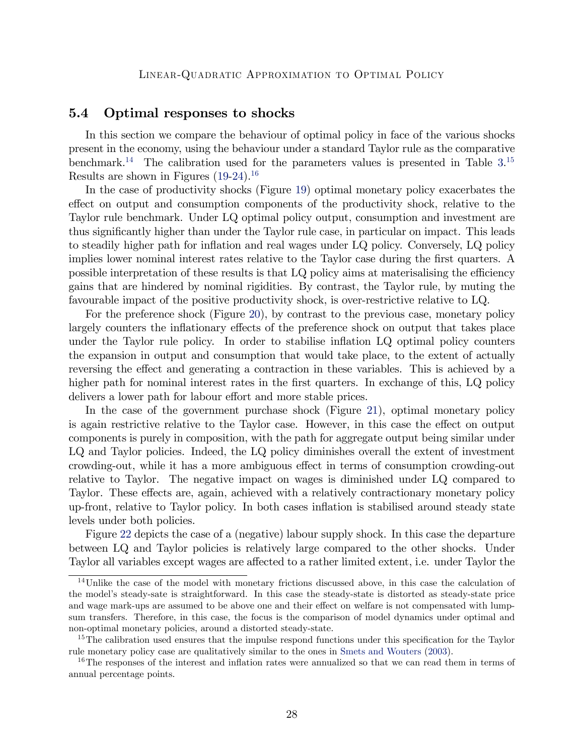## 5.4 Optimal responses to shocks

In this section we compare the behaviour of optimal policy in face of the various shocks present in the economy, using the behaviour under a standard Taylor rule as the comparative benchmark.[14] The calibration used for the parameters values is presented in Table 3.[15] Results are shown in Figures (19-24).[16]

In the case of productivity shocks (Figure 19) optimal monetary policy exacerbates the effect on output and consumption components of the productivity shock, relative to the Taylor rule benchmark. Under LQ optimal policy output, consumption and investment are thus significantly higher than under the Taylor rule case, in particular on impact. This leads to steadily higher path for inflation and real wages under LQ policy. Conversely, LQ policy implies lower nominal interest rates relative to the Taylor case during the first quarters. A possible interpretation of these results is that LQ policy aims at materisalising the efficiency gains that are hindered by nominal rigidities. By contrast, the Taylor rule, by muting the favourable impact of the positive productivity shock, is over-restrictive relative to LQ.

For the preference shock (Figure 20), by contrast to the previous case, monetary policy largely counters the inflationary effects of the preference shock on output that takes place under the Taylor rule policy. In order to stabilise inflation LQ optimal policy counters the expansion in output and consumption that would take place, to the extent of actually reversing the effect and generating a contraction in these variables. This is achieved by a higher path for nominal interest rates in the first quarters. In exchange of this, LQ policy delivers a lower path for labour effort and more stable prices.

In the case of the government purchase shock (Figure 21), optimal monetary policy is again restrictive relative to the Taylor case. However, in this case the effect on output components is purely in composition, with the path for aggregate output being similar under LQ and Taylor policies. Indeed, the LQ policy diminishes overall the extent of investment crowding-out, while it has a more ambiguous effect in terms of consumption crowding-out relative to Taylor. The negative impact on wages is diminished under LQ compared to Taylor. These effects are, again, achieved with a relatively contractionary monetary policy up-front, relative to Taylor policy. In both cases inflation is stabilised around steady state levels under both policies.

Figure 22 depicts the case of a (negative) labour supply shock. In this case the departure between LQ and Taylor policies is relatively large compared to the other shocks. Under Taylor all variables except wages are affected to a rather limited extent, i.e. under Taylor the

[14] Unlike the case of the model with monetary frictions discussed above, in this case the calculation of the model's steady-sate is straightforward. In this case the steady-state is distorted as steady-state price and wage mark-ups are assumed to be above one and their effect on welfare is not compensated with lump-sum transfers. Therefore, in this case, the focus is the comparison of model dynamics under optimal and non-optimal monetary policies, around a distorted steady-state.

[15] The calibration used ensures that the impulse respond functions under this specification for the Taylor rule monetary policy case are qualitatively similar to the ones in Smets and Wouters (2003).

[16] The responses of the interest and inflation rates were annualized so that we can read them in terms of annual percentage points.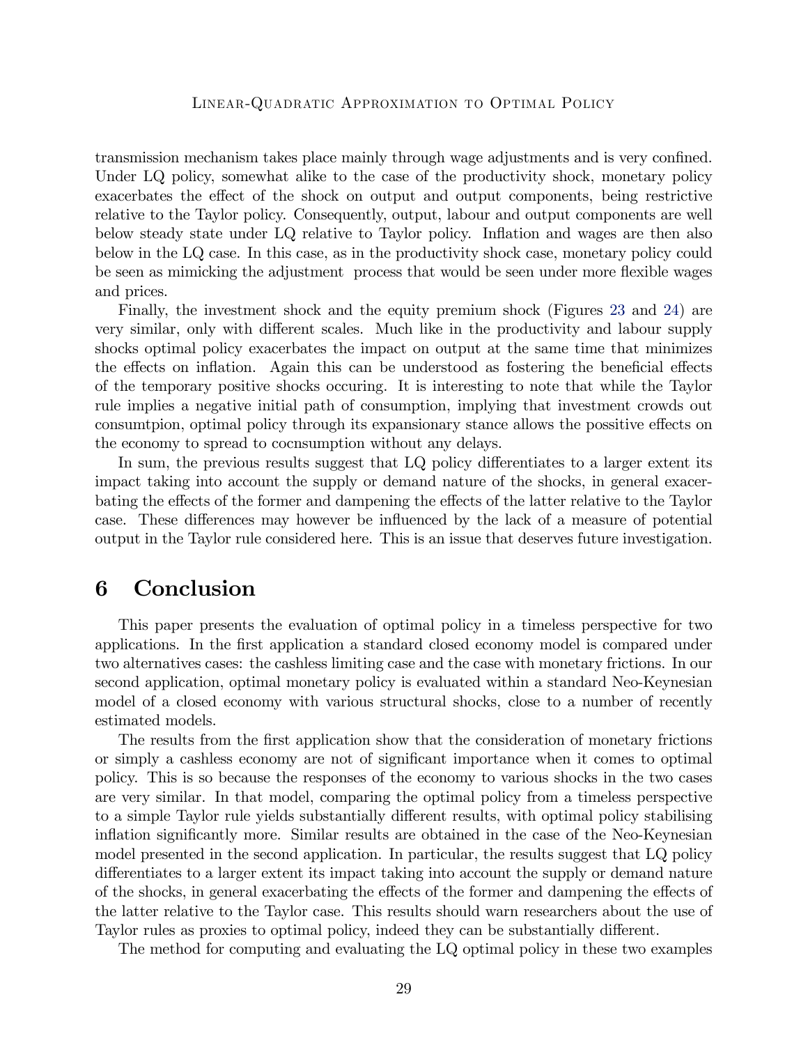transmission mechanism takes place mainly through wage adjustments and is very confined. Under LQ policy, somewhat alike to the case of the productivity shock, monetary policy exacerbates the effect of the shock on output and output components, being restrictive relative to the Taylor policy. Consequently, output, labour and output components are well below steady state under LQ relative to Taylor policy. Inflation and wages are then also below in the LQ case. In this case, as in the productivity shock case, monetary policy could be seen as mimicking the adjustment process that would be seen under more flexible wages and prices.

Finally, the investment shock and the equity premium shock (Figures 23 and 24) are very similar, only with different scales. Much like in the productivity and labour supply shocks optimal policy exacerbates the impact on output at the same time that minimizes the effects on inflation. Again this can be understood as fostering the beneficial effects of the temporary positive shocks occuring. It is interesting to note that while the Taylor rule implies a negative initial path of consumption, implying that investment crowds out consumtpion, optimal policy through its expansionary stance allows the possitive effects on the economy to spread to cocnsumption without any delays.

In sum, the previous results suggest that LQ policy differentiates to a larger extent its impact taking into account the supply or demand nature of the shocks, in general exacerbating the effects of the former and dampening the effects of the latter relative to the Taylor case. These differences may however be influenced by the lack of a measure of potential output in the Taylor rule considered here. This is an issue that deserves future investigation.

# 6 Conclusion

This paper presents the evaluation of optimal policy in a timeless perspective for two applications. In the first application a standard closed economy model is compared under two alternatives cases: the cashless limiting case and the case with monetary frictions. In our second application, optimal monetary policy is evaluated within a standard Neo-Keynesian model of a closed economy with various structural shocks, close to a number of recently estimated models.

The results from the first application show that the consideration of monetary frictions or simply a cashless economy are not of significant importance when it comes to optimal policy. This is so because the responses of the economy to various shocks in the two cases are very similar. In that model, comparing the optimal policy from a timeless perspective to a simple Taylor rule yields substantially different results, with optimal policy stabilising inflation significantly more. Similar results are obtained in the case of the Neo-Keynesian model presented in the second application. In particular, the results suggest that LQ policy differentiates to a larger extent its impact taking into account the supply or demand nature of the shocks, in general exacerbating the effects of the former and dampening the effects of the latter relative to the Taylor case. This results should warn researchers about the use of Taylor rules as proxies to optimal policy, indeed they can be substantially different.

The method for computing and evaluating the LQ optimal policy in these two examples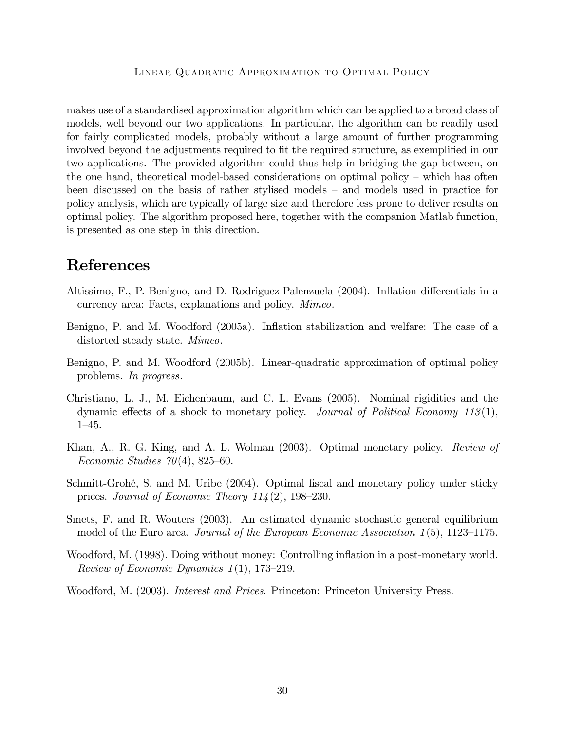makes use of a standardised approximation algorithm which can be applied to a broad class of models, well beyond our two applications. In particular, the algorithm can be readily used for fairly complicated models, probably without a large amount of further programming involved beyond the adjustments required to fit the required structure, as exemplified in our two applications. The provided algorithm could thus help in bridging the gap between, on the one hand, theoretical model-based considerations on optimal policy – which has often been discussed on the basis of rather stylised models – and models used in practice for policy analysis, which are typically of large size and therefore less prone to deliver results on optimal policy. The algorithm proposed here, together with the companion Matlab function, is presented as one step in this direction.

# References

Altissimo, F., P. Benigno, and D. Rodriguez-Palenzuela (2004). Inflation differentials in a currency area: Facts, explanations and policy. *Mimeo*.

Benigno, P. and M. Woodford (2005a). Inflation stabilization and welfare: The case of a distorted steady state. *Mimeo*.

Benigno, P. and M. Woodford (2005b). Linear-quadratic approximation of optimal policy problems. *In progress*.

Christiano, L. J., M. Eichenbaum, and C. L. Evans (2005). Nominal rigidities and the dynamic effects of a shock to monetary policy. *Journal of Political Economy 113*(1), 1–45.

Khan, A., R. G. King, and A. L. Wolman (2003). Optimal monetary policy. *Review of Economic Studies 70*(4), 825–60.

Schmitt-Grohé, S. and M. Uribe (2004). Optimal fiscal and monetary policy under sticky prices. *Journal of Economic Theory 114*(2), 198–230.

Smets, F. and R. Wouters (2003). An estimated dynamic stochastic general equilibrium model of the Euro area. *Journal of the European Economic Association 1*(5), 1123–1175.

Woodford, M. (1998). Doing without money: Controlling inflation in a post-monetary world. *Review of Economic Dynamics 1*(1), 173–219.

Woodford, M. (2003). *Interest and Prices*. Princeton: Princeton University Press.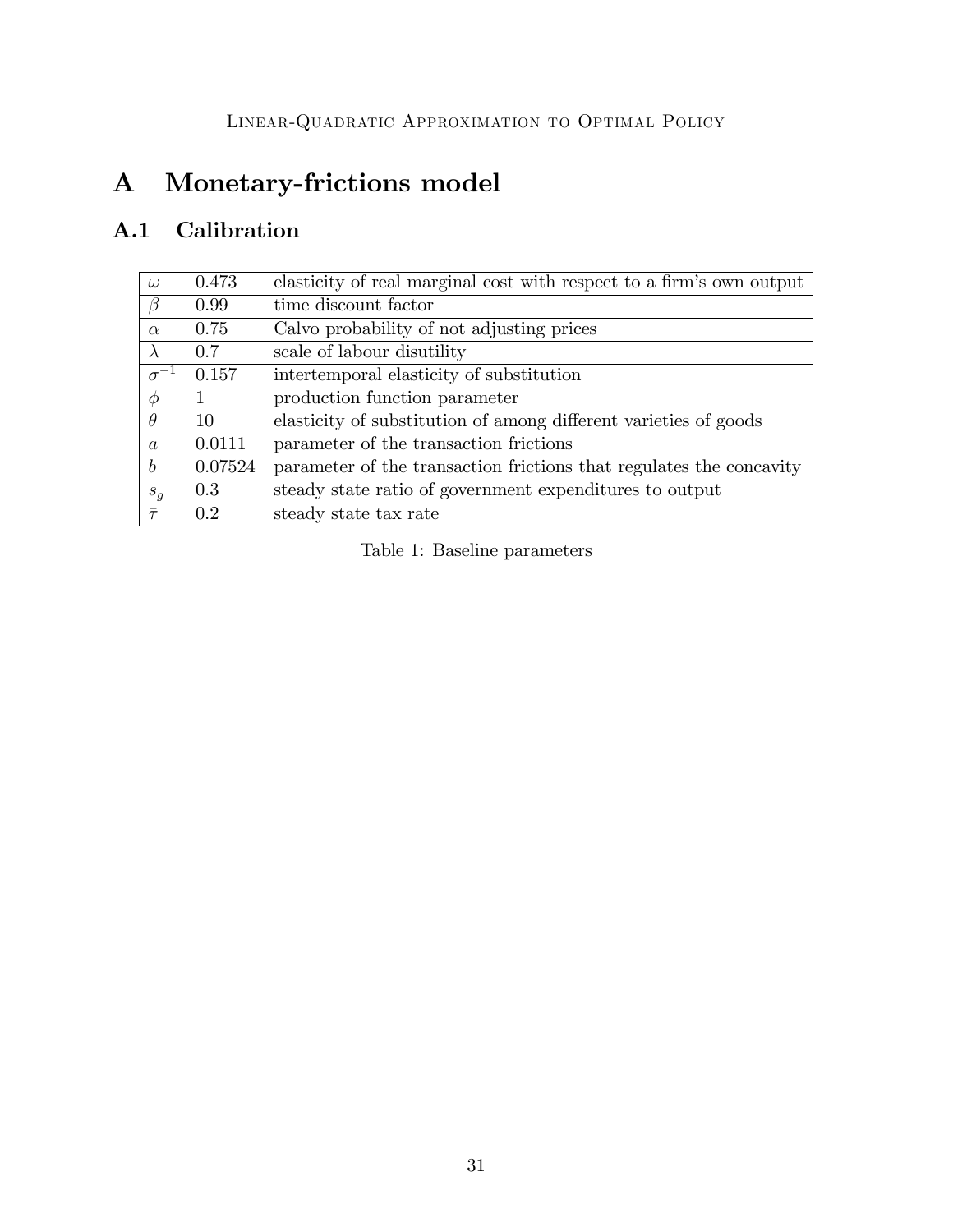# A Monetary-frictions model

## A.1 Calibration

| | | |
|---|---|---|
| $\omega$ | 0.473 | elasticity of real marginal cost with respect to a firm's own output |
| $\beta$ | 0.99 | time discount factor |
| $\alpha$ | 0.75 | Calvo probability of not adjusting prices |
| $\lambda$ | 0.7 | scale of labour disutility |
| $\sigma^{-1}$ | 0.157 | intertemporal elasticity of substitution |
| $\phi$ | 1 | production function parameter |
| $\theta$ | 10 | elasticity of substitution of among different varieties of goods |
| $a$ | 0.0111 | parameter of the transaction frictions |
| $b$ | 0.07524 | parameter of the transaction frictions that regulates the concavity |
| $s_g$ | 0.3 | steady state ratio of government expenditures to output |
| $\bar{\tau}$ | 0.2 | steady state tax rate |

Table 1: Baseline parameters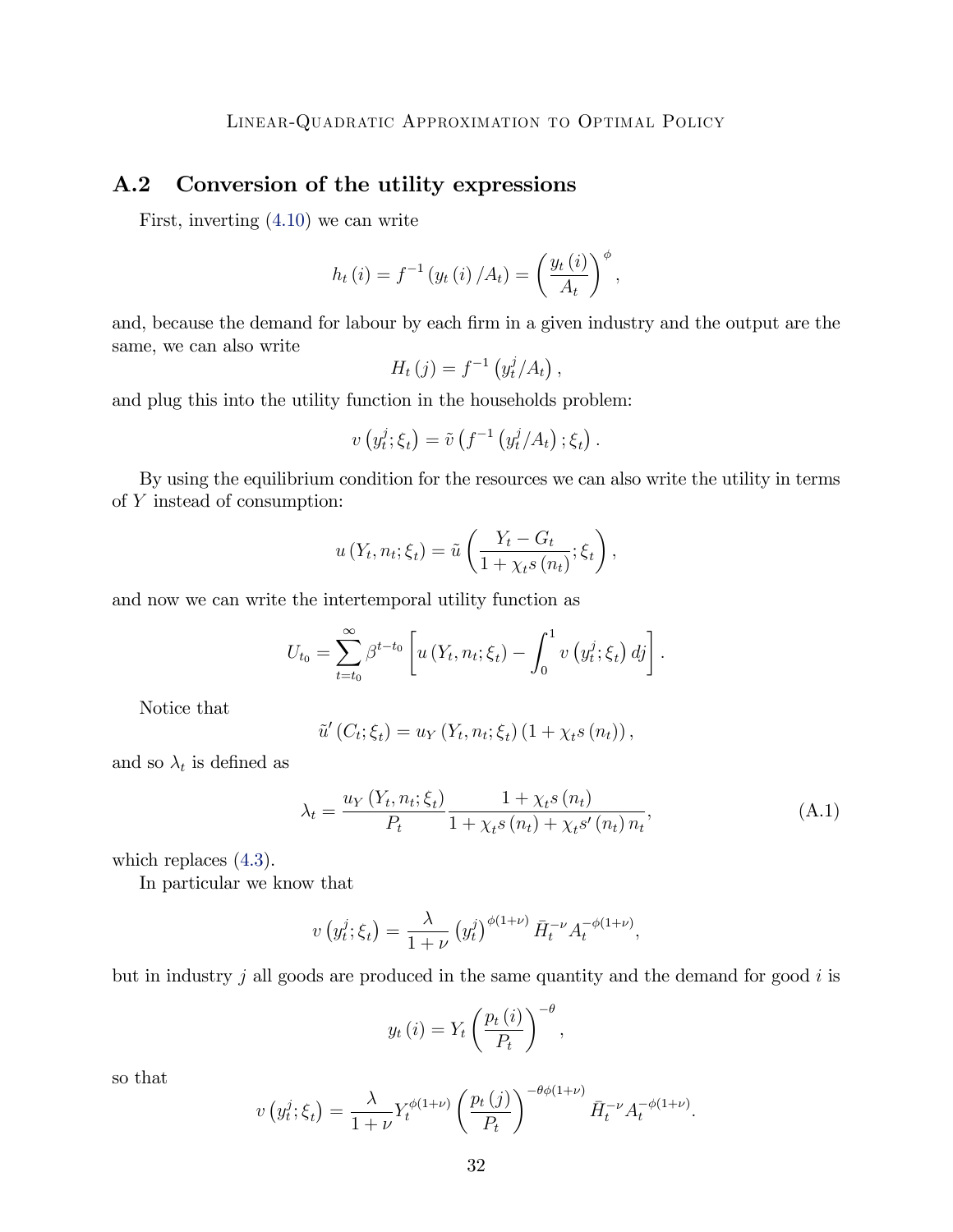## A.2 Conversion of the utility expressions

First, inverting (4.10) we can write

$$h_t(i) = f^{-1}(y_t(i)/A_t) = \left(\frac{y_t(i)}{A_t}\right)^{\phi},$$

and, because the demand for labour by each firm in a given industry and the output are the same, we can also write

$$H_t(j) = f^{-1}\left(y_t^j/A_t\right),$$

and plug this into the utility function in the households problem:

$$v\left(y_t^j;\xi_t\right) = \tilde{v}\left(f^{-1}\left(y_t^j/A_t\right);\xi_t\right).$$

By using the equilibrium condition for the resources we can also write the utility in terms of $Y$ instead of consumption:

$$u(Y_t, n_t;\xi_t) = \tilde{u}\left(\frac{Y_t - G_t}{1+\chi_t s(n_t)};\xi_t\right),$$

and now we can write the intertemporal utility function as

$$U_{t_0} = \sum_{t=t_0}^{\infty} \beta^{t-t_0}\left[u(Y_t, n_t;\xi_t) - \int_0^1 v\left(y_t^j;\xi_t\right)dj\right].$$

Notice that

$$\tilde{u}'(C_t;\xi_t) = u_Y(Y_t, n_t;\xi_t)(1+\chi_t s(n_t)),$$

and so $\lambda_t$ is defined as

$$\lambda_t = \frac{u_Y(Y_t, n_t;\xi_t)}{P_t}\frac{1+\chi_t s(n_t)}{1+\chi_t s(n_t)+\chi_t s'(n_t)\,n_t}, \tag{A.1}$$

which replaces (4.3).

In particular we know that

$$v\left(y_t^j;\xi_t\right) = \frac{\lambda}{1+\nu}\left(y_t^j\right)^{\phi(1+\nu)}\bar{H}_t^{-\nu}A_t^{-\phi(1+\nu)},$$

but in industry $j$ all goods are produced in the same quantity and the demand for good $i$ is

$$y_t(i) = Y_t\left(\frac{p_t(i)}{P_t}\right)^{-\theta},$$

so that

$$v\left(y_t^j;\xi_t\right) = \frac{\lambda}{1+\nu}Y_t^{\phi(1+\nu)}\left(\frac{p_t(j)}{P_t}\right)^{-\theta\phi(1+\nu)}\bar{H}_t^{-\nu}A_t^{-\phi(1+\nu)}.$$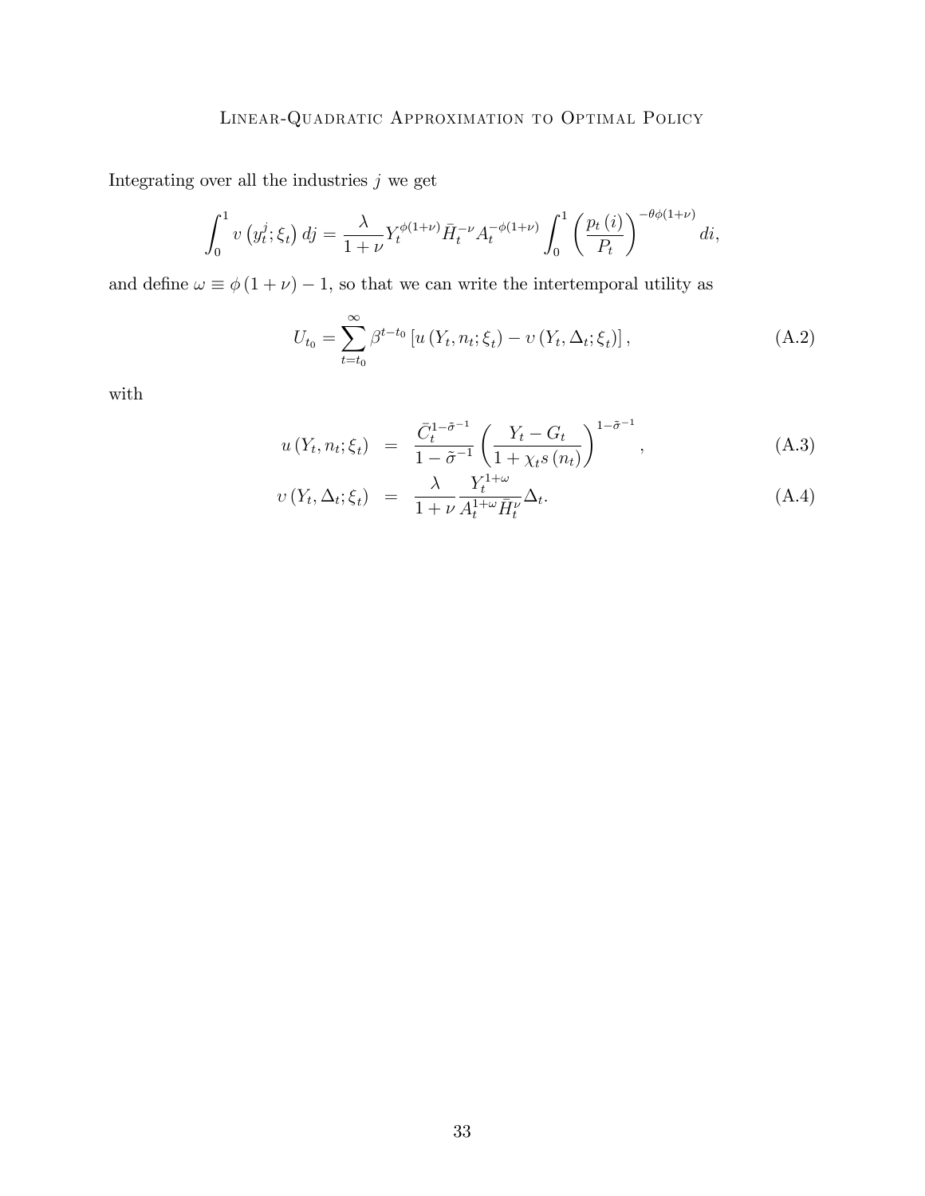Integrating over all the industries $j$ we get

$$\int_0^1 v\left(y_t^j;\xi_t\right)dj = \frac{\lambda}{1+\nu} Y_t^{\phi(1+\nu)} \bar{H}_t^{-\nu} A_t^{-\phi(1+\nu)} \int_0^1 \left(\frac{p_t(i)}{P_t}\right)^{-\theta\phi(1+\nu)} di,$$

and define $\omega \equiv \phi(1+\nu) - 1$, so that we can write the intertemporal utility as

$$U_{t_0} = \sum_{t=t_0}^{\infty} \beta^{t-t_0} \left[u\left(Y_t, n_t;\xi_t\right) - \upsilon\left(Y_t, \Delta_t;\xi_t\right)\right], \tag{A.2}$$

with

$$u\left(Y_t, n_t;\xi_t\right) = \frac{\bar{C}_t^{1-\tilde{\sigma}^{-1}}}{1-\tilde{\sigma}^{-1}} \left(\frac{Y_t - G_t}{1+\chi_t s\left(n_t\right)}\right)^{1-\tilde{\sigma}^{-1}}, \tag{A.3}$$

$$\upsilon\left(Y_t, \Delta_t;\xi_t\right) = \frac{\lambda}{1+\nu} \frac{Y_t^{1+\omega}}{A_t^{1+\omega} \bar{H}_t^{\nu}} \Delta_t. \tag{A.4}$$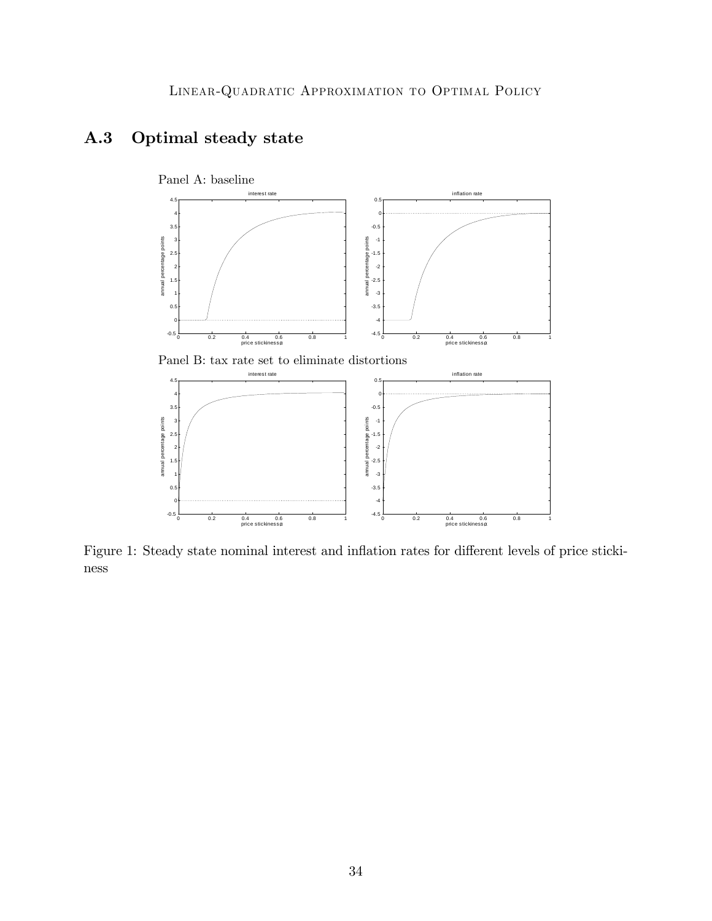## A.3 Optimal steady state

Panel A: baseline

Panel B: tax rate set to eliminate distortions

Figure 1: Steady state nominal interest and inflation rates for different levels of price stickiness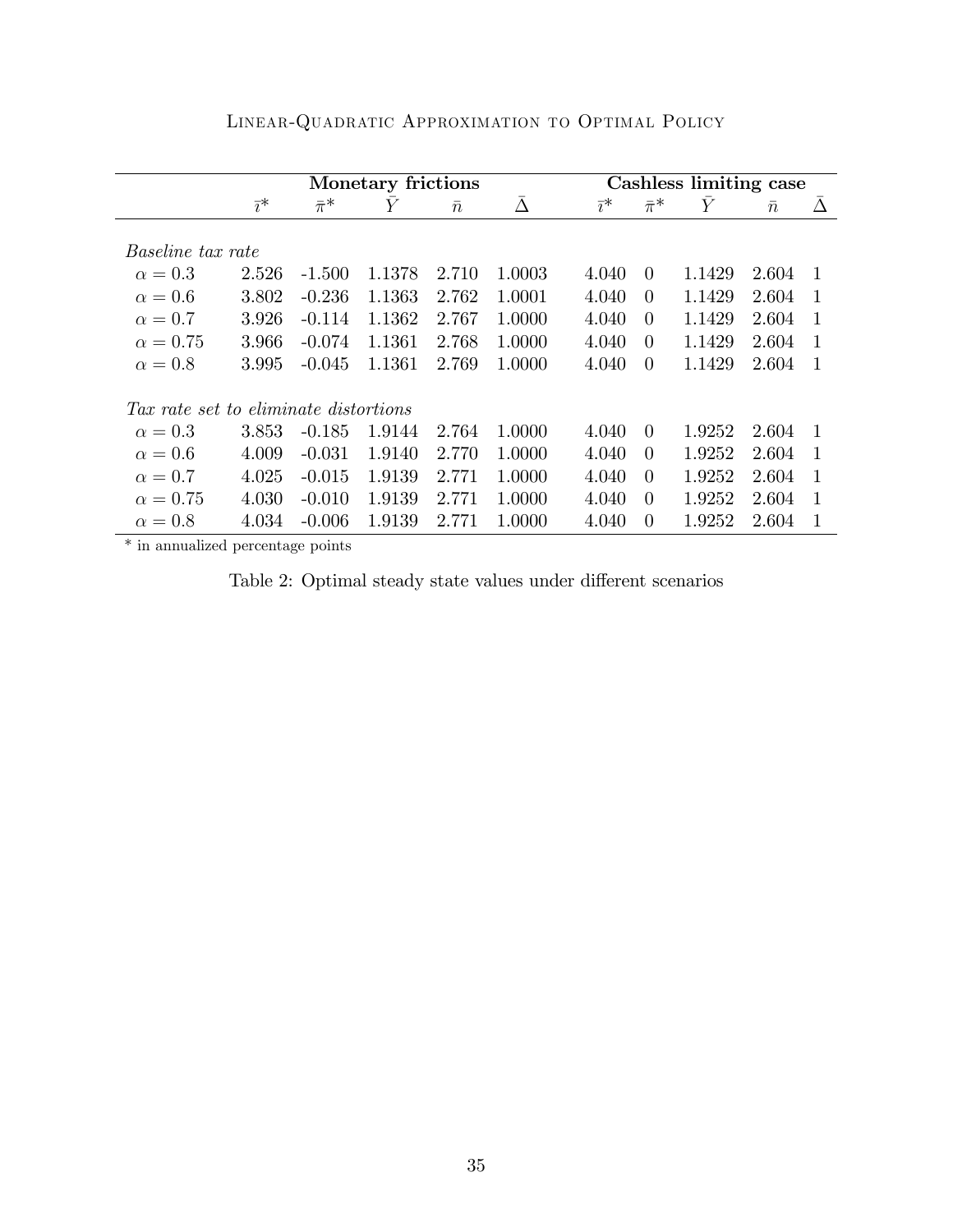| | Monetary frictions | | | | | Cashless limiting case | | | | |
|---|---|---|---|---|---|---|---|---|---|---|
| | $\bar{\imath}$* | $\bar{\pi}$* | $\bar{Y}$ | $\bar{n}$ | $\bar{\Delta}$ | $\bar{\imath}$* | $\bar{\pi}$* | $\bar{Y}$ | $\bar{n}$ | $\bar{\Delta}$ |
| *Baseline tax rate* | | | | | | | | | | |
| $\alpha = 0.3$ | 2.526 | -1.500 | 1.1378 | 2.710 | 1.0003 | 4.040 | 0 | 1.1429 | 2.604 | 1 |
| $\alpha = 0.6$ | 3.802 | -0.236 | 1.1363 | 2.762 | 1.0001 | 4.040 | 0 | 1.1429 | 2.604 | 1 |
| $\alpha = 0.7$ | 3.926 | -0.114 | 1.1362 | 2.767 | 1.0000 | 4.040 | 0 | 1.1429 | 2.604 | 1 |
| $\alpha = 0.75$ | 3.966 | -0.074 | 1.1361 | 2.768 | 1.0000 | 4.040 | 0 | 1.1429 | 2.604 | 1 |
| $\alpha = 0.8$ | 3.995 | -0.045 | 1.1361 | 2.769 | 1.0000 | 4.040 | 0 | 1.1429 | 2.604 | 1 |
| *Tax rate set to eliminate distortions* | | | | | | | | | | |
| $\alpha = 0.3$ | 3.853 | -0.185 | 1.9144 | 2.764 | 1.0000 | 4.040 | 0 | 1.9252 | 2.604 | 1 |
| $\alpha = 0.6$ | 4.009 | -0.031 | 1.9140 | 2.770 | 1.0000 | 4.040 | 0 | 1.9252 | 2.604 | 1 |
| $\alpha = 0.7$ | 4.025 | -0.015 | 1.9139 | 2.771 | 1.0000 | 4.040 | 0 | 1.9252 | 2.604 | 1 |
| $\alpha = 0.75$ | 4.030 | -0.010 | 1.9139 | 2.771 | 1.0000 | 4.040 | 0 | 1.9252 | 2.604 | 1 |
| $\alpha = 0.8$ | 4.034 | -0.006 | 1.9139 | 2.771 | 1.0000 | 4.040 | 0 | 1.9252 | 2.604 | 1 |

* in annualized percentage points

Table 2: Optimal steady state values under different scenarios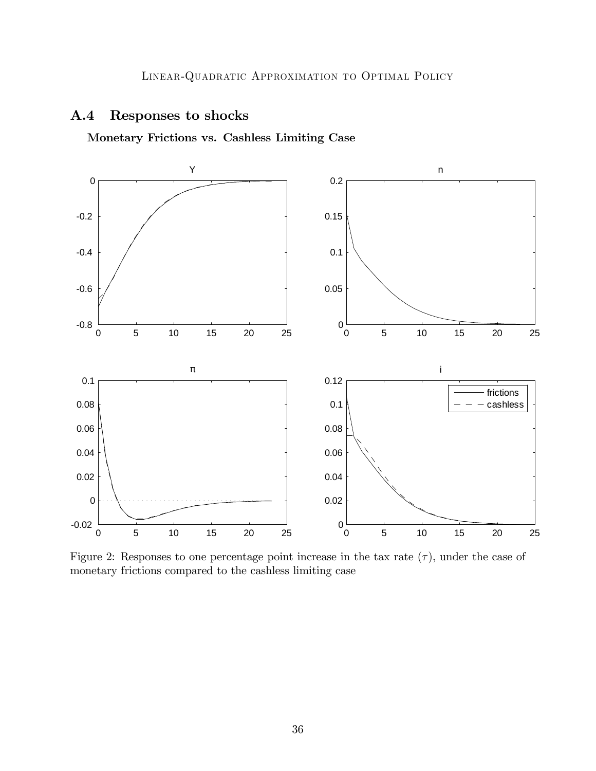## A.4 Responses to shocks

**Monetary Frictions vs. Cashless Limiting Case**

Figure 2: Responses to one percentage point increase in the tax rate ($\tau$), under the case of monetary frictions compared to the cashless limiting case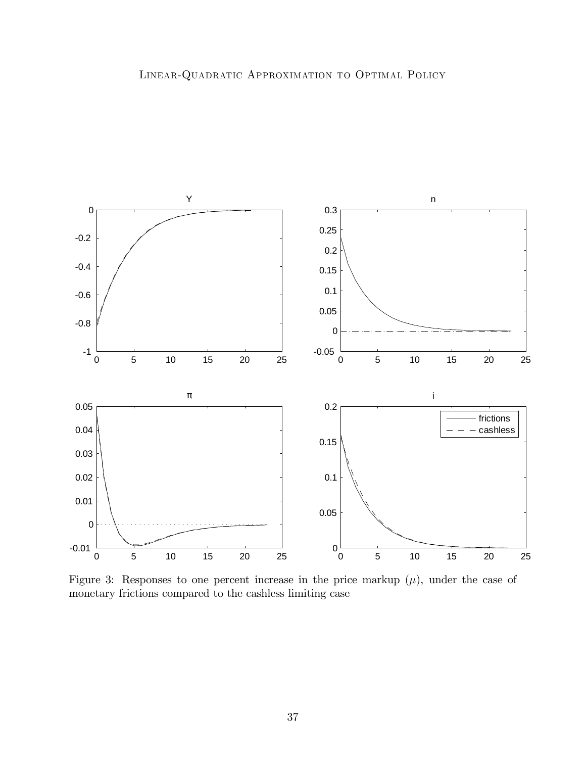Figure 3: Responses to one percent increase in the price markup ($\mu$), under the case of monetary frictions compared to the cashless limiting case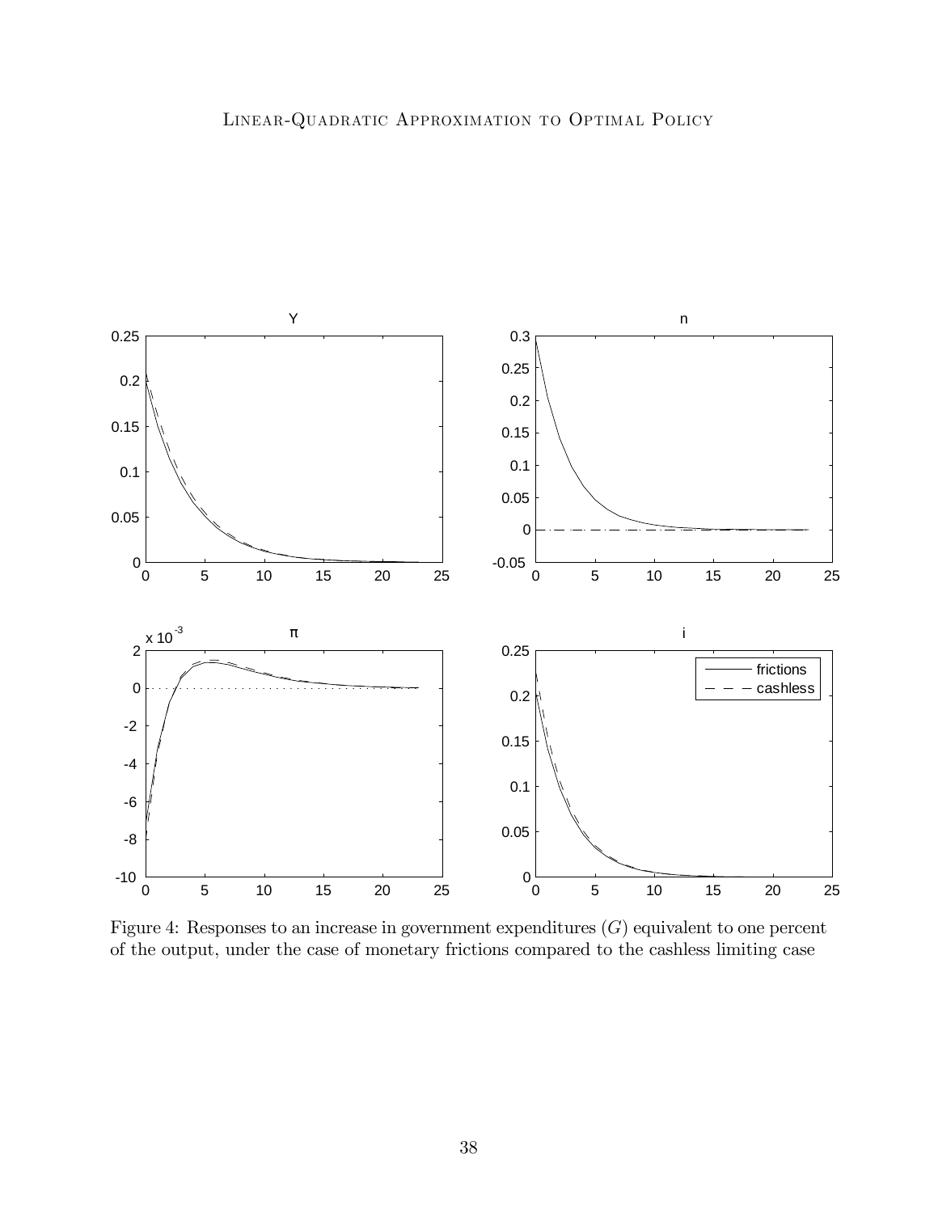Figure 4: Responses to an increase in government expenditures ($G$) equivalent to one percent of the output, under the case of monetary frictions compared to the cashless limiting case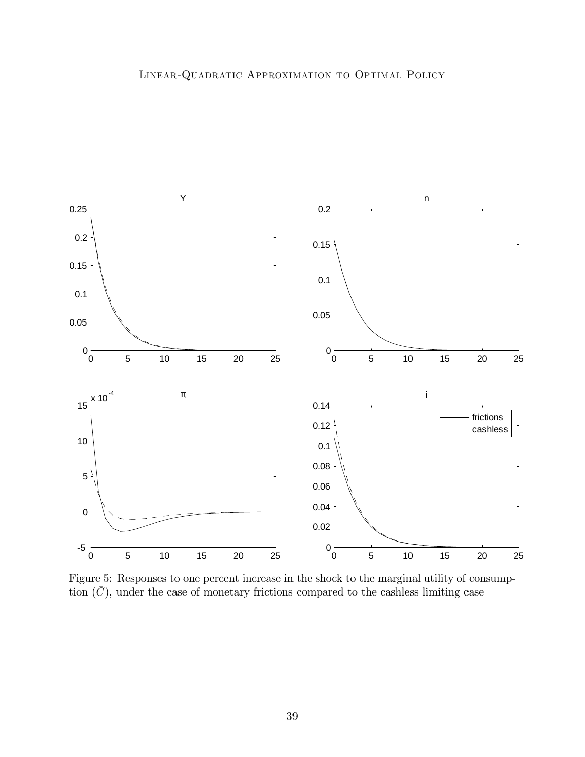Figure 5: Responses to one percent increase in the shock to the marginal utility of consumption ($\bar{C}$), under the case of monetary frictions compared to the cashless limiting case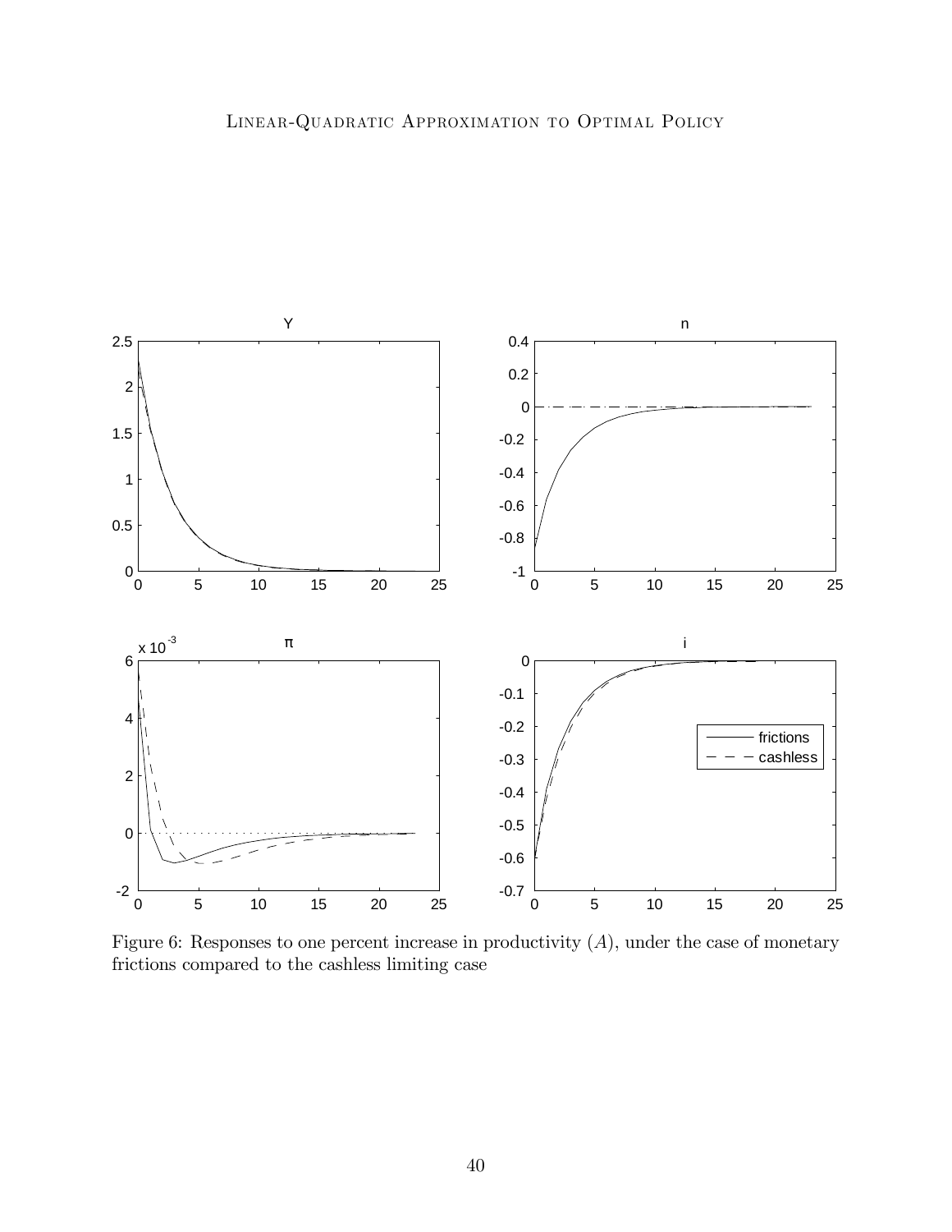Figure 6: Responses to one percent increase in productivity ($A$), under the case of monetary frictions compared to the cashless limiting case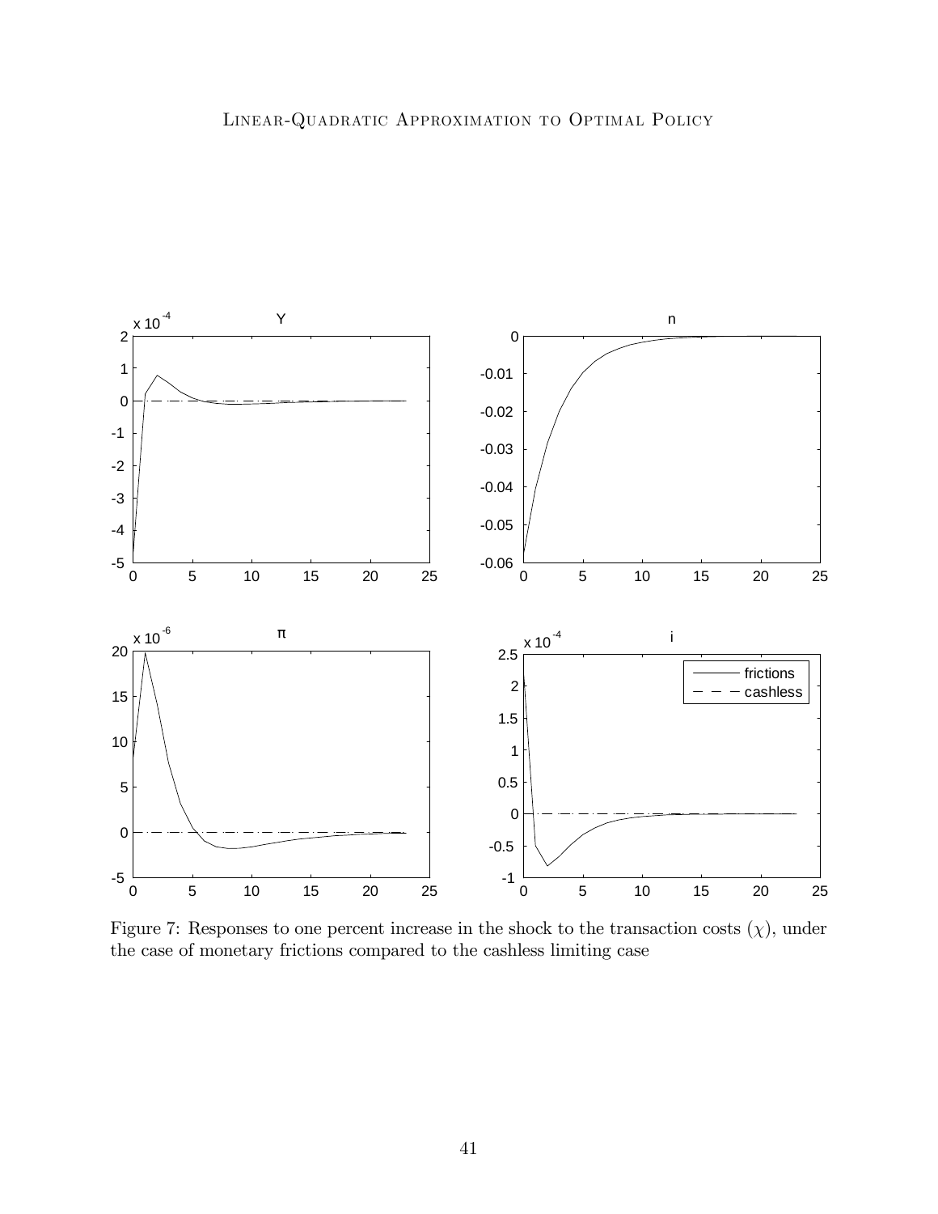Figure 7: Responses to one percent increase in the shock to the transaction costs ($\chi$), under the case of monetary frictions compared to the cashless limiting case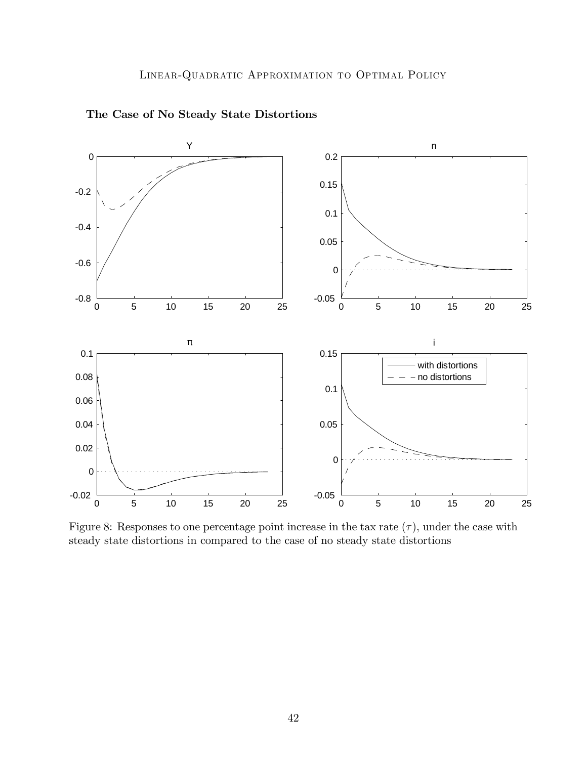**The Case of No Steady State Distortions**

Figure 8: Responses to one percentage point increase in the tax rate ($\tau$), under the case with steady state distortions in compared to the case of no steady state distortions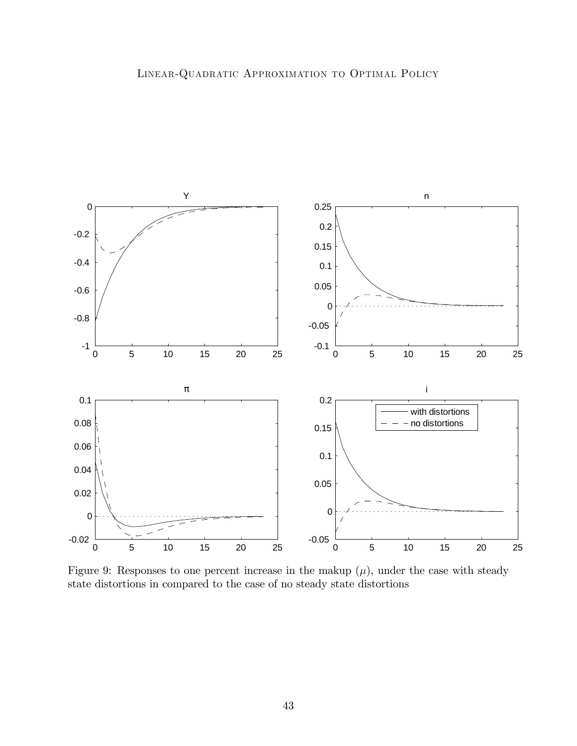Figure 9: Responses to one percent increase in the makup ($\mu$), under the case with steady state distortions in compared to the case of no steady state distortions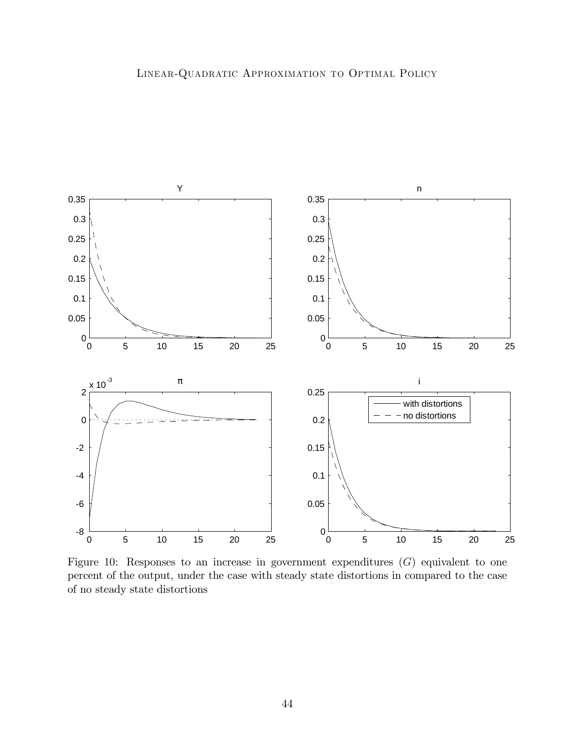Figure 10: Responses to an increase in government expenditures ($G$) equivalent to one percent of the output, under the case with steady state distortions in compared to the case of no steady state distortions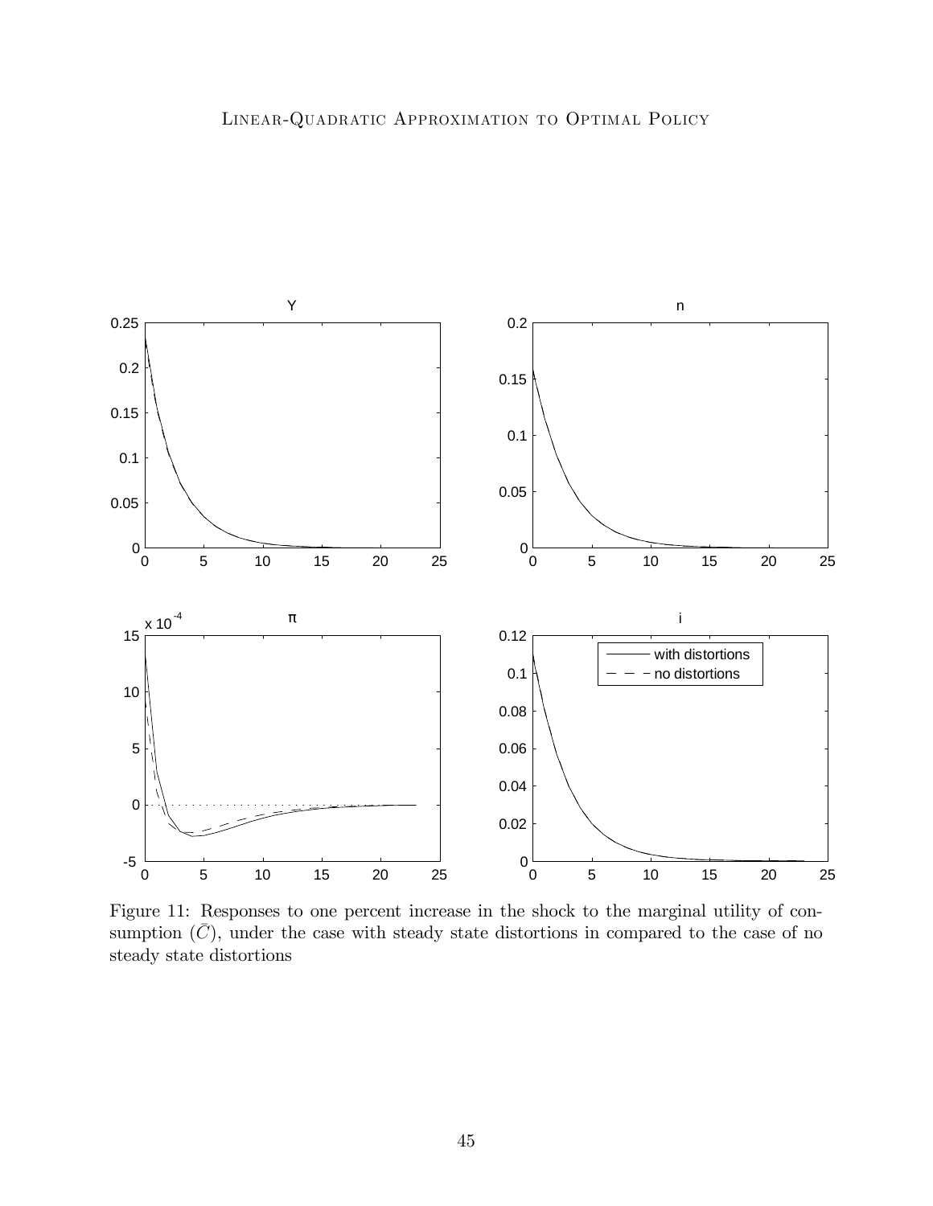Figure 11: Responses to one percent increase in the shock to the marginal utility of consumption ($\bar{C}$), under the case with steady state distortions in compared to the case of no steady state distortions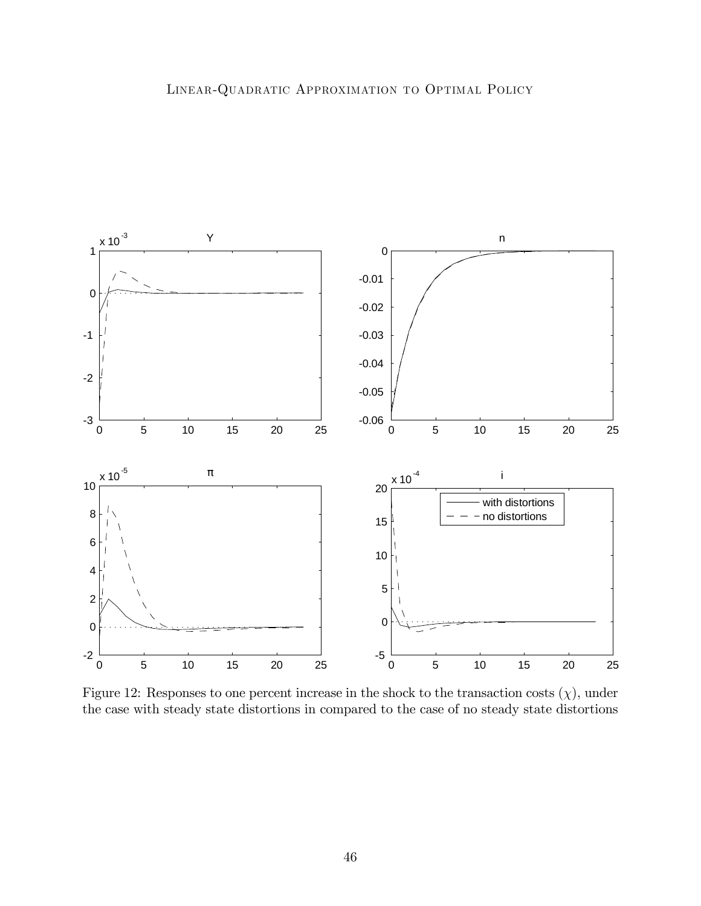Figure 12: Responses to one percent increase in the shock to the transaction costs ($\chi$), under the case with steady state distortions in compared to the case of no steady state distortions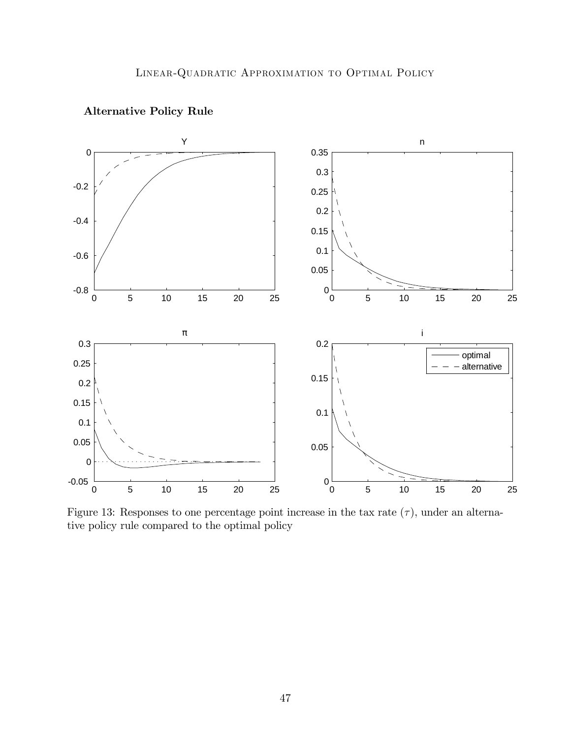**Alternative Policy Rule**

Figure 13: Responses to one percentage point increase in the tax rate ($\tau$), under an alternative policy rule compared to the optimal policy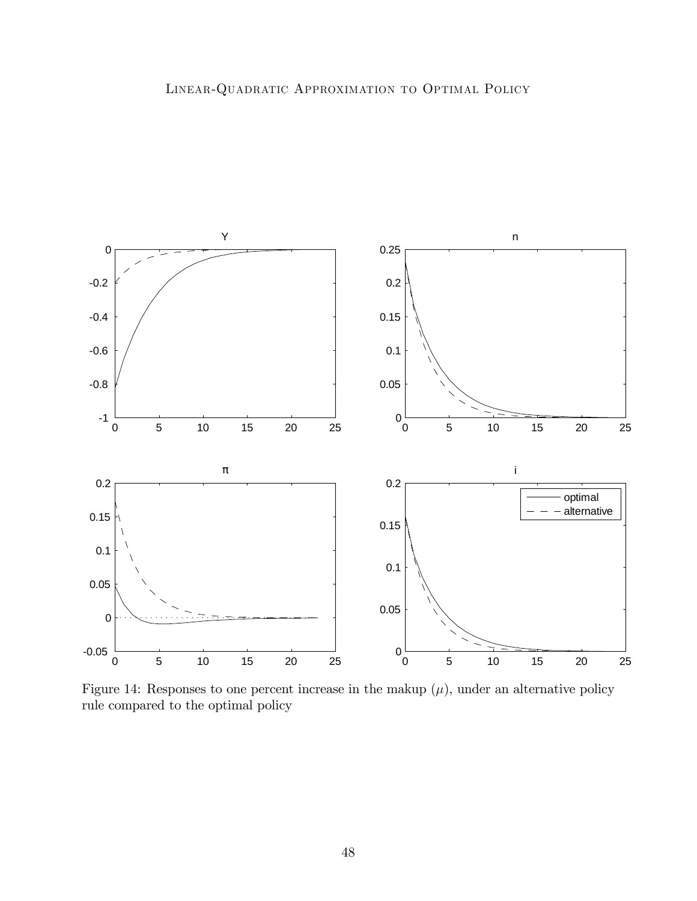Figure 14: Responses to one percent increase in the makup ($\mu$), under an alternative policy rule compared to the optimal policy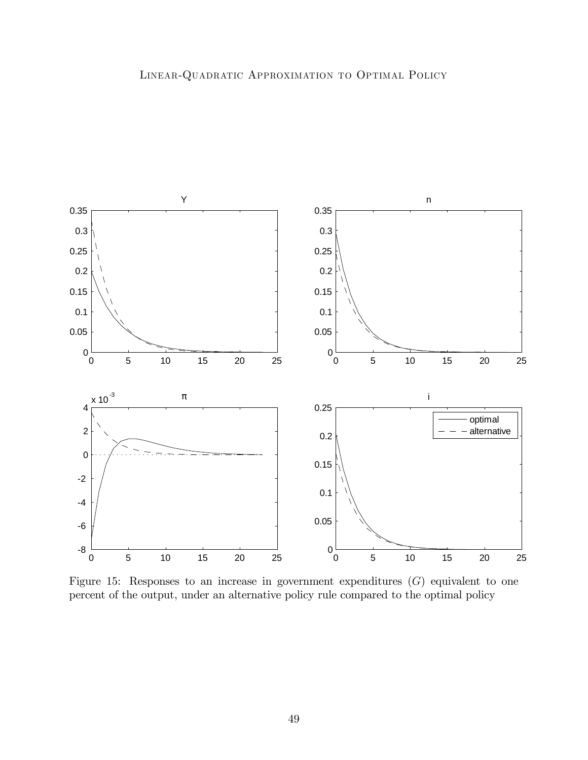Figure 15: Responses to an increase in government expenditures ($G$) equivalent to one percent of the output, under an alternative policy rule compared to the optimal policy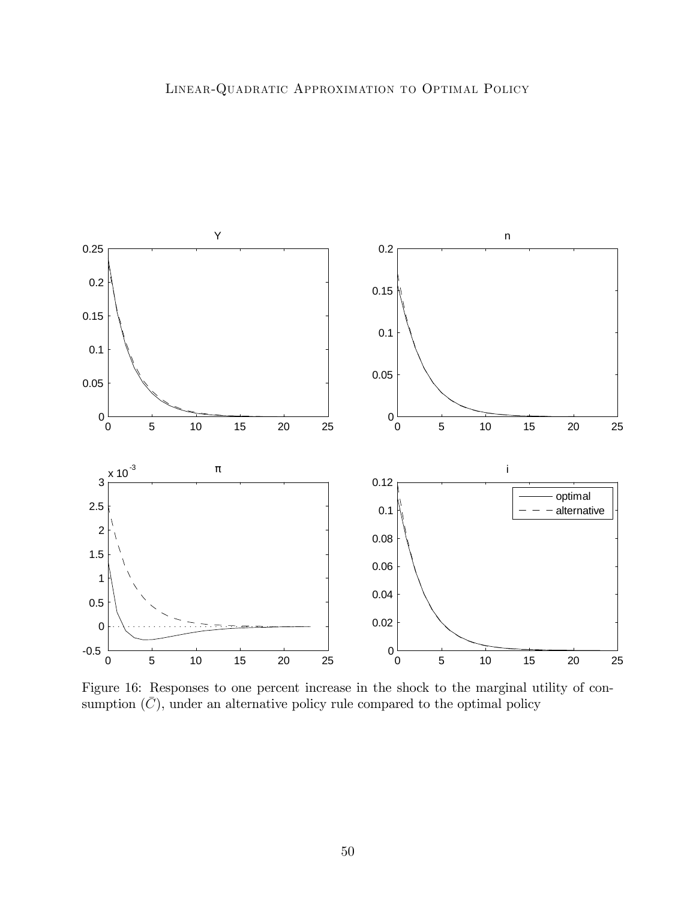Figure 16: Responses to one percent increase in the shock to the marginal utility of consumption ($\bar{C}$), under an alternative policy rule compared to the optimal policy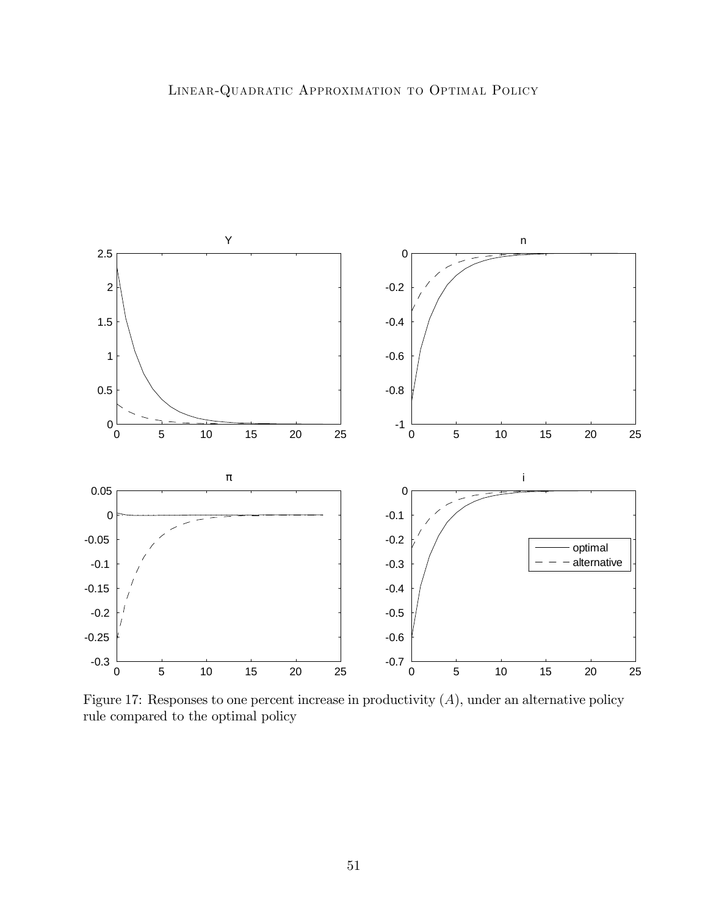Figure 17: Responses to one percent increase in productivity ($A$), under an alternative policy rule compared to the optimal policy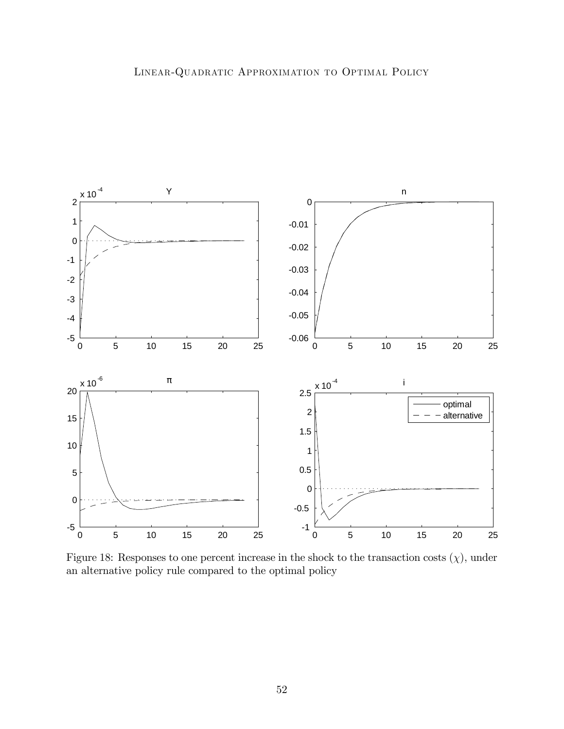Figure 18: Responses to one percent increase in the shock to the transaction costs ($\chi$), under an alternative policy rule compared to the optimal policy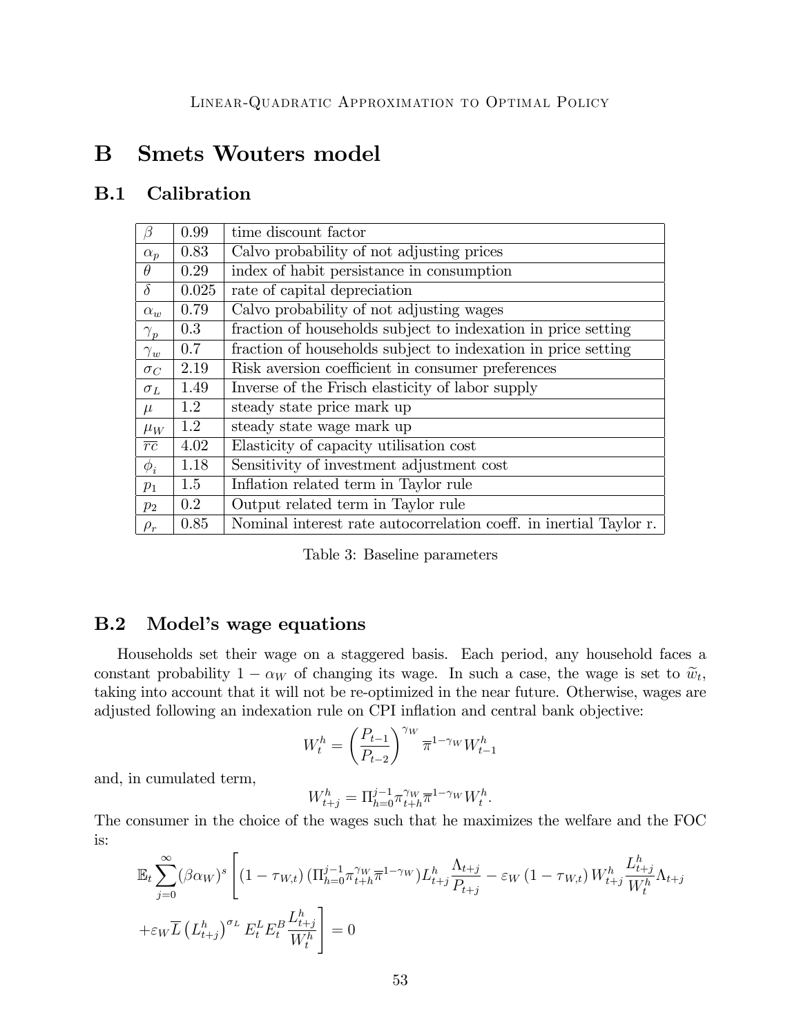# B Smets Wouters model

## B.1 Calibration

| | | |
|---|---|---|
| $\beta$ | 0.99 | time discount factor |
| $\alpha_p$ | 0.83 | Calvo probability of not adjusting prices |
| $\theta$ | 0.29 | index of habit persistance in consumption |
| $\delta$ | 0.025 | rate of capital depreciation |
| $\alpha_w$ | 0.79 | Calvo probability of not adjusting wages |
| $\gamma_p$ | 0.3 | fraction of households subject to indexation in price setting |
| $\gamma_w$ | 0.7 | fraction of households subject to indexation in price setting |
| $\sigma_C$ | 2.19 | Risk aversion coefficient in consumer preferences |
| $\sigma_L$ | 1.49 | Inverse of the Frisch elasticity of labor supply |
| $\mu$ | 1.2 | steady state price mark up |
| $\mu_W$ | 1.2 | steady state wage mark up |
| $\overline{rc}$ | 4.02 | Elasticity of capacity utilisation cost |
| $\phi_i$ | 1.18 | Sensitivity of investment adjustment cost |
| $p_1$ | 1.5 | Inflation related term in Taylor rule |
| $p_2$ | 0.2 | Output related term in Taylor rule |
| $\rho_r$ | 0.85 | Nominal interest rate autocorrelation coeff. in inertial Taylor r. |

Table 3: Baseline parameters

## B.2 Model's wage equations

Households set their wage on a staggered basis. Each period, any household faces a constant probability $1-\alpha_W$ of changing its wage. In such a case, the wage is set to $\widetilde{w}_t$, taking into account that it will not be re-optimized in the near future. Otherwise, wages are adjusted following an indexation rule on CPI inflation and central bank objective:

$$W_t^h = \left(\frac{P_{t-1}}{P_{t-2}}\right)^{\gamma_W} \overline{\pi}^{1-\gamma_W} W_{t-1}^h$$

and, in cumulated term,

$$W_{t+j}^h = \Pi_{h=0}^{j-1} \pi_{t+h}^{\gamma_W} \overline{\pi}^{1-\gamma_W} W_t^h.$$

The consumer in the choice of the wages such that he maximizes the welfare and the FOC is:

$$\mathbb{E}_t \sum_{j=0}^{\infty} (\beta\alpha_W)^s \left[ (1-\tau_{W,t}) \left(\Pi_{h=0}^{j-1} \pi_{t+h}^{\gamma_W} \overline{\pi}^{1-\gamma_W}\right) L_{t+j}^h \frac{\Lambda_{t+j}}{P_{t+j}} - \varepsilon_W (1-\tau_{W,t}) W_{t+j}^h \frac{L_{t+j}^h}{W_t^h} \Lambda_{t+j} \right.$$
$$\left. + \varepsilon_W \overline{L} \left(L_{t+j}^h\right)^{\sigma_L} E_t^L E_t^B \frac{L_{t+j}^h}{W_t^h} \right] = 0$$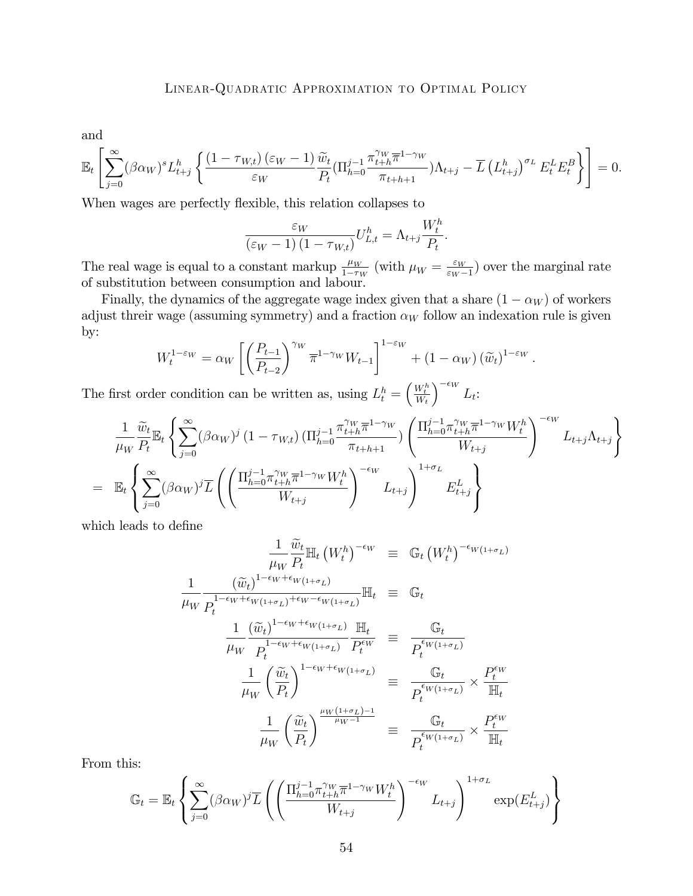and

$$\mathbb{E}_t\left[\sum_{j=0}^{\infty}(\beta\alpha_W)^s L_{t+j}^h\left\{\frac{(1-\tau_{W,t})(\varepsilon_W-1)}{\varepsilon_W}\frac{\widetilde{w}_t}{P_t}(\Pi_{h=0}^{j-1}\frac{\pi_{t+h}^{\gamma_W}\overline{\pi}^{1-\gamma_W}}{\pi_{t+h+1}})\Lambda_{t+j}-\overline{L}\left(L_{t+j}^h\right)^{\sigma_L}E_t^L E_t^B\right\}\right]=0.$$

When wages are perfectly flexible, this relation collapses to

$$\frac{\varepsilon_W}{(\varepsilon_W-1)(1-\tau_{W,t})}U_{L,t}^h=\Lambda_{t+j}\frac{W_t^h}{P_t}.$$

The real wage is equal to a constant markup $\frac{\mu_W}{1-\tau_W}$ (with $\mu_W=\frac{\varepsilon_W}{\varepsilon_W-1}$) over the marginal rate of substitution between consumption and labour.

Finally, the dynamics of the aggregate wage index given that a share $(1-\alpha_W)$ of workers adjust threir wage (assuming symmetry) and a fraction $\alpha_W$ follow an indexation rule is given by:

$$W_t^{1-\varepsilon_W}=\alpha_W\left[\left(\frac{P_{t-1}}{P_{t-2}}\right)^{\gamma_W}\overline{\pi}^{1-\gamma_W}W_{t-1}\right]^{1-\varepsilon_W}+(1-\alpha_W)\left(\widetilde{w}_t\right)^{1-\varepsilon_W}.$$

The first order condition can be written as, using $L_t^h=\left(\frac{W_t^h}{W_t}\right)^{-\epsilon_W}L_t$:

$$\begin{aligned}
&\frac{1}{\mu_W}\frac{\widetilde{w}_t}{P_t}\mathbb{E}_t\left\{\sum_{j=0}^{\infty}(\beta\alpha_W)^j\left(1-\tau_{W,t}\right)(\Pi_{h=0}^{j-1}\frac{\pi_{t+h}^{\gamma_W}\overline{\pi}^{1-\gamma_W}}{\pi_{t+h+1}})\left(\frac{\Pi_{h=0}^{j-1}\pi_{t+h}^{\gamma_W}\overline{\pi}^{1-\gamma_W}W_t^h}{W_{t+j}}\right)^{-\epsilon_W}L_{t+j}\Lambda_{t+j}\right\}\\
=\;&\mathbb{E}_t\left\{\sum_{j=0}^{\infty}(\beta\alpha_W)^j\overline{L}\left(\left(\frac{\Pi_{h=0}^{j-1}\pi_{t+h}^{\gamma_W}\overline{\pi}^{1-\gamma_W}W_t^h}{W_{t+j}}\right)^{-\epsilon_W}L_{t+j}\right)^{1+\sigma_L}E_{t+j}^L\right\}
\end{aligned}$$

which leads to define

$$\begin{aligned}
\frac{1}{\mu_W}\frac{\widetilde{w}_t}{P_t}\mathbb{H}_t\left(W_t^h\right)^{-\epsilon_W}&\equiv\mathbb{G}_t\left(W_t^h\right)^{-\epsilon_W(1+\sigma_L)}\\
\frac{1}{\mu_W}\frac{\left(\widetilde{w}_t\right)^{1-\epsilon_W+\epsilon_W(1+\sigma_L)}}{P_t^{1-\epsilon_W+\epsilon_W(1+\sigma_L)+\epsilon_W-\epsilon_W(1+\sigma_L)}}\mathbb{H}_t&\equiv\mathbb{G}_t\\
\frac{1}{\mu_W}\frac{\left(\widetilde{w}_t\right)^{1-\epsilon_W+\epsilon_W(1+\sigma_L)}}{P_t^{1-\epsilon_W+\epsilon_W(1+\sigma_L)}}\frac{\mathbb{H}_t}{P_t^{\epsilon_W}}&\equiv\frac{\mathbb{G}_t}{P_t^{\epsilon_W(1+\sigma_L)}}\\
\frac{1}{\mu_W}\left(\frac{\widetilde{w}_t}{P_t}\right)^{1-\epsilon_W+\epsilon_W(1+\sigma_L)}&\equiv\frac{\mathbb{G}_t}{P_t^{\epsilon_W(1+\sigma_L)}}\times\frac{P_t^{\epsilon_W}}{\mathbb{H}_t}\\
\frac{1}{\mu_W}\left(\frac{\widetilde{w}_t}{P_t}\right)^{\frac{\mu_W(1+\sigma_L)-1}{\mu_W-1}}&\equiv\frac{\mathbb{G}_t}{P_t^{\epsilon_W(1+\sigma_L)}}\times\frac{P_t^{\epsilon_W}}{\mathbb{H}_t}
\end{aligned}$$

From this:

$$\mathbb{G}_t=\mathbb{E}_t\left\{\sum_{j=0}^{\infty}(\beta\alpha_W)^j\overline{L}\left(\left(\frac{\Pi_{h=0}^{j-1}\pi_{t+h}^{\gamma_W}\overline{\pi}^{1-\gamma_W}W_t^h}{W_{t+j}}\right)^{-\epsilon_W}L_{t+j}\right)^{1+\sigma_L}\exp(E_{t+j}^L)\right\}$$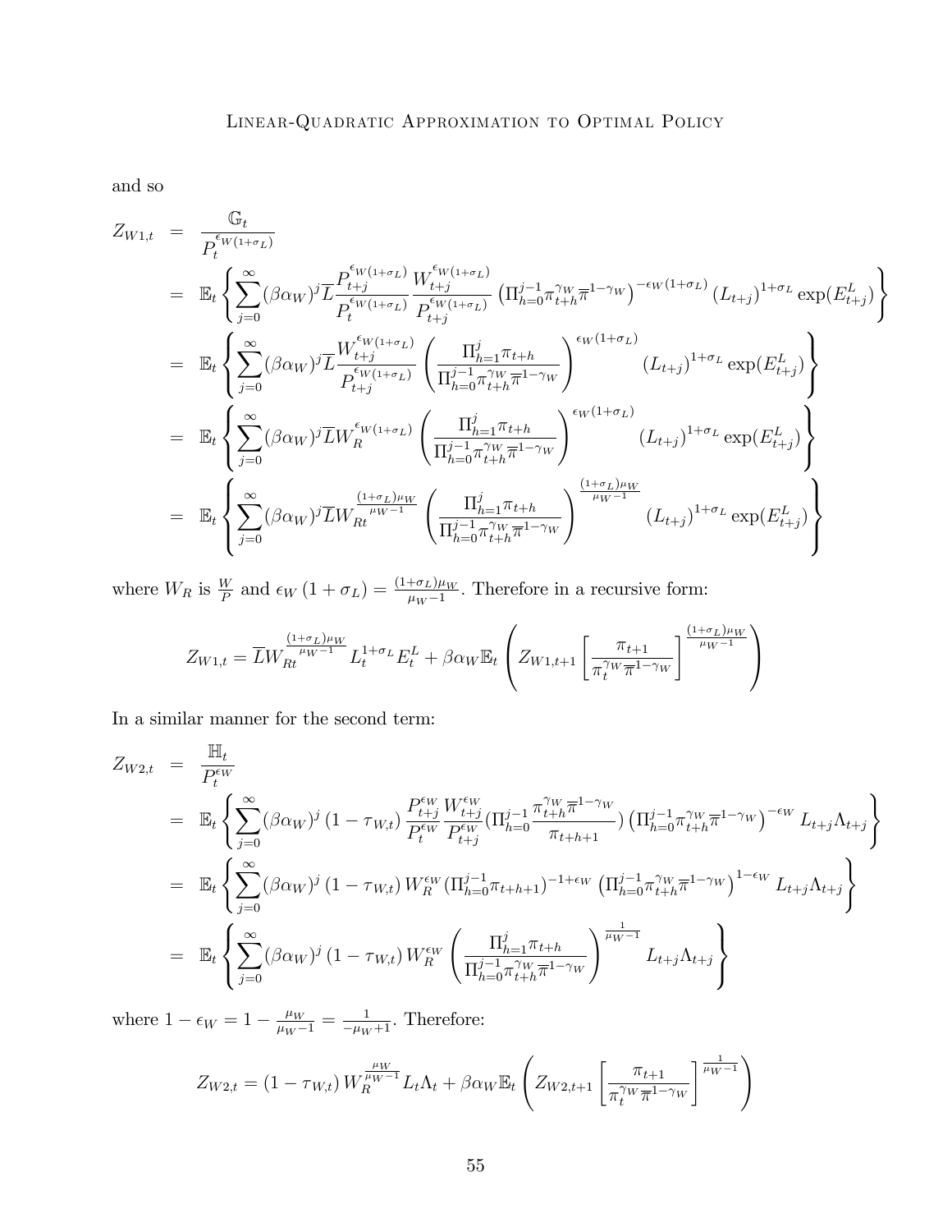and so

$$
\begin{aligned}
Z_{W1,t} &= \frac{\mathbb{G}_t}{P_t^{\epsilon_W(1+\sigma_L)}} \\
&= \mathbb{E}_t\left\{\sum_{j=0}^{\infty}(\beta\alpha_W)^j \overline{L}\frac{P_{t+j}^{\epsilon_W(1+\sigma_L)}}{P_t^{\epsilon_W(1+\sigma_L)}}\frac{W_{t+j}^{\epsilon_W(1+\sigma_L)}}{P_{t+j}^{\epsilon_W(1+\sigma_L)}}\left(\Pi_{h=0}^{j-1}\pi_{t+h}^{\gamma_W}\overline{\pi}^{1-\gamma_W}\right)^{-\epsilon_W(1+\sigma_L)}(L_{t+j})^{1+\sigma_L}\exp(E_{t+j}^L)\right\} \\
&= \mathbb{E}_t\left\{\sum_{j=0}^{\infty}(\beta\alpha_W)^j \overline{L}\frac{W_{t+j}^{\epsilon_W(1+\sigma_L)}}{P_{t+j}^{\epsilon_W(1+\sigma_L)}}\left(\frac{\Pi_{h=1}^{j}\pi_{t+h}}{\Pi_{h=0}^{j-1}\pi_{t+h}^{\gamma_W}\overline{\pi}^{1-\gamma_W}}\right)^{\epsilon_W(1+\sigma_L)}(L_{t+j})^{1+\sigma_L}\exp(E_{t+j}^L)\right\} \\
&= \mathbb{E}_t\left\{\sum_{j=0}^{\infty}(\beta\alpha_W)^j \overline{L}W_R^{\epsilon_W(1+\sigma_L)}\left(\frac{\Pi_{h=1}^{j}\pi_{t+h}}{\Pi_{h=0}^{j-1}\pi_{t+h}^{\gamma_W}\overline{\pi}^{1-\gamma_W}}\right)^{\epsilon_W(1+\sigma_L)}(L_{t+j})^{1+\sigma_L}\exp(E_{t+j}^L)\right\} \\
&= \mathbb{E}_t\left\{\sum_{j=0}^{\infty}(\beta\alpha_W)^j \overline{L}W_{Rt}^{\frac{(1+\sigma_L)\mu_W}{\mu_W-1}}\left(\frac{\Pi_{h=1}^{j}\pi_{t+h}}{\Pi_{h=0}^{j-1}\pi_{t+h}^{\gamma_W}\overline{\pi}^{1-\gamma_W}}\right)^{\frac{(1+\sigma_L)\mu_W}{\mu_W-1}}(L_{t+j})^{1+\sigma_L}\exp(E_{t+j}^L)\right\}
\end{aligned}
$$

where $W_R$ is $\frac{W}{P}$ and $\epsilon_W(1+\sigma_L) = \frac{(1+\sigma_L)\mu_W}{\mu_W-1}$. Therefore in a recursive form:

$$
Z_{W1,t} = \overline{L}W_{Rt}^{\frac{(1+\sigma_L)\mu_W}{\mu_W-1}}L_t^{1+\sigma_L}E_t^L + \beta\alpha_W\mathbb{E}_t\left(Z_{W1,t+1}\left[\frac{\pi_{t+1}}{\pi_t^{\gamma_W}\overline{\pi}^{1-\gamma_W}}\right]^{\frac{(1+\sigma_L)\mu_W}{\mu_W-1}}\right)
$$

In a similar manner for the second term:

$$
\begin{aligned}
Z_{W2,t} &= \frac{\mathbb{H}_t}{P_t^{\epsilon_W}} \\
&= \mathbb{E}_t\left\{\sum_{j=0}^{\infty}(\beta\alpha_W)^j(1-\tau_{W,t})\frac{P_{t+j}^{\epsilon_W}}{P_t^{\epsilon_W}}\frac{W_{t+j}^{\epsilon_W}}{P_{t+j}^{\epsilon_W}}\left(\Pi_{h=0}^{j-1}\frac{\pi_{t+h}^{\gamma_W}\overline{\pi}^{1-\gamma_W}}{\pi_{t+h+1}}\right)\left(\Pi_{h=0}^{j-1}\pi_{t+h}^{\gamma_W}\overline{\pi}^{1-\gamma_W}\right)^{-\epsilon_W}L_{t+j}\Lambda_{t+j}\right\} \\
&= \mathbb{E}_t\left\{\sum_{j=0}^{\infty}(\beta\alpha_W)^j(1-\tau_{W,t})W_R^{\epsilon_W}(\Pi_{h=0}^{j-1}\pi_{t+h+1})^{-1+\epsilon_W}\left(\Pi_{h=0}^{j-1}\pi_{t+h}^{\gamma_W}\overline{\pi}^{1-\gamma_W}\right)^{1-\epsilon_W}L_{t+j}\Lambda_{t+j}\right\} \\
&= \mathbb{E}_t\left\{\sum_{j=0}^{\infty}(\beta\alpha_W)^j(1-\tau_{W,t})W_R^{\epsilon_W}\left(\frac{\Pi_{h=1}^{j}\pi_{t+h}}{\Pi_{h=0}^{j-1}\pi_{t+h}^{\gamma_W}\overline{\pi}^{1-\gamma_W}}\right)^{\frac{1}{\mu_W-1}}L_{t+j}\Lambda_{t+j}\right\}
\end{aligned}
$$

where $1-\epsilon_W = 1-\frac{\mu_W}{\mu_W-1} = \frac{1}{-\mu_W+1}$. Therefore:

$$
Z_{W2,t} = (1-\tau_{W,t})W_R^{\frac{\mu_W}{\mu_W-1}}L_t\Lambda_t + \beta\alpha_W\mathbb{E}_t\left(Z_{W2,t+1}\left[\frac{\pi_{t+1}}{\pi_t^{\gamma_W}\overline{\pi}^{1-\gamma_W}}\right]^{\frac{1}{\mu_W-1}}\right)
$$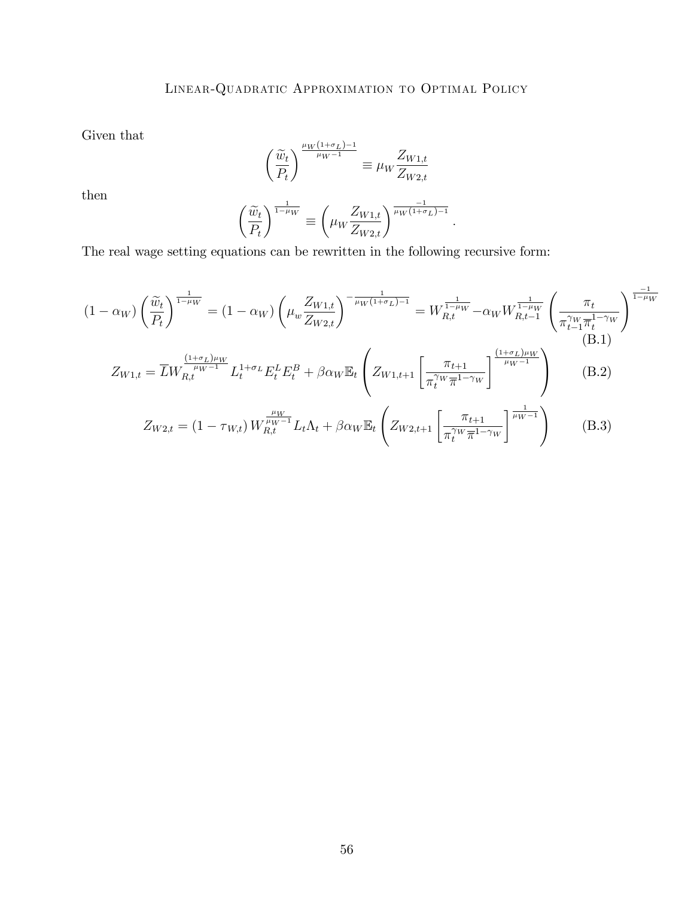Given that

$$\left(\frac{\widetilde{w}_t}{P_t}\right)^{\frac{\mu_W(1+\sigma_L)-1}{\mu_W-1}} \equiv \mu_W \frac{Z_{W1,t}}{Z_{W2,t}}$$

then

$$\left(\frac{\widetilde{w}_t}{P_t}\right)^{\frac{1}{1-\mu_W}} \equiv \left(\mu_W \frac{Z_{W1,t}}{Z_{W2,t}}\right)^{\frac{-1}{\mu_W(1+\sigma_L)-1}}.$$

The real wage setting equations can be rewritten in the following recursive form:

$$(1-\alpha_W)\left(\frac{\widetilde{w}_t}{P_t}\right)^{\frac{1}{1-\mu_W}} = (1-\alpha_W)\left(\mu_w \frac{Z_{W1,t}}{Z_{W2,t}}\right)^{-\frac{1}{\mu_W(1+\sigma_L)-1}} = W_{R,t}^{\frac{1}{1-\mu_W}} - \alpha_W W_{R,t-1}^{\frac{1}{1-\mu_W}}\left(\frac{\pi_t}{\pi_{t-1}^{\gamma_W}\overline{\pi}_t^{1-\gamma_W}}\right)^{\frac{-1}{1-\mu_W}} \tag{B.1}$$

$$Z_{W1,t} = \overline{L} W_{R,t}^{\frac{(1+\sigma_L)\mu_W}{\mu_W-1}} L_t^{1+\sigma_L} E_t^L E_t^B + \beta\alpha_W \mathbb{E}_t\left(Z_{W1,t+1}\left[\frac{\pi_{t+1}}{\pi_t^{\gamma_W}\overline{\pi}^{1-\gamma_W}}\right]^{\frac{(1+\sigma_L)\mu_W}{\mu_W-1}}\right) \tag{B.2}$$

$$Z_{W2,t} = (1-\tau_{W,t}) W_{R,t}^{\frac{\mu_W}{\mu_W-1}} L_t \Lambda_t + \beta\alpha_W \mathbb{E}_t\left(Z_{W2,t+1}\left[\frac{\pi_{t+1}}{\pi_t^{\gamma_W}\overline{\pi}^{1-\gamma_W}}\right]^{\frac{1}{\mu_W-1}}\right) \tag{B.3}$$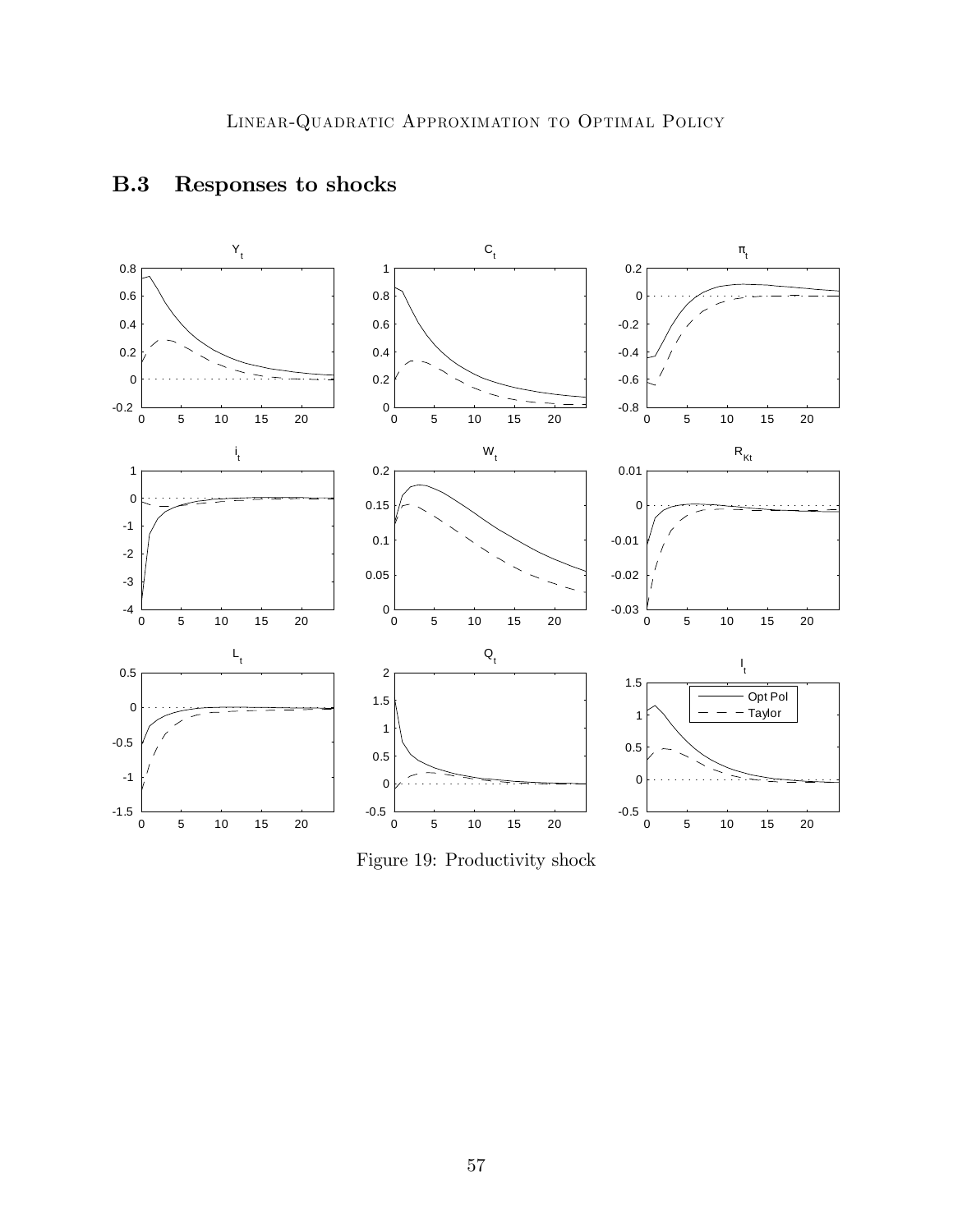## B.3 Responses to shocks

Figure 19: Productivity shock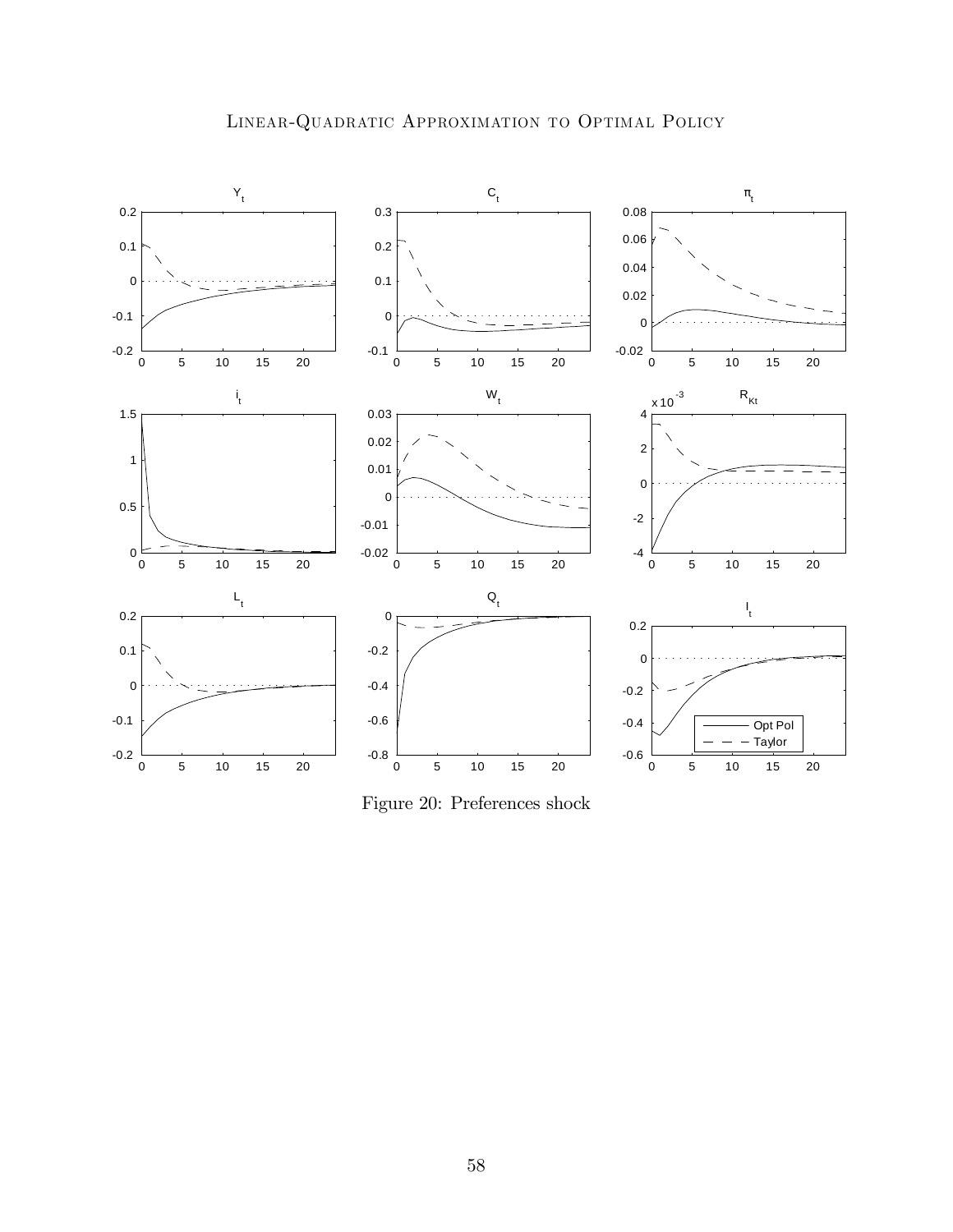Figure 20: Preferences shock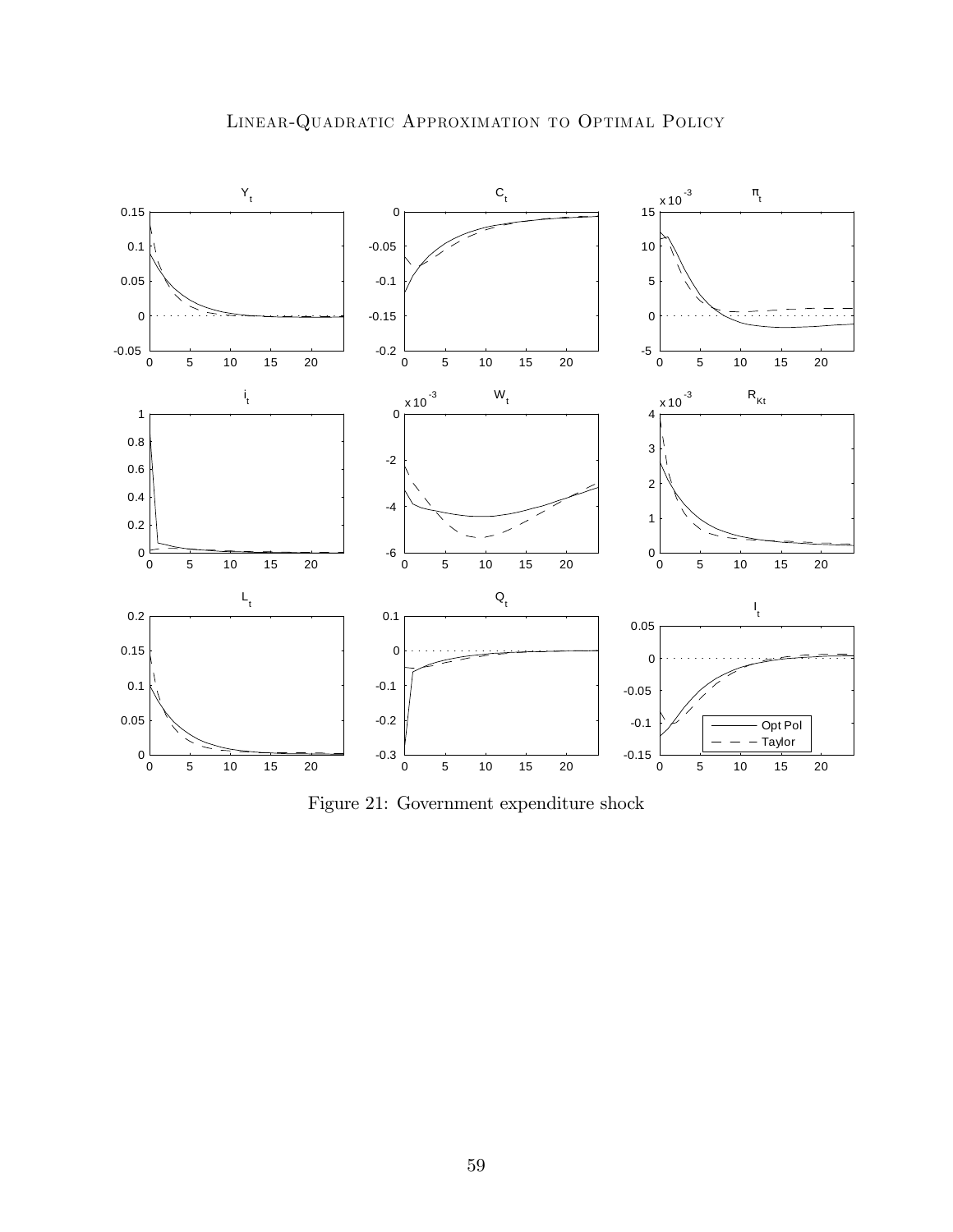Figure 21: Government expenditure shock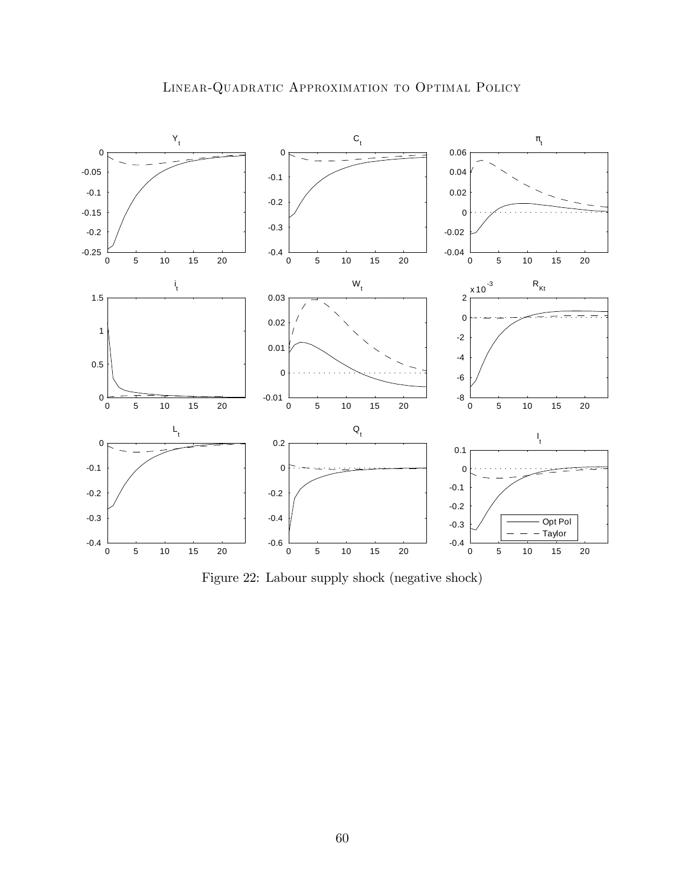Figure 22: Labour supply shock (negative shock)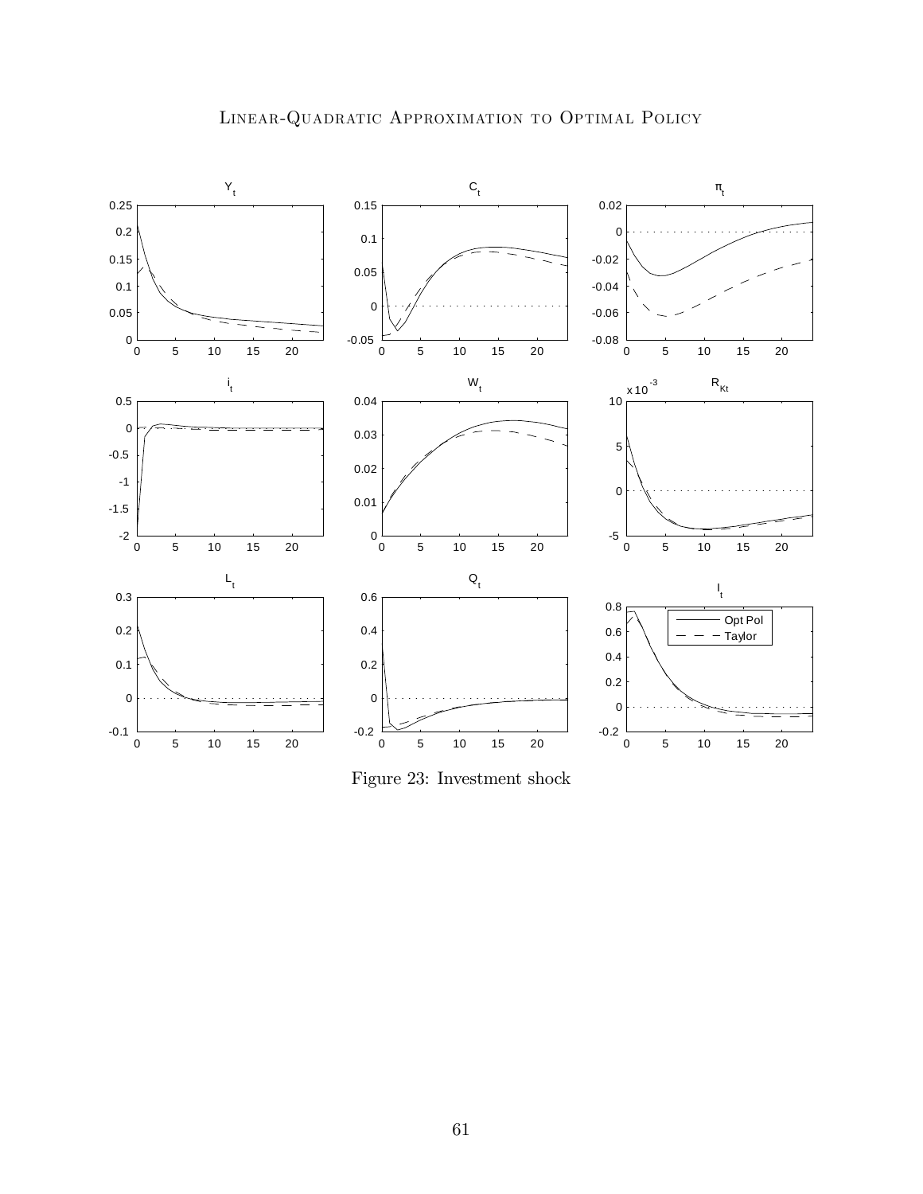Figure 23: Investment shock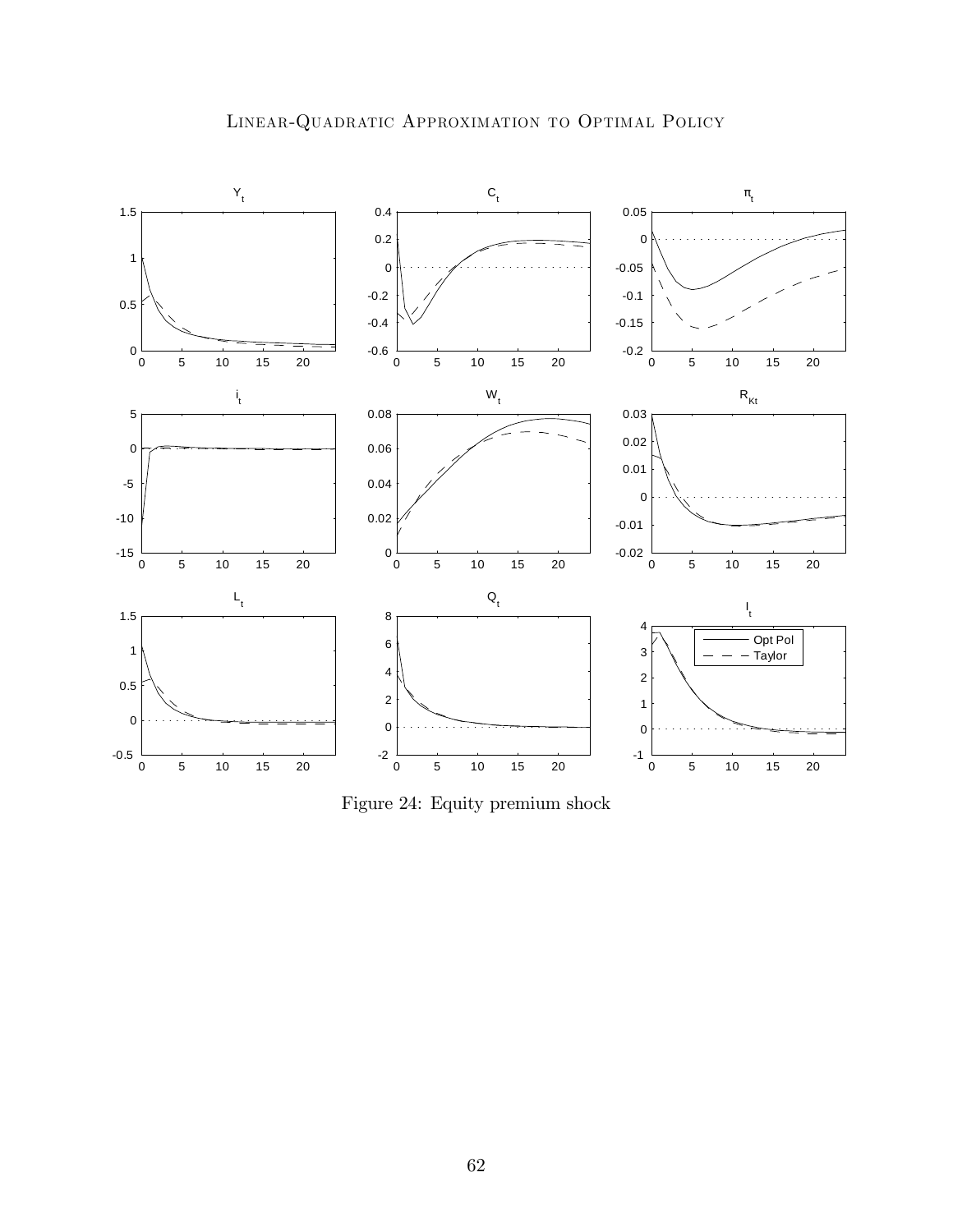$Y_t$

1.5
1
0.5
0
0 5 10 15 20

$C_t$

0.4
0.2
0
-0.2
-0.4
-0.6
0 5 10 15 20

$\pi_t$

0.05
0
-0.05
-0.1
-0.15
-0.2
0 5 10 15 20

$i_t$

5
0
-5
-10
-15
0 5 10 15 20

$W_t$

0.08
0.06
0.04
0.02
0
0 5 10 15 20

$R_{Kt}$

0.03
0.02
0.01
0
-0.01
-0.02
0 5 10 15 20

$L_t$

1.5
1
0.5
0
-0.5
0 5 10 15 20

$Q_t$

8
6
4
2
0
-2
0 5 10 15 20

$I_t$

4
3
2
1
0
-1
0 5 10 15 20

Opt Pol
Taylor

Figure 24: Equity premium shock